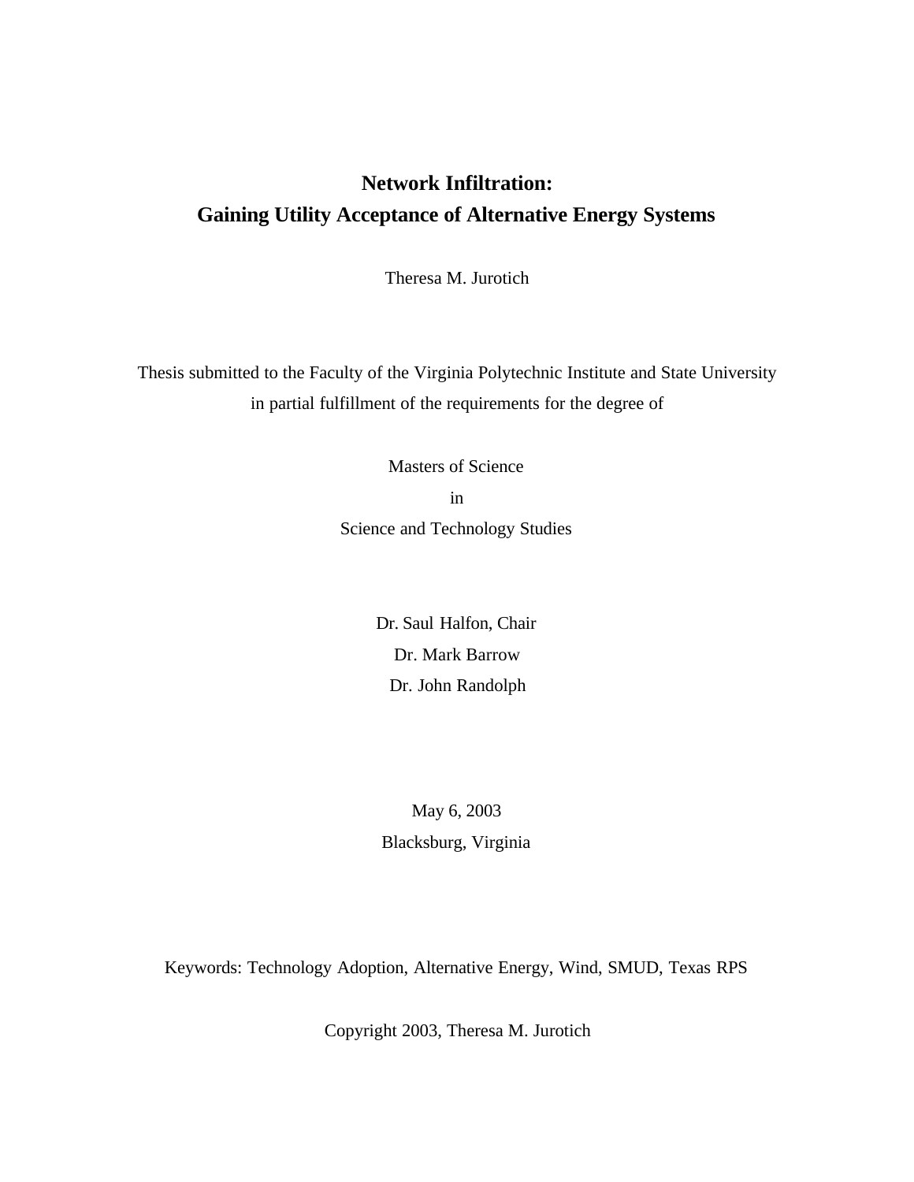# Network Infiltration:
# Gaining Utility Acceptance of Alternative Energy Systems

Theresa M. Jurotich

Thesis submitted to the Faculty of the Virginia Polytechnic Institute and State University in partial fulfillment of the requirements for the degree of

Masters of Science
in
Science and Technology Studies

Dr. Saul Halfon, Chair
Dr. Mark Barrow
Dr. John Randolph

May 6, 2003
Blacksburg, Virginia

Keywords: Technology Adoption, Alternative Energy, Wind, SMUD, Texas RPS

Copyright 2003, Theresa M. Jurotich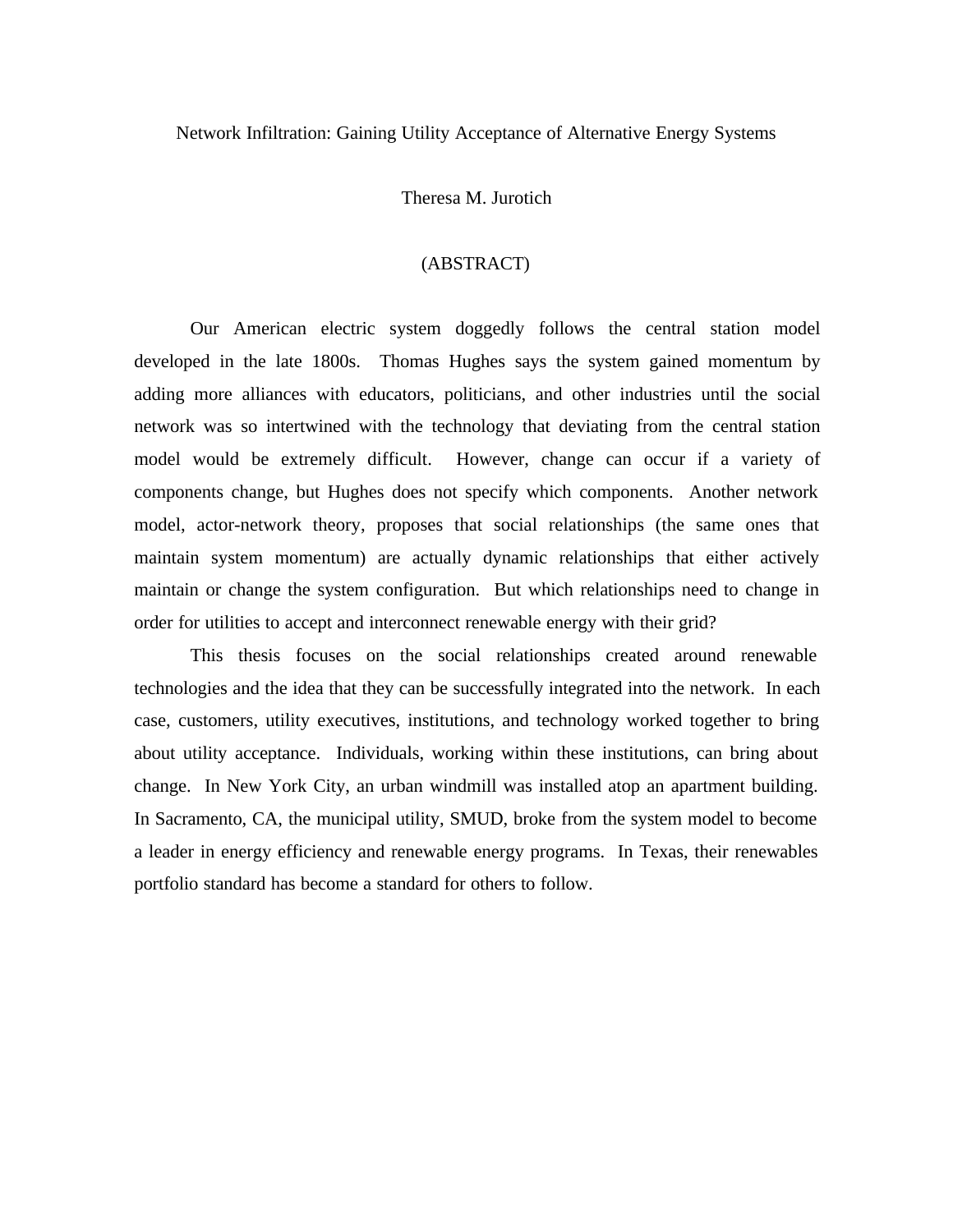Network Infiltration: Gaining Utility Acceptance of Alternative Energy Systems

Theresa M. Jurotich

(ABSTRACT)

Our American electric system doggedly follows the central station model developed in the late 1800s. Thomas Hughes says the system gained momentum by adding more alliances with educators, politicians, and other industries until the social network was so intertwined with the technology that deviating from the central station model would be extremely difficult. However, change can occur if a variety of components change, but Hughes does not specify which components. Another network model, actor-network theory, proposes that social relationships (the same ones that maintain system momentum) are actually dynamic relationships that either actively maintain or change the system configuration. But which relationships need to change in order for utilities to accept and interconnect renewable energy with their grid?

This thesis focuses on the social relationships created around renewable technologies and the idea that they can be successfully integrated into the network. In each case, customers, utility executives, institutions, and technology worked together to bring about utility acceptance. Individuals, working within these institutions, can bring about change. In New York City, an urban windmill was installed atop an apartment building. In Sacramento, CA, the municipal utility, SMUD, broke from the system model to become a leader in energy efficiency and renewable energy programs. In Texas, their renewables portfolio standard has become a standard for others to follow.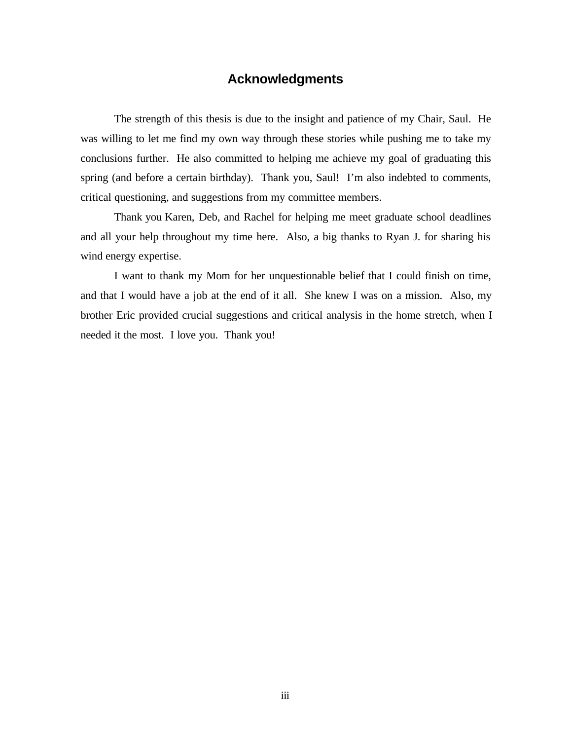# Acknowledgments

The strength of this thesis is due to the insight and patience of my Chair, Saul. He was willing to let me find my own way through these stories while pushing me to take my conclusions further. He also committed to helping me achieve my goal of graduating this spring (and before a certain birthday). Thank you, Saul! I'm also indebted to comments, critical questioning, and suggestions from my committee members.

Thank you Karen, Deb, and Rachel for helping me meet graduate school deadlines and all your help throughout my time here. Also, a big thanks to Ryan J. for sharing his wind energy expertise.

I want to thank my Mom for her unquestionable belief that I could finish on time, and that I would have a job at the end of it all. She knew I was on a mission. Also, my brother Eric provided crucial suggestions and critical analysis in the home stretch, when I needed it the most. I love you. Thank you!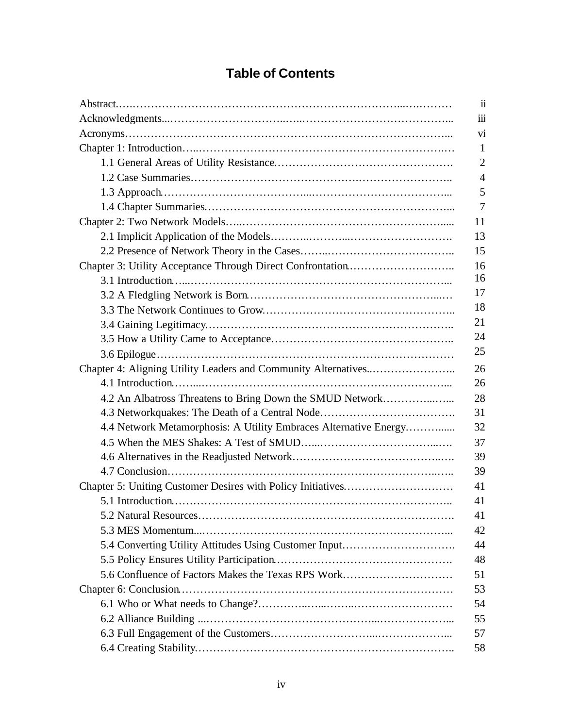# Table of Contents

Abstract……………………………………………………………………………… ii
Acknowledgments…………………………………………………………………… iii
Acronyms…………………………………………………………………………… vi
Chapter 1: Introduction…………………………………………………………… 1
    1.1 General Areas of Utility Resistance………………………………………… 2
    1.2 Case Summaries……………………………………………………………… 4
    1.3 Approach……………………………………………………………………… 5
    1.4 Chapter Summaries…………………………………………………………… 7
Chapter 2: Two Network Models…………………………………………………… 11
    2.1 Implicit Application of the Models…………………………………………… 13
    2.2 Presence of Network Theory in the Cases…………………………………… 15
Chapter 3: Utility Acceptance Through Direct Confrontation……………………… 16
    3.1 Introduction…………………………………………………………………… 16
    3.2 A Fledgling Network is Born………………………………………………… 17
    3.3 The Network Continues to Grow……………………………………………… 18
    3.4 Gaining Legitimacy…………………………………………………………… 21
    3.5 How a Utility Came to Acceptance…………………………………………… 24
    3.6 Epilogue……………………………………………………………………… 25
Chapter 4: Aligning Utility Leaders and Community Alternatives………………… 26
    4.1 Introduction…………………………………………………………………… 26
    4.2 An Albatross Threatens to Bring Down the SMUD Network………………… 28
    4.3 Networkquakes: The Death of a Central Node……………………………… 31
    4.4 Network Metamorphosis: A Utility Embraces Alternative Energy…………… 32
    4.5 When the MES Shakes: A Test of SMUD…………………………………… 37
    4.6 Alternatives in the Readjusted Network……………………………………… 39
    4.7 Conclusion…………………………………………………………………… 39
Chapter 5: Uniting Customer Desires with Policy Initiatives……………………… 41
    5.1 Introduction…………………………………………………………………… 41
    5.2 Natural Resources……………………………………………………………… 41
    5.3 MES Momentum……………………………………………………………… 42
    5.4 Converting Utility Attitudes Using Customer Input………………………… 44
    5.5 Policy Ensures Utility Participation…………………………………………… 48
    5.6 Confluence of Factors Makes the Texas RPS Work………………………… 51
Chapter 6: Conclusion……………………………………………………………… 53
    6.1 Who or What needs to Change?……………………………………………… 54
    6.2 Alliance Building……………………………………………………………… 55
    6.3 Full Engagement of the Customers…………………………………………… 57
    6.4 Creating Stability……………………………………………………………… 58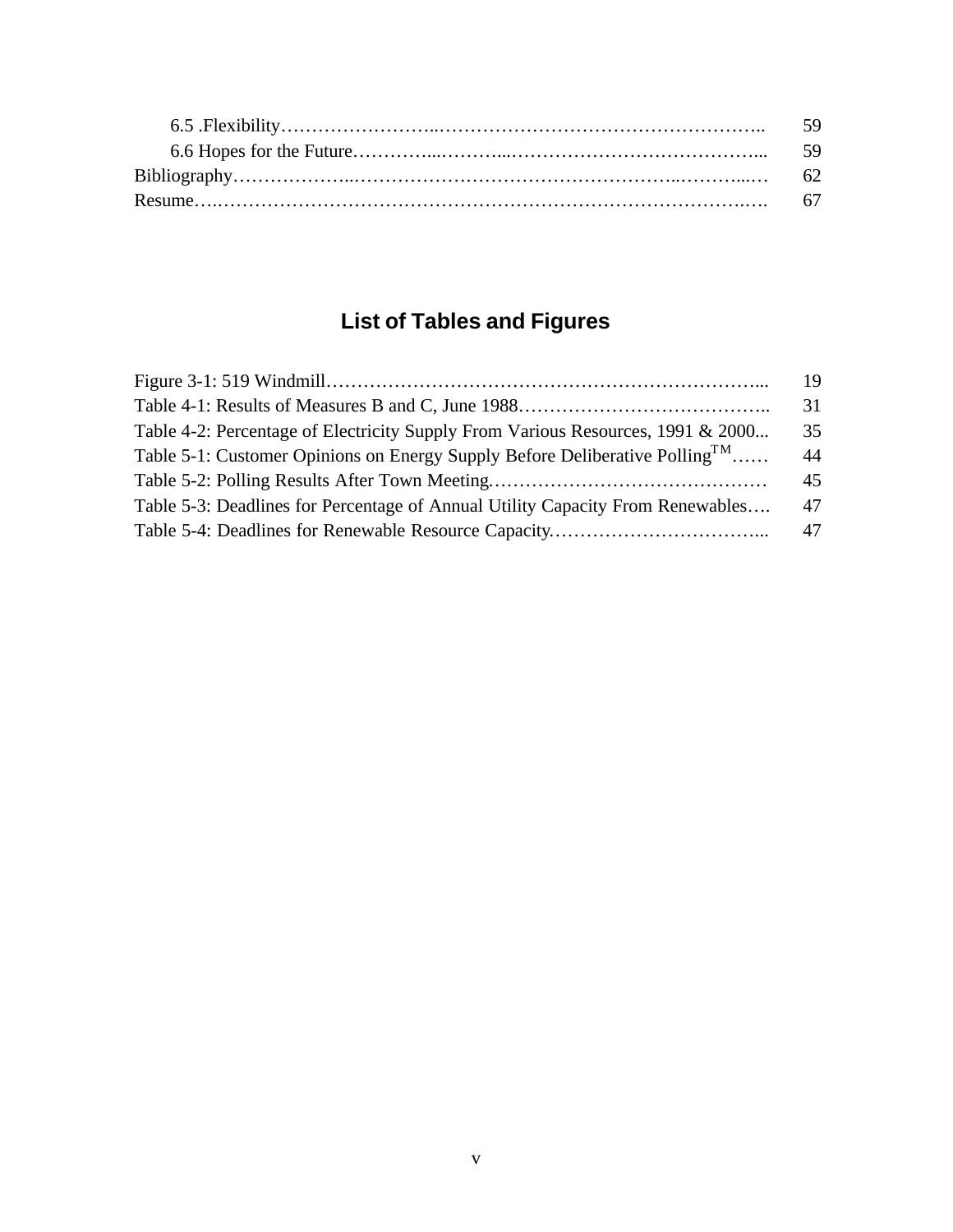6.5 .Flexibility……………………..…………………………………………….. 59
6.6 Hopes for the Future…………...………...………………………………... 59
Bibliography………………..……………………………………………..………...… 62
Resume….…………………………………………………………………………..…. 67

## List of Tables and Figures

Figure 3-1: 519 Windmill…………………………………………………………... 19
Table 4-1: Results of Measures B and C, June 1988………………………………….. 31
Table 4-2: Percentage of Electricity Supply From Various Resources, 1991 & 2000... 35
Table 5-1: Customer Opinions on Energy Supply Before Deliberative Polling™…… 44
Table 5-2: Polling Results After Town Meeting……………………………………… 45
Table 5-3: Deadlines for Percentage of Annual Utility Capacity From Renewables…. 47
Table 5-4: Deadlines for Renewable Resource Capacity……………………………... 47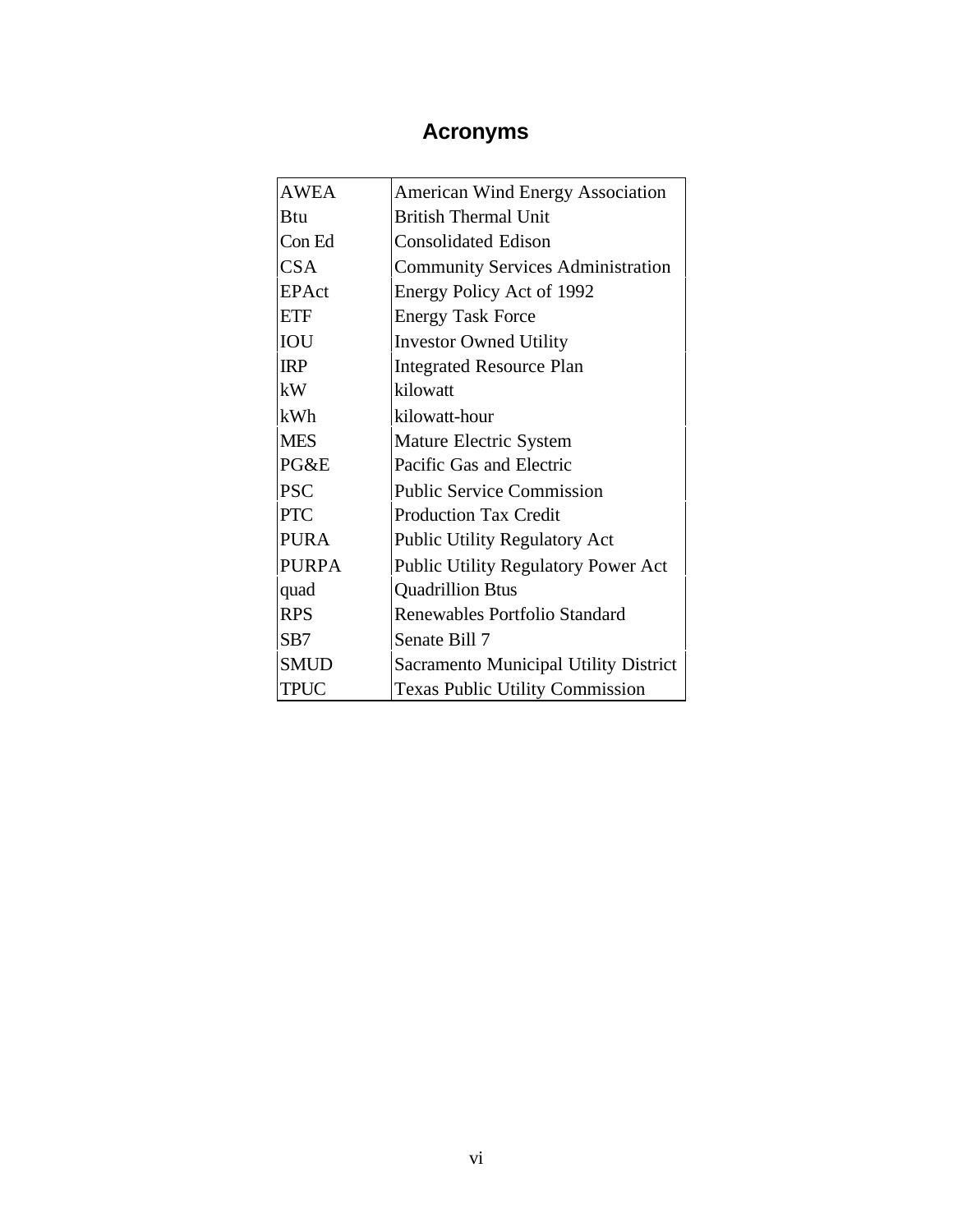# Acronyms

| | |
|---|---|
| AWEA | American Wind Energy Association |
| Btu | British Thermal Unit |
| Con Ed | Consolidated Edison |
| CSA | Community Services Administration |
| EPAct | Energy Policy Act of 1992 |
| ETF | Energy Task Force |
| IOU | Investor Owned Utility |
| IRP | Integrated Resource Plan |
| kW | kilowatt |
| kWh | kilowatt-hour |
| MES | Mature Electric System |
| PG&E | Pacific Gas and Electric |
| PSC | Public Service Commission |
| PTC | Production Tax Credit |
| PURA | Public Utility Regulatory Act |
| PURPA | Public Utility Regulatory Power Act |
| quad | Quadrillion Btus |
| RPS | Renewables Portfolio Standard |
| SB7 | Senate Bill 7 |
| SMUD | Sacramento Municipal Utility District |
| TPUC | Texas Public Utility Commission |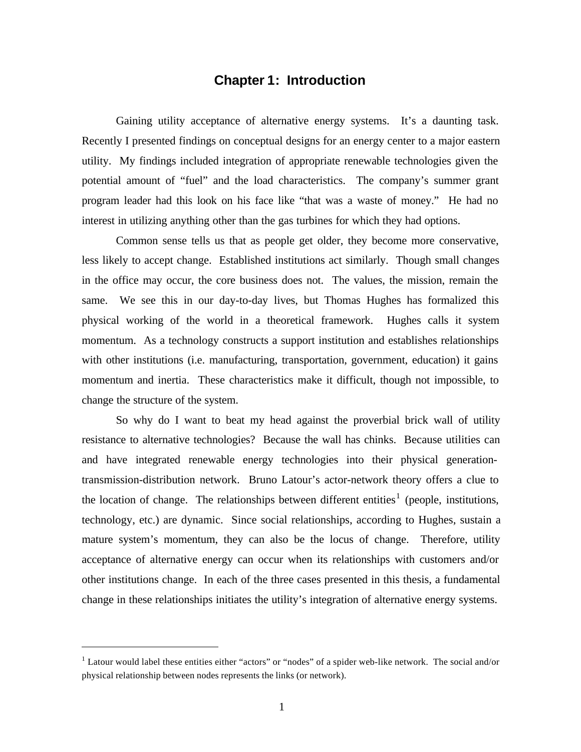# Chapter 1: Introduction

Gaining utility acceptance of alternative energy systems. It's a daunting task. Recently I presented findings on conceptual designs for an energy center to a major eastern utility. My findings included integration of appropriate renewable technologies given the potential amount of "fuel" and the load characteristics. The company's summer grant program leader had this look on his face like "that was a waste of money." He had no interest in utilizing anything other than the gas turbines for which they had options.

Common sense tells us that as people get older, they become more conservative, less likely to accept change. Established institutions act similarly. Though small changes in the office may occur, the core business does not. The values, the mission, remain the same. We see this in our day-to-day lives, but Thomas Hughes has formalized this physical working of the world in a theoretical framework. Hughes calls it system momentum. As a technology constructs a support institution and establishes relationships with other institutions (i.e. manufacturing, transportation, government, education) it gains momentum and inertia. These characteristics make it difficult, though not impossible, to change the structure of the system.

So why do I want to beat my head against the proverbial brick wall of utility resistance to alternative technologies? Because the wall has chinks. Because utilities can and have integrated renewable energy technologies into their physical generation-transmission-distribution network. Bruno Latour's actor-network theory offers a clue to the location of change. The relationships between different entities[1] (people, institutions, technology, etc.) are dynamic. Since social relationships, according to Hughes, sustain a mature system's momentum, they can also be the locus of change. Therefore, utility acceptance of alternative energy can occur when its relationships with customers and/or other institutions change. In each of the three cases presented in this thesis, a fundamental change in these relationships initiates the utility's integration of alternative energy systems.

---

[1] Latour would label these entities either "actors" or "nodes" of a spider web-like network. The social and/or physical relationship between nodes represents the links (or network).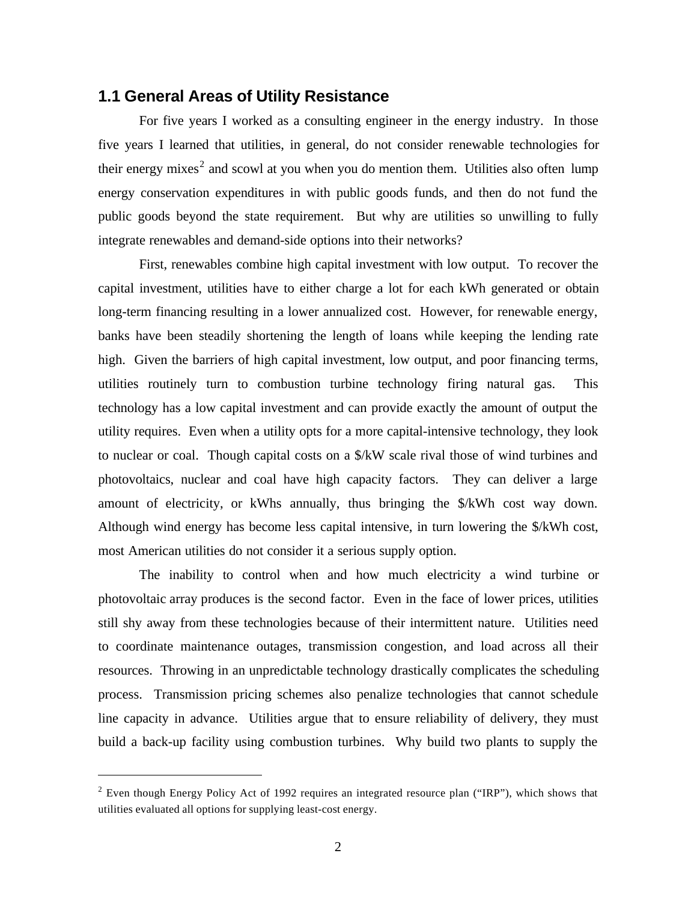## 1.1 General Areas of Utility Resistance

For five years I worked as a consulting engineer in the energy industry. In those five years I learned that utilities, in general, do not consider renewable technologies for their energy mixes[2] and scowl at you when you do mention them. Utilities also often lump energy conservation expenditures in with public goods funds, and then do not fund the public goods beyond the state requirement. But why are utilities so unwilling to fully integrate renewables and demand-side options into their networks?

First, renewables combine high capital investment with low output. To recover the capital investment, utilities have to either charge a lot for each kWh generated or obtain long-term financing resulting in a lower annualized cost. However, for renewable energy, banks have been steadily shortening the length of loans while keeping the lending rate high. Given the barriers of high capital investment, low output, and poor financing terms, utilities routinely turn to combustion turbine technology firing natural gas. This technology has a low capital investment and can provide exactly the amount of output the utility requires. Even when a utility opts for a more capital-intensive technology, they look to nuclear or coal. Though capital costs on a $/kW scale rival those of wind turbines and photovoltaics, nuclear and coal have high capacity factors. They can deliver a large amount of electricity, or kWhs annually, thus bringing the $/kWh cost way down. Although wind energy has become less capital intensive, in turn lowering the $/kWh cost, most American utilities do not consider it a serious supply option.

The inability to control when and how much electricity a wind turbine or photovoltaic array produces is the second factor. Even in the face of lower prices, utilities still shy away from these technologies because of their intermittent nature. Utilities need to coordinate maintenance outages, transmission congestion, and load across all their resources. Throwing in an unpredictable technology drastically complicates the scheduling process. Transmission pricing schemes also penalize technologies that cannot schedule line capacity in advance. Utilities argue that to ensure reliability of delivery, they must build a back-up facility using combustion turbines. Why build two plants to supply the

---

[2] Even though Energy Policy Act of 1992 requires an integrated resource plan ("IRP"), which shows that utilities evaluated all options for supplying least-cost energy.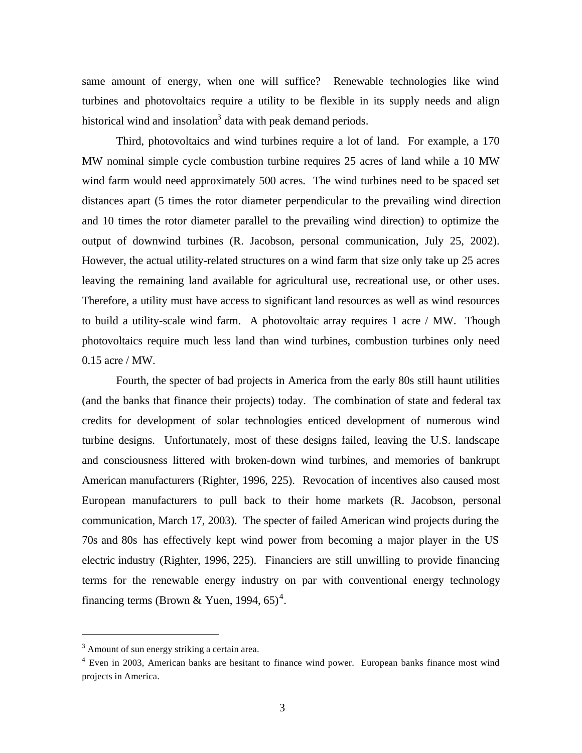same amount of energy, when one will suffice? Renewable technologies like wind turbines and photovoltaics require a utility to be flexible in its supply needs and align historical wind and insolation[3] data with peak demand periods.

Third, photovoltaics and wind turbines require a lot of land. For example, a 170 MW nominal simple cycle combustion turbine requires 25 acres of land while a 10 MW wind farm would need approximately 500 acres. The wind turbines need to be spaced set distances apart (5 times the rotor diameter perpendicular to the prevailing wind direction and 10 times the rotor diameter parallel to the prevailing wind direction) to optimize the output of downwind turbines (R. Jacobson, personal communication, July 25, 2002). However, the actual utility-related structures on a wind farm that size only take up 25 acres leaving the remaining land available for agricultural use, recreational use, or other uses. Therefore, a utility must have access to significant land resources as well as wind resources to build a utility-scale wind farm. A photovoltaic array requires 1 acre / MW. Though photovoltaics require much less land than wind turbines, combustion turbines only need 0.15 acre / MW.

Fourth, the specter of bad projects in America from the early 80s still haunt utilities (and the banks that finance their projects) today. The combination of state and federal tax credits for development of solar technologies enticed development of numerous wind turbine designs. Unfortunately, most of these designs failed, leaving the U.S. landscape and consciousness littered with broken-down wind turbines, and memories of bankrupt American manufacturers (Righter, 1996, 225). Revocation of incentives also caused most European manufacturers to pull back to their home markets (R. Jacobson, personal communication, March 17, 2003). The specter of failed American wind projects during the 70s and 80s has effectively kept wind power from becoming a major player in the US electric industry (Righter, 1996, 225). Financiers are still unwilling to provide financing terms for the renewable energy industry on par with conventional energy technology financing terms (Brown & Yuen, 1994, 65)[4].

---

[3] Amount of sun energy striking a certain area.

[4] Even in 2003, American banks are hesitant to finance wind power. European banks finance most wind projects in America.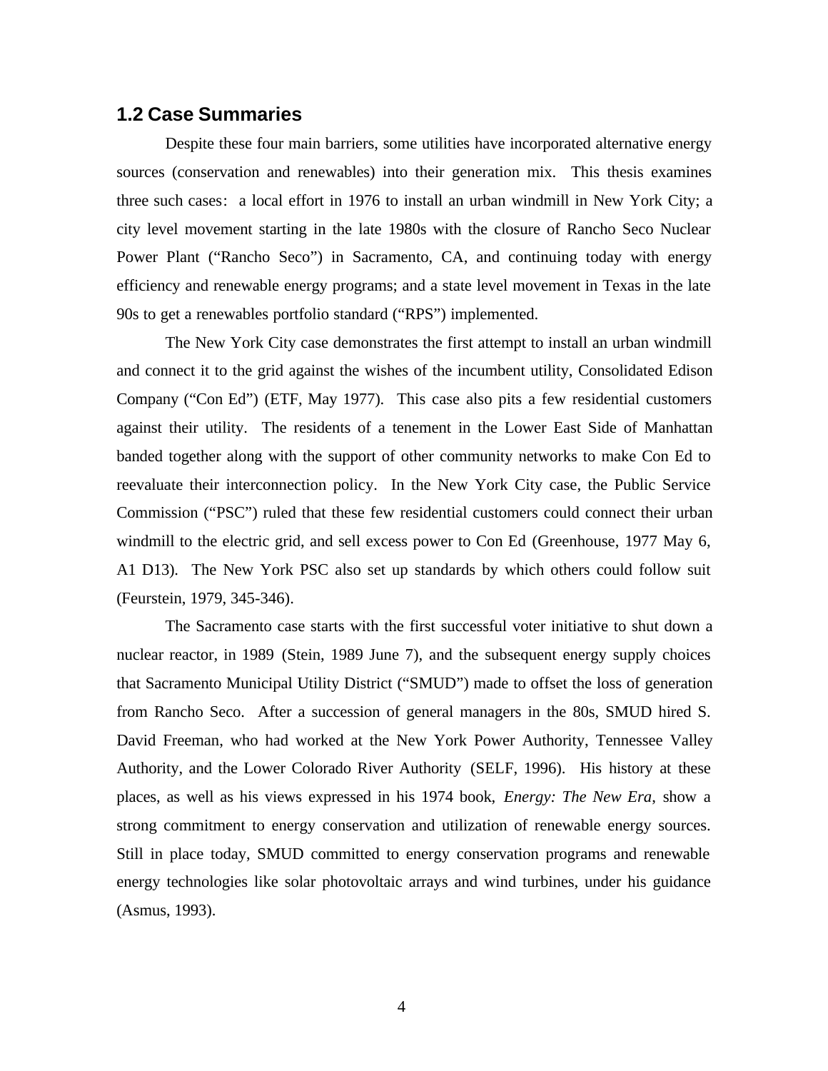## 1.2 Case Summaries

Despite these four main barriers, some utilities have incorporated alternative energy sources (conservation and renewables) into their generation mix. This thesis examines three such cases: a local effort in 1976 to install an urban windmill in New York City; a city level movement starting in the late 1980s with the closure of Rancho Seco Nuclear Power Plant ("Rancho Seco") in Sacramento, CA, and continuing today with energy efficiency and renewable energy programs; and a state level movement in Texas in the late 90s to get a renewables portfolio standard ("RPS") implemented.

The New York City case demonstrates the first attempt to install an urban windmill and connect it to the grid against the wishes of the incumbent utility, Consolidated Edison Company ("Con Ed") (ETF, May 1977). This case also pits a few residential customers against their utility. The residents of a tenement in the Lower East Side of Manhattan banded together along with the support of other community networks to make Con Ed to reevaluate their interconnection policy. In the New York City case, the Public Service Commission ("PSC") ruled that these few residential customers could connect their urban windmill to the electric grid, and sell excess power to Con Ed (Greenhouse, 1977 May 6, A1 D13). The New York PSC also set up standards by which others could follow suit (Feurstein, 1979, 345-346).

The Sacramento case starts with the first successful voter initiative to shut down a nuclear reactor, in 1989 (Stein, 1989 June 7), and the subsequent energy supply choices that Sacramento Municipal Utility District ("SMUD") made to offset the loss of generation from Rancho Seco. After a succession of general managers in the 80s, SMUD hired S. David Freeman, who had worked at the New York Power Authority, Tennessee Valley Authority, and the Lower Colorado River Authority (SELF, 1996). His history at these places, as well as his views expressed in his 1974 book, *Energy: The New Era*, show a strong commitment to energy conservation and utilization of renewable energy sources. Still in place today, SMUD committed to energy conservation programs and renewable energy technologies like solar photovoltaic arrays and wind turbines, under his guidance (Asmus, 1993).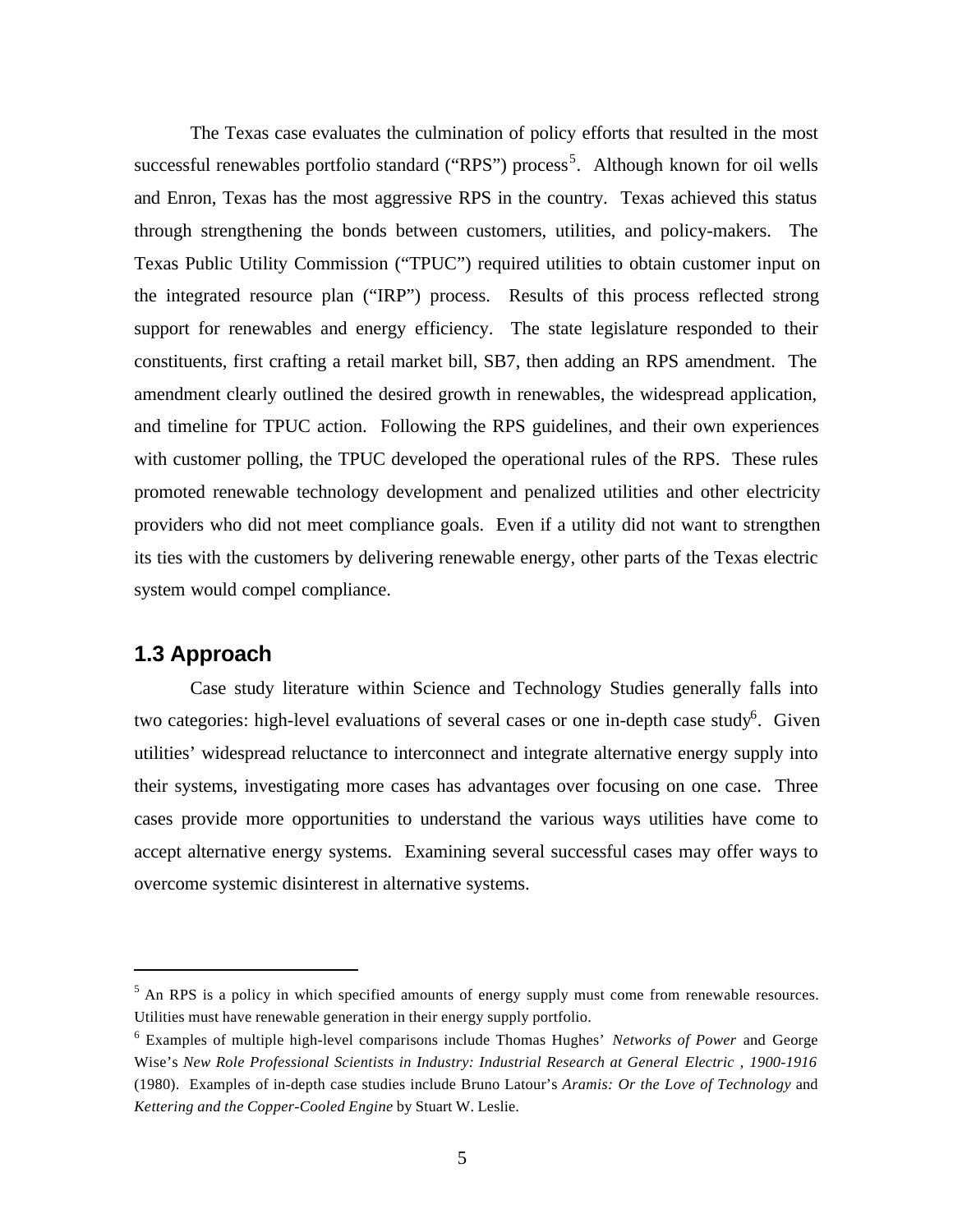The Texas case evaluates the culmination of policy efforts that resulted in the most successful renewables portfolio standard ("RPS") process[5]. Although known for oil wells and Enron, Texas has the most aggressive RPS in the country. Texas achieved this status through strengthening the bonds between customers, utilities, and policy-makers. The Texas Public Utility Commission ("TPUC") required utilities to obtain customer input on the integrated resource plan ("IRP") process. Results of this process reflected strong support for renewables and energy efficiency. The state legislature responded to their constituents, first crafting a retail market bill, SB7, then adding an RPS amendment. The amendment clearly outlined the desired growth in renewables, the widespread application, and timeline for TPUC action. Following the RPS guidelines, and their own experiences with customer polling, the TPUC developed the operational rules of the RPS. These rules promoted renewable technology development and penalized utilities and other electricity providers who did not meet compliance goals. Even if a utility did not want to strengthen its ties with the customers by delivering renewable energy, other parts of the Texas electric system would compel compliance.

## 1.3 Approach

Case study literature within Science and Technology Studies generally falls into two categories: high-level evaluations of several cases or one in-depth case study[6]. Given utilities' widespread reluctance to interconnect and integrate alternative energy supply into their systems, investigating more cases has advantages over focusing on one case. Three cases provide more opportunities to understand the various ways utilities have come to accept alternative energy systems. Examining several successful cases may offer ways to overcome systemic disinterest in alternative systems.

---

[5] An RPS is a policy in which specified amounts of energy supply must come from renewable resources. Utilities must have renewable generation in their energy supply portfolio.

[6] Examples of multiple high-level comparisons include Thomas Hughes' *Networks of Power* and George Wise's *New Role Professional Scientists in Industry: Industrial Research at General Electric , 1900-1916* (1980). Examples of in-depth case studies include Bruno Latour's *Aramis: Or the Love of Technology* and *Kettering and the Copper-Cooled Engine* by Stuart W. Leslie.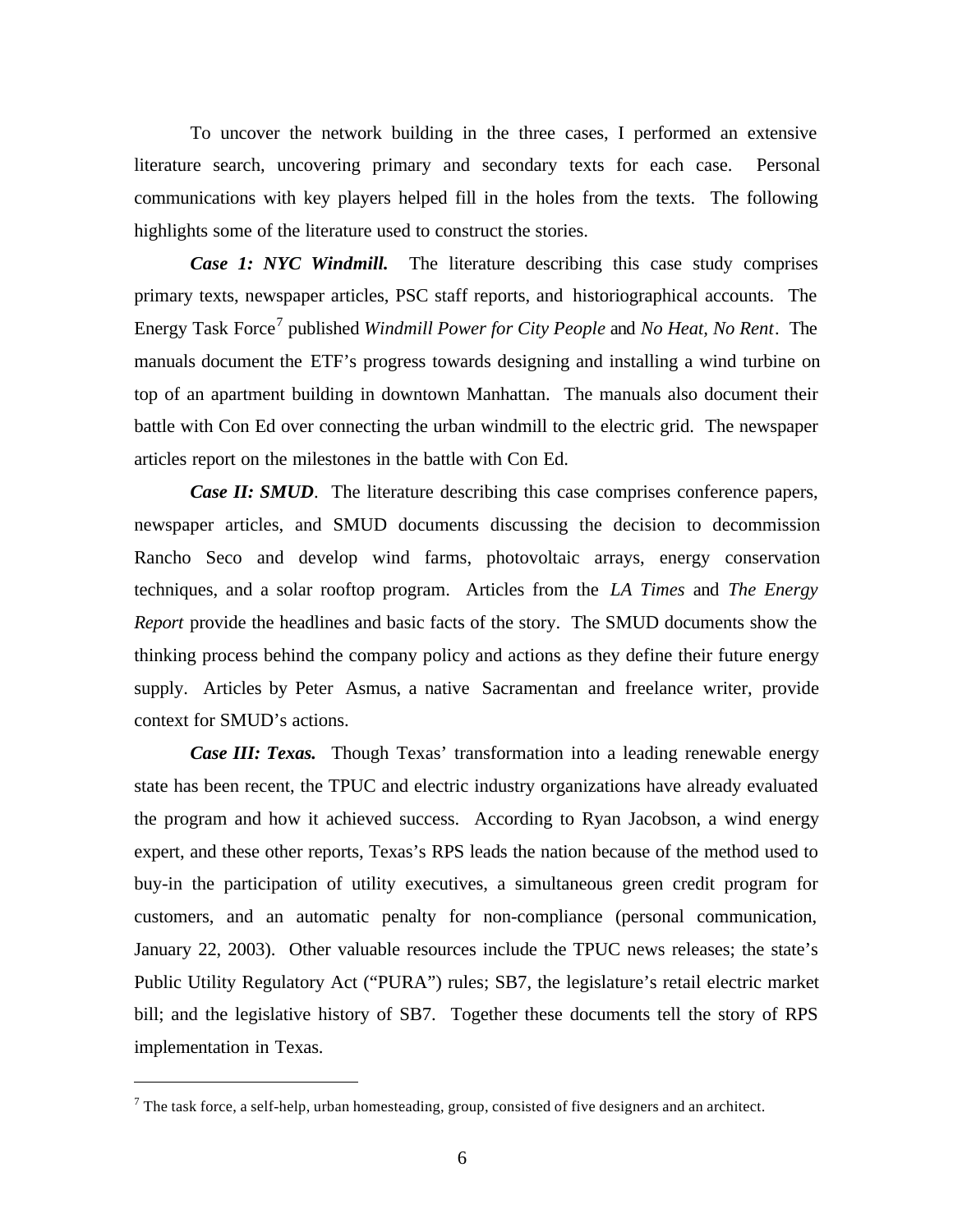To uncover the network building in the three cases, I performed an extensive literature search, uncovering primary and secondary texts for each case. Personal communications with key players helped fill in the holes from the texts. The following highlights some of the literature used to construct the stories.

***Case 1: NYC Windmill.*** The literature describing this case study comprises primary texts, newspaper articles, PSC staff reports, and historiographical accounts. The Energy Task Force[7] published *Windmill Power for City People* and *No Heat, No Rent*. The manuals document the ETF's progress towards designing and installing a wind turbine on top of an apartment building in downtown Manhattan. The manuals also document their battle with Con Ed over connecting the urban windmill to the electric grid. The newspaper articles report on the milestones in the battle with Con Ed.

***Case II: SMUD***. The literature describing this case comprises conference papers, newspaper articles, and SMUD documents discussing the decision to decommission Rancho Seco and develop wind farms, photovoltaic arrays, energy conservation techniques, and a solar rooftop program. Articles from the *LA Times* and *The Energy Report* provide the headlines and basic facts of the story. The SMUD documents show the thinking process behind the company policy and actions as they define their future energy supply. Articles by Peter Asmus, a native Sacramentan and freelance writer, provide context for SMUD's actions.

***Case III: Texas.*** Though Texas' transformation into a leading renewable energy state has been recent, the TPUC and electric industry organizations have already evaluated the program and how it achieved success. According to Ryan Jacobson, a wind energy expert, and these other reports, Texas's RPS leads the nation because of the method used to buy-in the participation of utility executives, a simultaneous green credit program for customers, and an automatic penalty for non-compliance (personal communication, January 22, 2003). Other valuable resources include the TPUC news releases; the state's Public Utility Regulatory Act ("PURA") rules; SB7, the legislature's retail electric market bill; and the legislative history of SB7. Together these documents tell the story of RPS implementation in Texas.

---

[7] The task force, a self-help, urban homesteading, group, consisted of five designers and an architect.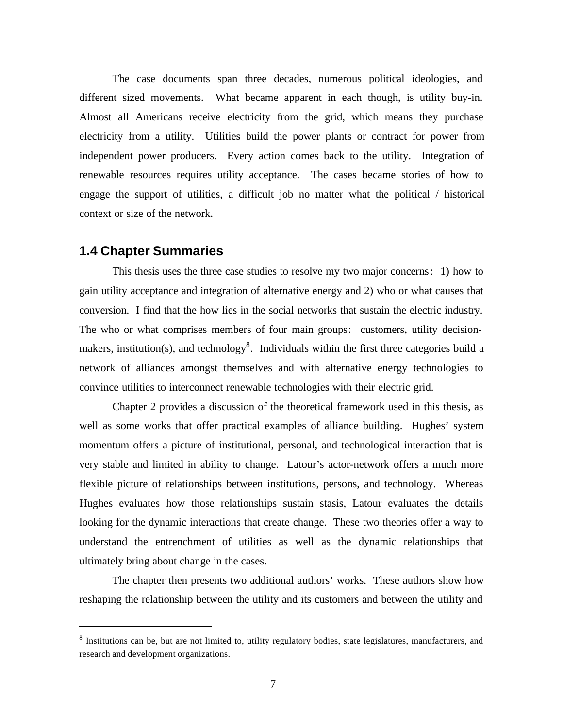The case documents span three decades, numerous political ideologies, and different sized movements. What became apparent in each though, is utility buy-in. Almost all Americans receive electricity from the grid, which means they purchase electricity from a utility. Utilities build the power plants or contract for power from independent power producers. Every action comes back to the utility. Integration of renewable resources requires utility acceptance. The cases became stories of how to engage the support of utilities, a difficult job no matter what the political / historical context or size of the network.

## 1.4 Chapter Summaries

This thesis uses the three case studies to resolve my two major concerns: 1) how to gain utility acceptance and integration of alternative energy and 2) who or what causes that conversion. I find that the how lies in the social networks that sustain the electric industry. The who or what comprises members of four main groups: customers, utility decision-makers, institution(s), and technology[8]. Individuals within the first three categories build a network of alliances amongst themselves and with alternative energy technologies to convince utilities to interconnect renewable technologies with their electric grid.

Chapter 2 provides a discussion of the theoretical framework used in this thesis, as well as some works that offer practical examples of alliance building. Hughes' system momentum offers a picture of institutional, personal, and technological interaction that is very stable and limited in ability to change. Latour's actor-network offers a much more flexible picture of relationships between institutions, persons, and technology. Whereas Hughes evaluates how those relationships sustain stasis, Latour evaluates the details looking for the dynamic interactions that create change. These two theories offer a way to understand the entrenchment of utilities as well as the dynamic relationships that ultimately bring about change in the cases.

The chapter then presents two additional authors' works. These authors show how reshaping the relationship between the utility and its customers and between the utility and

---

[8] Institutions can be, but are not limited to, utility regulatory bodies, state legislatures, manufacturers, and research and development organizations.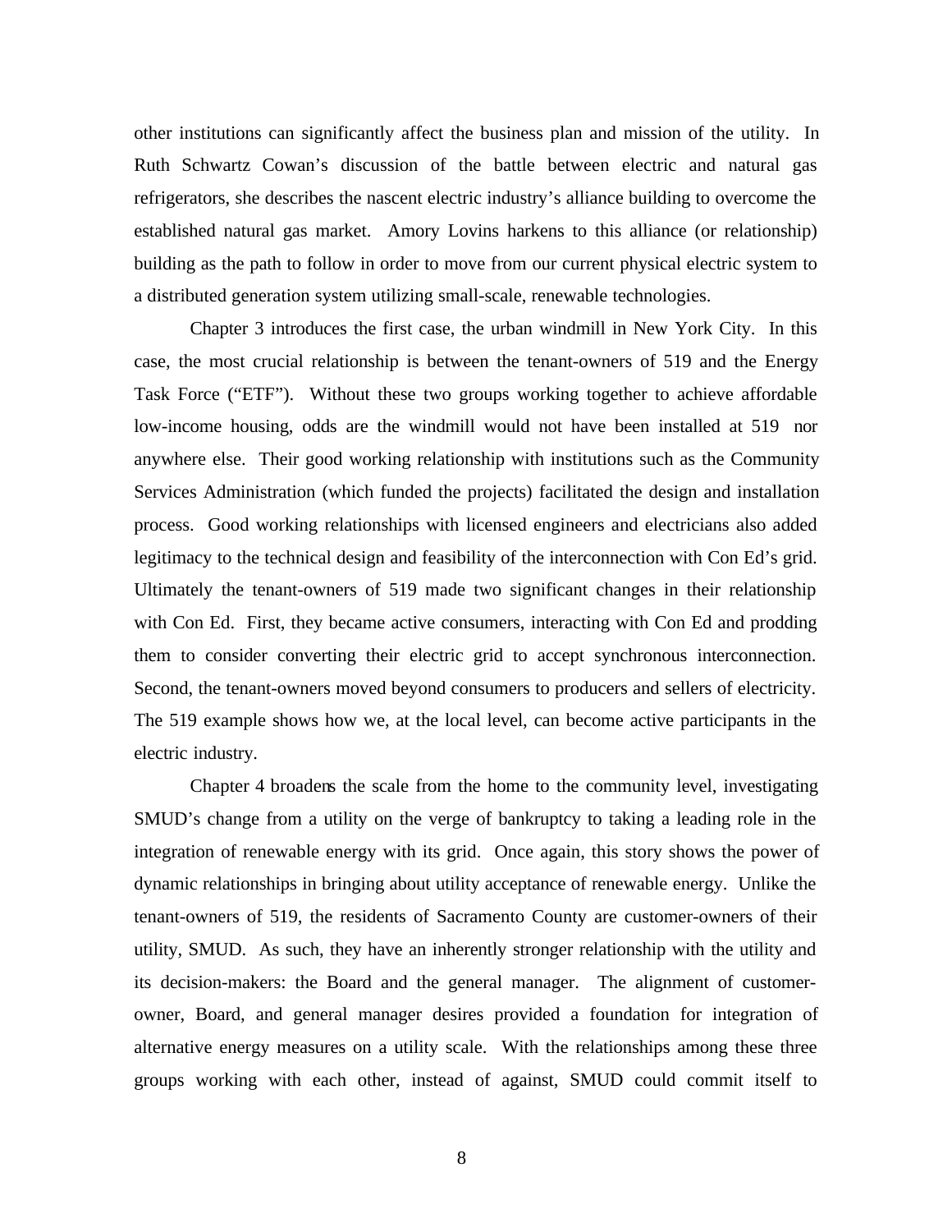other institutions can significantly affect the business plan and mission of the utility. In Ruth Schwartz Cowan's discussion of the battle between electric and natural gas refrigerators, she describes the nascent electric industry's alliance building to overcome the established natural gas market. Amory Lovins harkens to this alliance (or relationship) building as the path to follow in order to move from our current physical electric system to a distributed generation system utilizing small-scale, renewable technologies.

Chapter 3 introduces the first case, the urban windmill in New York City. In this case, the most crucial relationship is between the tenant-owners of 519 and the Energy Task Force ("ETF"). Without these two groups working together to achieve affordable low-income housing, odds are the windmill would not have been installed at 519 nor anywhere else. Their good working relationship with institutions such as the Community Services Administration (which funded the projects) facilitated the design and installation process. Good working relationships with licensed engineers and electricians also added legitimacy to the technical design and feasibility of the interconnection with Con Ed's grid. Ultimately the tenant-owners of 519 made two significant changes in their relationship with Con Ed. First, they became active consumers, interacting with Con Ed and prodding them to consider converting their electric grid to accept synchronous interconnection. Second, the tenant-owners moved beyond consumers to producers and sellers of electricity. The 519 example shows how we, at the local level, can become active participants in the electric industry.

Chapter 4 broadens the scale from the home to the community level, investigating SMUD's change from a utility on the verge of bankruptcy to taking a leading role in the integration of renewable energy with its grid. Once again, this story shows the power of dynamic relationships in bringing about utility acceptance of renewable energy. Unlike the tenant-owners of 519, the residents of Sacramento County are customer-owners of their utility, SMUD. As such, they have an inherently stronger relationship with the utility and its decision-makers: the Board and the general manager. The alignment of customer-owner, Board, and general manager desires provided a foundation for integration of alternative energy measures on a utility scale. With the relationships among these three groups working with each other, instead of against, SMUD could commit itself to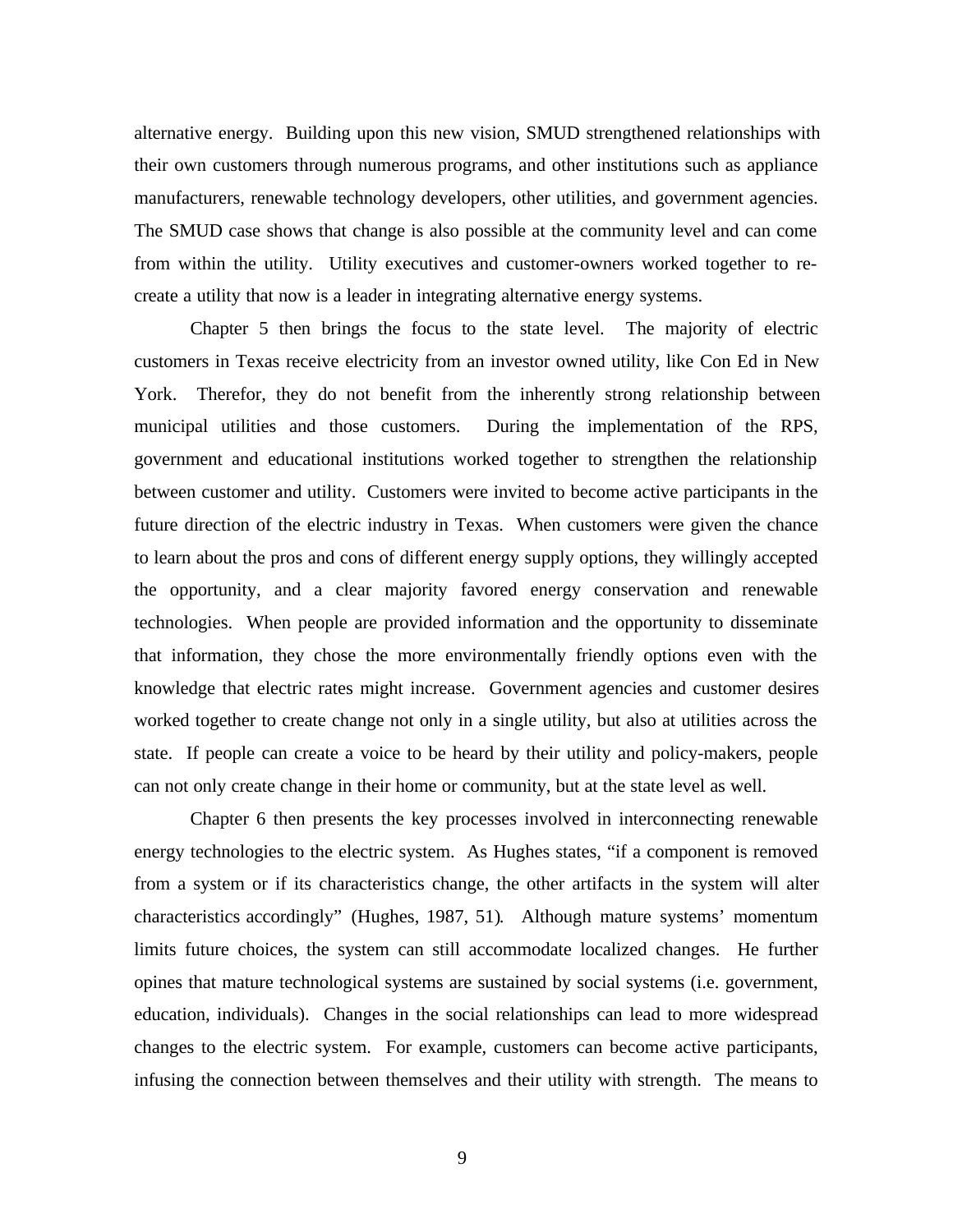alternative energy. Building upon this new vision, SMUD strengthened relationships with their own customers through numerous programs, and other institutions such as appliance manufacturers, renewable technology developers, other utilities, and government agencies. The SMUD case shows that change is also possible at the community level and can come from within the utility. Utility executives and customer-owners worked together to re-create a utility that now is a leader in integrating alternative energy systems.

Chapter 5 then brings the focus to the state level. The majority of electric customers in Texas receive electricity from an investor owned utility, like Con Ed in New York. Therefor, they do not benefit from the inherently strong relationship between municipal utilities and those customers. During the implementation of the RPS, government and educational institutions worked together to strengthen the relationship between customer and utility. Customers were invited to become active participants in the future direction of the electric industry in Texas. When customers were given the chance to learn about the pros and cons of different energy supply options, they willingly accepted the opportunity, and a clear majority favored energy conservation and renewable technologies. When people are provided information and the opportunity to disseminate that information, they chose the more environmentally friendly options even with the knowledge that electric rates might increase. Government agencies and customer desires worked together to create change not only in a single utility, but also at utilities across the state. If people can create a voice to be heard by their utility and policy-makers, people can not only create change in their home or community, but at the state level as well.

Chapter 6 then presents the key processes involved in interconnecting renewable energy technologies to the electric system. As Hughes states, "if a component is removed from a system or if its characteristics change, the other artifacts in the system will alter characteristics accordingly" (Hughes, 1987, 51). Although mature systems' momentum limits future choices, the system can still accommodate localized changes. He further opines that mature technological systems are sustained by social systems (i.e. government, education, individuals). Changes in the social relationships can lead to more widespread changes to the electric system. For example, customers can become active participants, infusing the connection between themselves and their utility with strength. The means to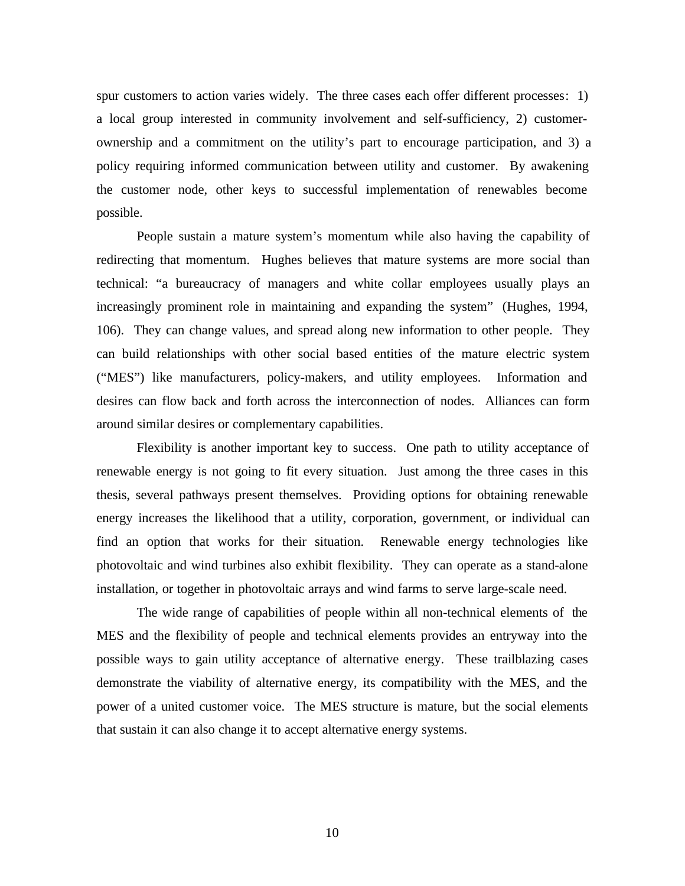spur customers to action varies widely. The three cases each offer different processes: 1) a local group interested in community involvement and self-sufficiency, 2) customer-ownership and a commitment on the utility's part to encourage participation, and 3) a policy requiring informed communication between utility and customer. By awakening the customer node, other keys to successful implementation of renewables become possible.

People sustain a mature system's momentum while also having the capability of redirecting that momentum. Hughes believes that mature systems are more social than technical: "a bureaucracy of managers and white collar employees usually plays an increasingly prominent role in maintaining and expanding the system" (Hughes, 1994, 106). They can change values, and spread along new information to other people. They can build relationships with other social based entities of the mature electric system ("MES") like manufacturers, policy-makers, and utility employees. Information and desires can flow back and forth across the interconnection of nodes. Alliances can form around similar desires or complementary capabilities.

Flexibility is another important key to success. One path to utility acceptance of renewable energy is not going to fit every situation. Just among the three cases in this thesis, several pathways present themselves. Providing options for obtaining renewable energy increases the likelihood that a utility, corporation, government, or individual can find an option that works for their situation. Renewable energy technologies like photovoltaic and wind turbines also exhibit flexibility. They can operate as a stand-alone installation, or together in photovoltaic arrays and wind farms to serve large-scale need.

The wide range of capabilities of people within all non-technical elements of the MES and the flexibility of people and technical elements provides an entryway into the possible ways to gain utility acceptance of alternative energy. These trailblazing cases demonstrate the viability of alternative energy, its compatibility with the MES, and the power of a united customer voice. The MES structure is mature, but the social elements that sustain it can also change it to accept alternative energy systems.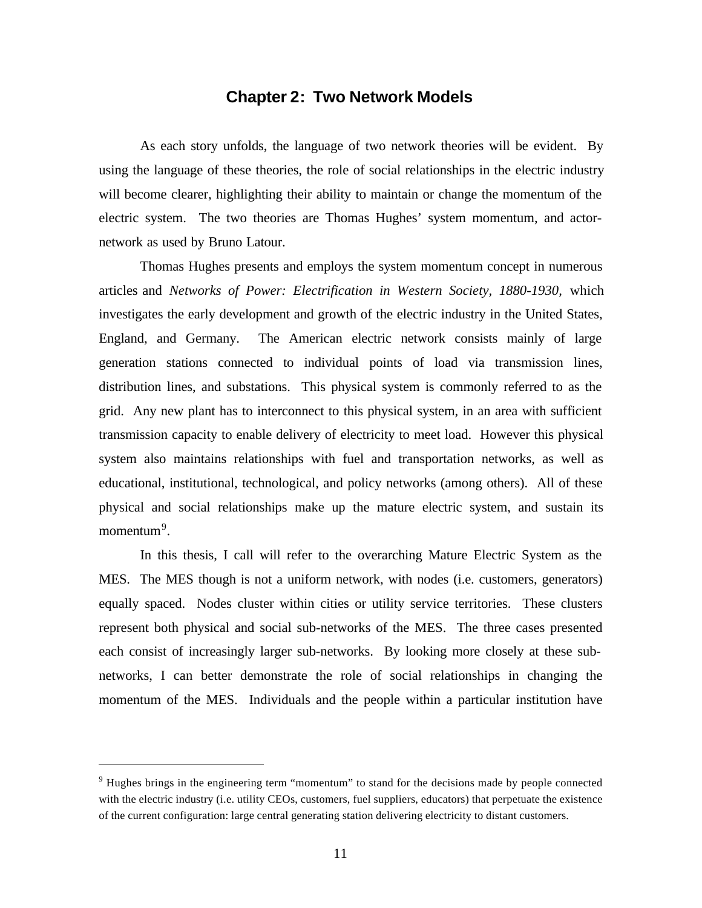## Chapter 2: Two Network Models

As each story unfolds, the language of two network theories will be evident. By using the language of these theories, the role of social relationships in the electric industry will become clearer, highlighting their ability to maintain or change the momentum of the electric system. The two theories are Thomas Hughes' system momentum, and actor-network as used by Bruno Latour.

Thomas Hughes presents and employs the system momentum concept in numerous articles and *Networks of Power: Electrification in Western Society, 1880-1930*, which investigates the early development and growth of the electric industry in the United States, England, and Germany. The American electric network consists mainly of large generation stations connected to individual points of load via transmission lines, distribution lines, and substations. This physical system is commonly referred to as the grid. Any new plant has to interconnect to this physical system, in an area with sufficient transmission capacity to enable delivery of electricity to meet load. However this physical system also maintains relationships with fuel and transportation networks, as well as educational, institutional, technological, and policy networks (among others). All of these physical and social relationships make up the mature electric system, and sustain its momentum[9].

In this thesis, I call will refer to the overarching Mature Electric System as the MES. The MES though is not a uniform network, with nodes (i.e. customers, generators) equally spaced. Nodes cluster within cities or utility service territories. These clusters represent both physical and social sub-networks of the MES. The three cases presented each consist of increasingly larger sub-networks. By looking more closely at these sub-networks, I can better demonstrate the role of social relationships in changing the momentum of the MES. Individuals and the people within a particular institution have

---

[9] Hughes brings in the engineering term "momentum" to stand for the decisions made by people connected with the electric industry (i.e. utility CEOs, customers, fuel suppliers, educators) that perpetuate the existence of the current configuration: large central generating station delivering electricity to distant customers.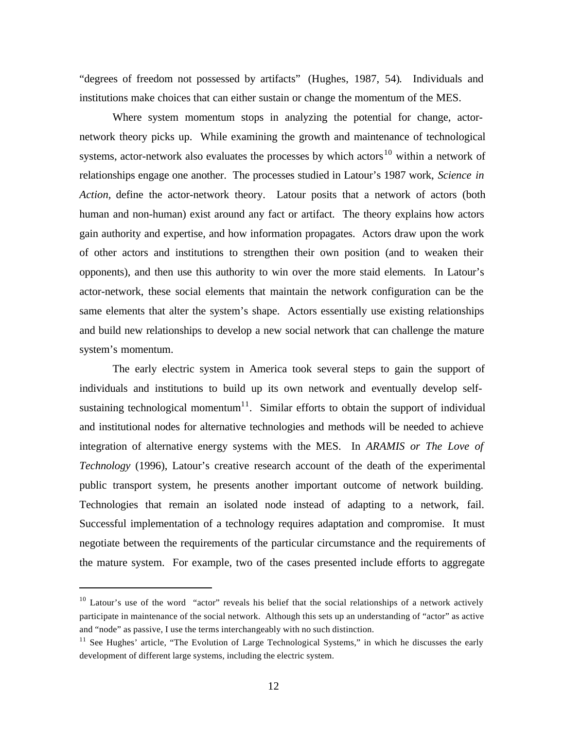"degrees of freedom not possessed by artifacts" (Hughes, 1987, 54). Individuals and institutions make choices that can either sustain or change the momentum of the MES.

Where system momentum stops in analyzing the potential for change, actor-network theory picks up. While examining the growth and maintenance of technological systems, actor-network also evaluates the processes by which actors[10] within a network of relationships engage one another. The processes studied in Latour's 1987 work, *Science in Action,* define the actor-network theory. Latour posits that a network of actors (both human and non-human) exist around any fact or artifact. The theory explains how actors gain authority and expertise, and how information propagates. Actors draw upon the work of other actors and institutions to strengthen their own position (and to weaken their opponents), and then use this authority to win over the more staid elements. In Latour's actor-network, these social elements that maintain the network configuration can be the same elements that alter the system's shape. Actors essentially use existing relationships and build new relationships to develop a new social network that can challenge the mature system's momentum.

The early electric system in America took several steps to gain the support of individuals and institutions to build up its own network and eventually develop self-sustaining technological momentum[11]. Similar efforts to obtain the support of individual and institutional nodes for alternative technologies and methods will be needed to achieve integration of alternative energy systems with the MES. In *ARAMIS or The Love of Technology* (1996), Latour's creative research account of the death of the experimental public transport system, he presents another important outcome of network building. Technologies that remain an isolated node instead of adapting to a network, fail. Successful implementation of a technology requires adaptation and compromise. It must negotiate between the requirements of the particular circumstance and the requirements of the mature system. For example, two of the cases presented include efforts to aggregate

---

[10] Latour's use of the word "actor" reveals his belief that the social relationships of a network actively participate in maintenance of the social network. Although this sets up an understanding of "actor" as active and "node" as passive, I use the terms interchangeably with no such distinction.

[11] See Hughes' article, "The Evolution of Large Technological Systems," in which he discusses the early development of different large systems, including the electric system.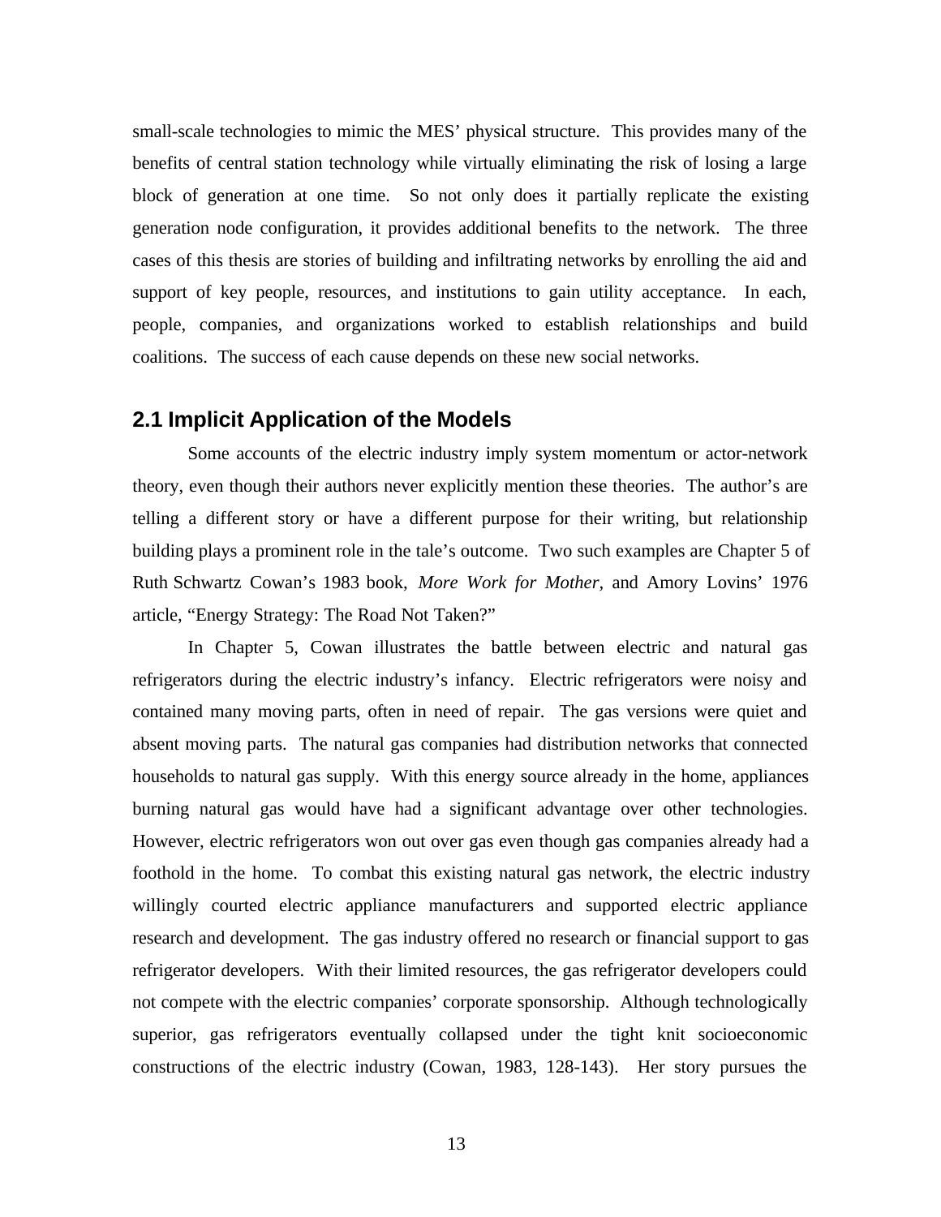small-scale technologies to mimic the MES' physical structure. This provides many of the benefits of central station technology while virtually eliminating the risk of losing a large block of generation at one time. So not only does it partially replicate the existing generation node configuration, it provides additional benefits to the network. The three cases of this thesis are stories of building and infiltrating networks by enrolling the aid and support of key people, resources, and institutions to gain utility acceptance. In each, people, companies, and organizations worked to establish relationships and build coalitions. The success of each cause depends on these new social networks.

## 2.1 Implicit Application of the Models

Some accounts of the electric industry imply system momentum or actor-network theory, even though their authors never explicitly mention these theories. The author's are telling a different story or have a different purpose for their writing, but relationship building plays a prominent role in the tale's outcome. Two such examples are Chapter 5 of Ruth Schwartz Cowan's 1983 book, *More Work for Mother,* and Amory Lovins' 1976 article, "Energy Strategy: The Road Not Taken?"

In Chapter 5, Cowan illustrates the battle between electric and natural gas refrigerators during the electric industry's infancy. Electric refrigerators were noisy and contained many moving parts, often in need of repair. The gas versions were quiet and absent moving parts. The natural gas companies had distribution networks that connected households to natural gas supply. With this energy source already in the home, appliances burning natural gas would have had a significant advantage over other technologies. However, electric refrigerators won out over gas even though gas companies already had a foothold in the home. To combat this existing natural gas network, the electric industry willingly courted electric appliance manufacturers and supported electric appliance research and development. The gas industry offered no research or financial support to gas refrigerator developers. With their limited resources, the gas refrigerator developers could not compete with the electric companies' corporate sponsorship. Although technologically superior, gas refrigerators eventually collapsed under the tight knit socioeconomic constructions of the electric industry (Cowan, 1983, 128-143). Her story pursues the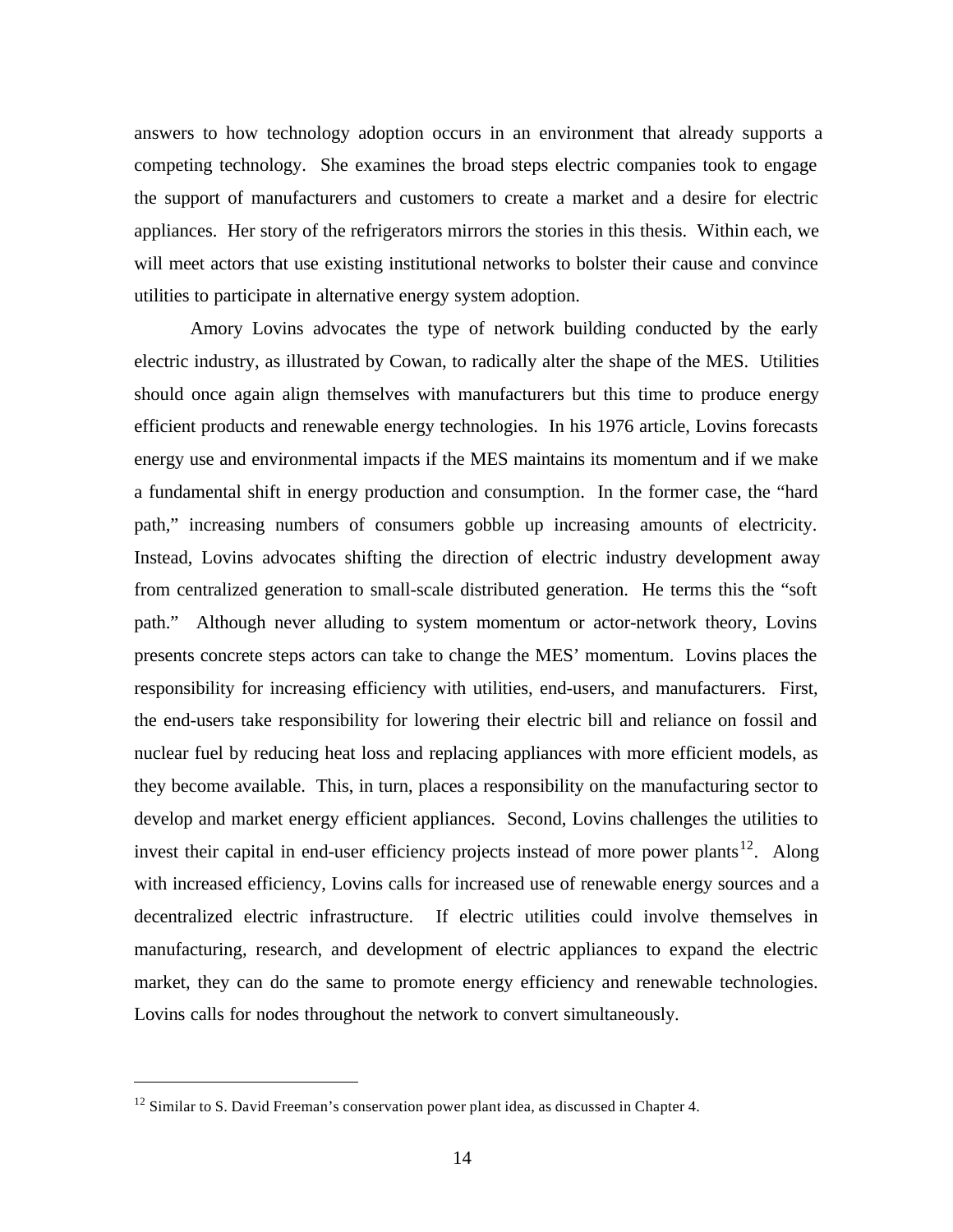answers to how technology adoption occurs in an environment that already supports a competing technology. She examines the broad steps electric companies took to engage the support of manufacturers and customers to create a market and a desire for electric appliances. Her story of the refrigerators mirrors the stories in this thesis. Within each, we will meet actors that use existing institutional networks to bolster their cause and convince utilities to participate in alternative energy system adoption.

Amory Lovins advocates the type of network building conducted by the early electric industry, as illustrated by Cowan, to radically alter the shape of the MES. Utilities should once again align themselves with manufacturers but this time to produce energy efficient products and renewable energy technologies. In his 1976 article, Lovins forecasts energy use and environmental impacts if the MES maintains its momentum and if we make a fundamental shift in energy production and consumption. In the former case, the "hard path," increasing numbers of consumers gobble up increasing amounts of electricity. Instead, Lovins advocates shifting the direction of electric industry development away from centralized generation to small-scale distributed generation. He terms this the "soft path." Although never alluding to system momentum or actor-network theory, Lovins presents concrete steps actors can take to change the MES' momentum. Lovins places the responsibility for increasing efficiency with utilities, end-users, and manufacturers. First, the end-users take responsibility for lowering their electric bill and reliance on fossil and nuclear fuel by reducing heat loss and replacing appliances with more efficient models, as they become available. This, in turn, places a responsibility on the manufacturing sector to develop and market energy efficient appliances. Second, Lovins challenges the utilities to invest their capital in end-user efficiency projects instead of more power plants[12]. Along with increased efficiency, Lovins calls for increased use of renewable energy sources and a decentralized electric infrastructure. If electric utilities could involve themselves in manufacturing, research, and development of electric appliances to expand the electric market, they can do the same to promote energy efficiency and renewable technologies. Lovins calls for nodes throughout the network to convert simultaneously.

---

[12] Similar to S. David Freeman's conservation power plant idea, as discussed in Chapter 4.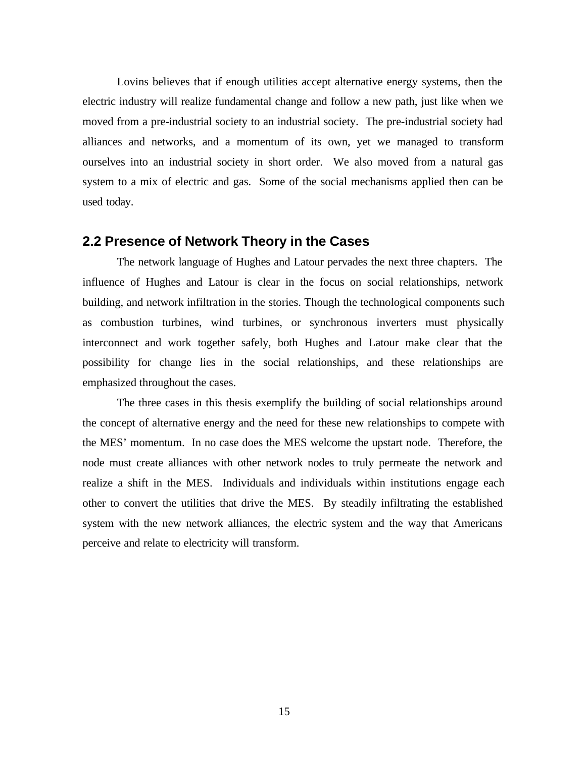Lovins believes that if enough utilities accept alternative energy systems, then the electric industry will realize fundamental change and follow a new path, just like when we moved from a pre-industrial society to an industrial society. The pre-industrial society had alliances and networks, and a momentum of its own, yet we managed to transform ourselves into an industrial society in short order. We also moved from a natural gas system to a mix of electric and gas. Some of the social mechanisms applied then can be used today.

## 2.2 Presence of Network Theory in the Cases

The network language of Hughes and Latour pervades the next three chapters. The influence of Hughes and Latour is clear in the focus on social relationships, network building, and network infiltration in the stories. Though the technological components such as combustion turbines, wind turbines, or synchronous inverters must physically interconnect and work together safely, both Hughes and Latour make clear that the possibility for change lies in the social relationships, and these relationships are emphasized throughout the cases.

The three cases in this thesis exemplify the building of social relationships around the concept of alternative energy and the need for these new relationships to compete with the MES' momentum. In no case does the MES welcome the upstart node. Therefore, the node must create alliances with other network nodes to truly permeate the network and realize a shift in the MES. Individuals and individuals within institutions engage each other to convert the utilities that drive the MES. By steadily infiltrating the established system with the new network alliances, the electric system and the way that Americans perceive and relate to electricity will transform.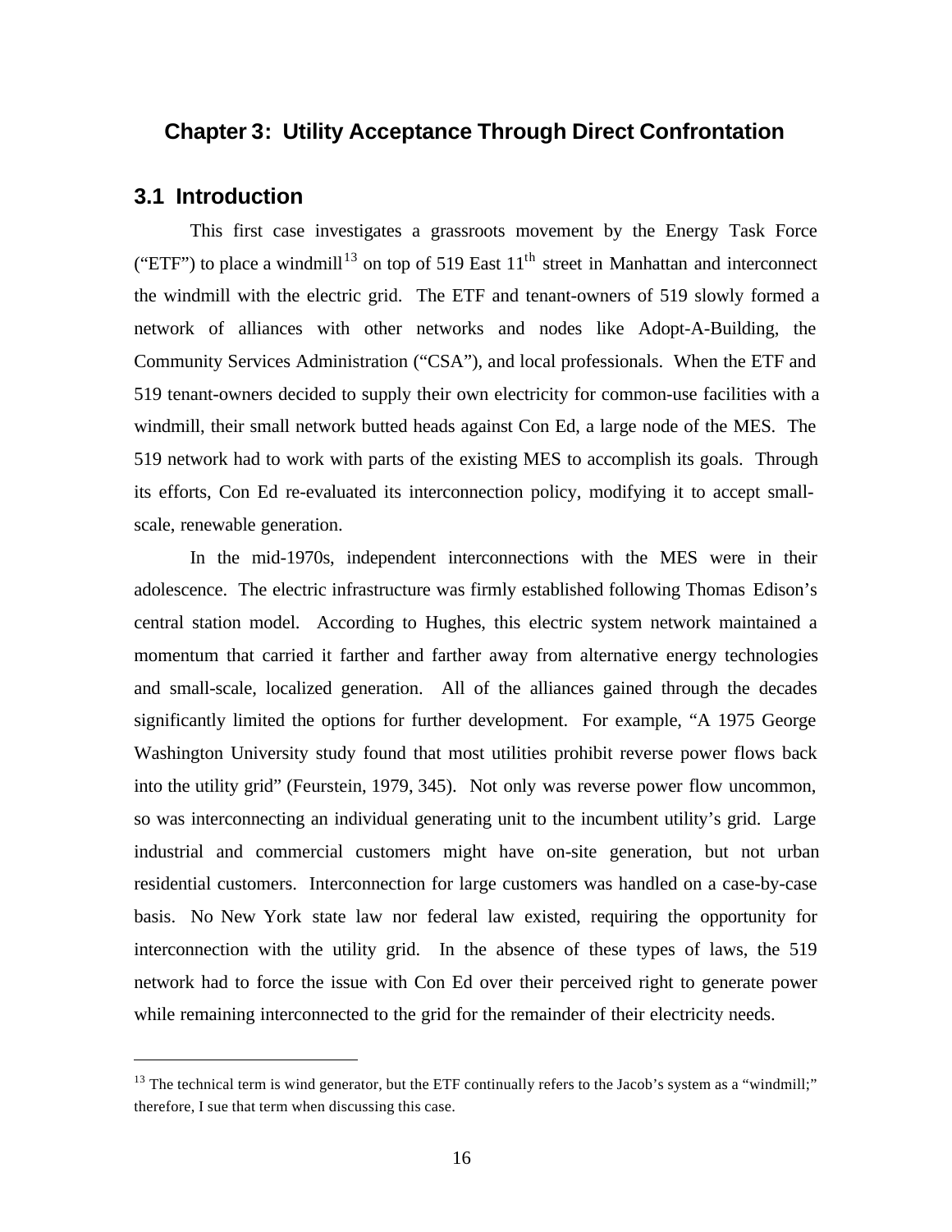# Chapter 3: Utility Acceptance Through Direct Confrontation

## 3.1 Introduction

This first case investigates a grassroots movement by the Energy Task Force ("ETF") to place a windmill[13] on top of 519 East 11th street in Manhattan and interconnect the windmill with the electric grid. The ETF and tenant-owners of 519 slowly formed a network of alliances with other networks and nodes like Adopt-A-Building, the Community Services Administration ("CSA"), and local professionals. When the ETF and 519 tenant-owners decided to supply their own electricity for common-use facilities with a windmill, their small network butted heads against Con Ed, a large node of the MES. The 519 network had to work with parts of the existing MES to accomplish its goals. Through its efforts, Con Ed re-evaluated its interconnection policy, modifying it to accept small-scale, renewable generation.

In the mid-1970s, independent interconnections with the MES were in their adolescence. The electric infrastructure was firmly established following Thomas Edison's central station model. According to Hughes, this electric system network maintained a momentum that carried it farther and farther away from alternative energy technologies and small-scale, localized generation. All of the alliances gained through the decades significantly limited the options for further development. For example, "A 1975 George Washington University study found that most utilities prohibit reverse power flows back into the utility grid" (Feurstein, 1979, 345). Not only was reverse power flow uncommon, so was interconnecting an individual generating unit to the incumbent utility's grid. Large industrial and commercial customers might have on-site generation, but not urban residential customers. Interconnection for large customers was handled on a case-by-case basis. No New York state law nor federal law existed, requiring the opportunity for interconnection with the utility grid. In the absence of these types of laws, the 519 network had to force the issue with Con Ed over their perceived right to generate power while remaining interconnected to the grid for the remainder of their electricity needs.

---

[13] The technical term is wind generator, but the ETF continually refers to the Jacob's system as a "windmill;" therefore, I sue that term when discussing this case.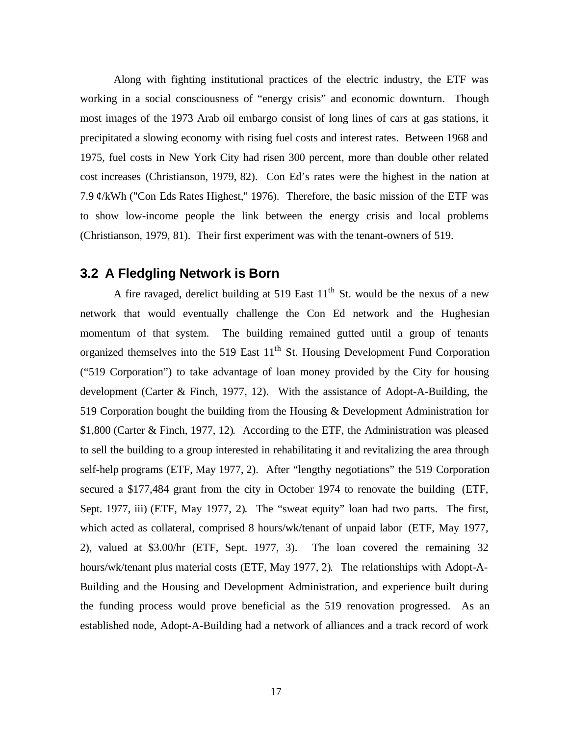Along with fighting institutional practices of the electric industry, the ETF was working in a social consciousness of "energy crisis" and economic downturn. Though most images of the 1973 Arab oil embargo consist of long lines of cars at gas stations, it precipitated a slowing economy with rising fuel costs and interest rates. Between 1968 and 1975, fuel costs in New York City had risen 300 percent, more than double other related cost increases (Christianson, 1979, 82). Con Ed's rates were the highest in the nation at 7.9 ¢/kWh ("Con Eds Rates Highest," 1976). Therefore, the basic mission of the ETF was to show low-income people the link between the energy crisis and local problems (Christianson, 1979, 81). Their first experiment was with the tenant-owners of 519.

## 3.2 A Fledgling Network is Born

A fire ravaged, derelict building at 519 East 11th St. would be the nexus of a new network that would eventually challenge the Con Ed network and the Hughesian momentum of that system. The building remained gutted until a group of tenants organized themselves into the 519 East 11th St. Housing Development Fund Corporation ("519 Corporation") to take advantage of loan money provided by the City for housing development (Carter & Finch, 1977, 12). With the assistance of Adopt-A-Building, the 519 Corporation bought the building from the Housing & Development Administration for $1,800 (Carter & Finch, 1977, 12). According to the ETF, the Administration was pleased to sell the building to a group interested in rehabilitating it and revitalizing the area through self-help programs (ETF, May 1977, 2). After "lengthy negotiations" the 519 Corporation secured a $177,484 grant from the city in October 1974 to renovate the building (ETF, Sept. 1977, iii) (ETF, May 1977, 2). The "sweat equity" loan had two parts. The first, which acted as collateral, comprised 8 hours/wk/tenant of unpaid labor (ETF, May 1977, 2), valued at $3.00/hr (ETF, Sept. 1977, 3). The loan covered the remaining 32 hours/wk/tenant plus material costs (ETF, May 1977, 2). The relationships with Adopt-A-Building and the Housing and Development Administration, and experience built during the funding process would prove beneficial as the 519 renovation progressed. As an established node, Adopt-A-Building had a network of alliances and a track record of work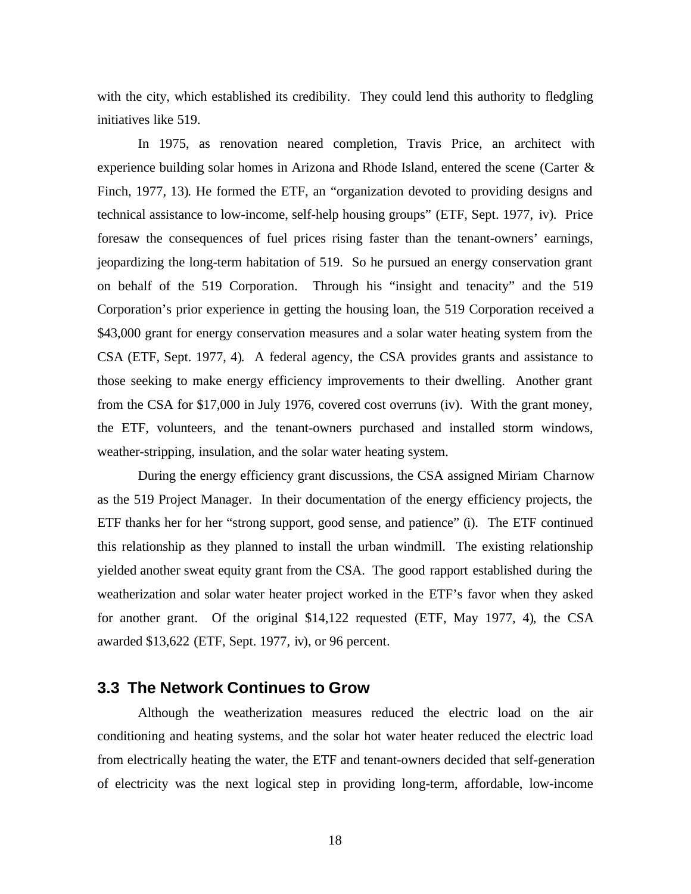with the city, which established its credibility. They could lend this authority to fledgling initiatives like 519.

In 1975, as renovation neared completion, Travis Price, an architect with experience building solar homes in Arizona and Rhode Island, entered the scene (Carter & Finch, 1977, 13). He formed the ETF, an "organization devoted to providing designs and technical assistance to low-income, self-help housing groups" (ETF, Sept. 1977, iv). Price foresaw the consequences of fuel prices rising faster than the tenant-owners' earnings, jeopardizing the long-term habitation of 519. So he pursued an energy conservation grant on behalf of the 519 Corporation. Through his "insight and tenacity" and the 519 Corporation's prior experience in getting the housing loan, the 519 Corporation received a $43,000 grant for energy conservation measures and a solar water heating system from the CSA (ETF, Sept. 1977, 4). A federal agency, the CSA provides grants and assistance to those seeking to make energy efficiency improvements to their dwelling. Another grant from the CSA for $17,000 in July 1976, covered cost overruns (iv). With the grant money, the ETF, volunteers, and the tenant-owners purchased and installed storm windows, weather-stripping, insulation, and the solar water heating system.

During the energy efficiency grant discussions, the CSA assigned Miriam Charnow as the 519 Project Manager. In their documentation of the energy efficiency projects, the ETF thanks her for her "strong support, good sense, and patience" (i). The ETF continued this relationship as they planned to install the urban windmill. The existing relationship yielded another sweat equity grant from the CSA. The good rapport established during the weatherization and solar water heater project worked in the ETF's favor when they asked for another grant. Of the original $14,122 requested (ETF, May 1977, 4), the CSA awarded $13,622 (ETF, Sept. 1977, iv), or 96 percent.

## 3.3 The Network Continues to Grow

Although the weatherization measures reduced the electric load on the air conditioning and heating systems, and the solar hot water heater reduced the electric load from electrically heating the water, the ETF and tenant-owners decided that self-generation of electricity was the next logical step in providing long-term, affordable, low-income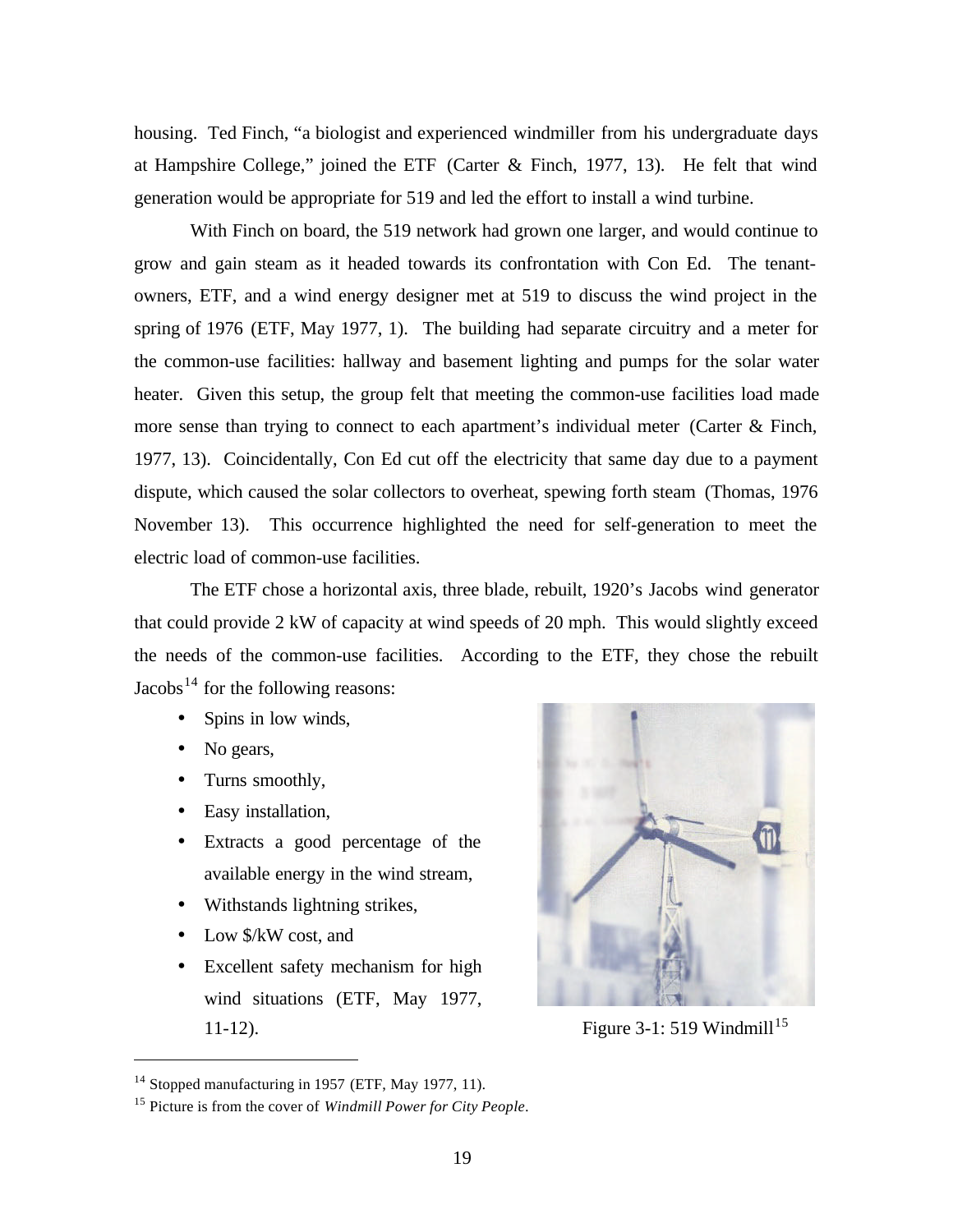housing. Ted Finch, "a biologist and experienced windmiller from his undergraduate days at Hampshire College," joined the ETF (Carter & Finch, 1977, 13). He felt that wind generation would be appropriate for 519 and led the effort to install a wind turbine.

With Finch on board, the 519 network had grown one larger, and would continue to grow and gain steam as it headed towards its confrontation with Con Ed. The tenant-owners, ETF, and a wind energy designer met at 519 to discuss the wind project in the spring of 1976 (ETF, May 1977, 1). The building had separate circuitry and a meter for the common-use facilities: hallway and basement lighting and pumps for the solar water heater. Given this setup, the group felt that meeting the common-use facilities load made more sense than trying to connect to each apartment's individual meter (Carter & Finch, 1977, 13). Coincidentally, Con Ed cut off the electricity that same day due to a payment dispute, which caused the solar collectors to overheat, spewing forth steam (Thomas, 1976 November 13). This occurrence highlighted the need for self-generation to meet the electric load of common-use facilities.

The ETF chose a horizontal axis, three blade, rebuilt, 1920's Jacobs wind generator that could provide 2 kW of capacity at wind speeds of 20 mph. This would slightly exceed the needs of the common-use facilities. According to the ETF, they chose the rebuilt Jacobs[14] for the following reasons:

- Spins in low winds,
- No gears,
- Turns smoothly,
- Easy installation,
- Extracts a good percentage of the available energy in the wind stream,
- Withstands lightning strikes,
- Low $/kW cost, and
- Excellent safety mechanism for high wind situations (ETF, May 1977, 11-12).

Figure 3-1: 519 Windmill[15]

[14] Stopped manufacturing in 1957 (ETF, May 1977, 11).

[15] Picture is from the cover of *Windmill Power for City People*.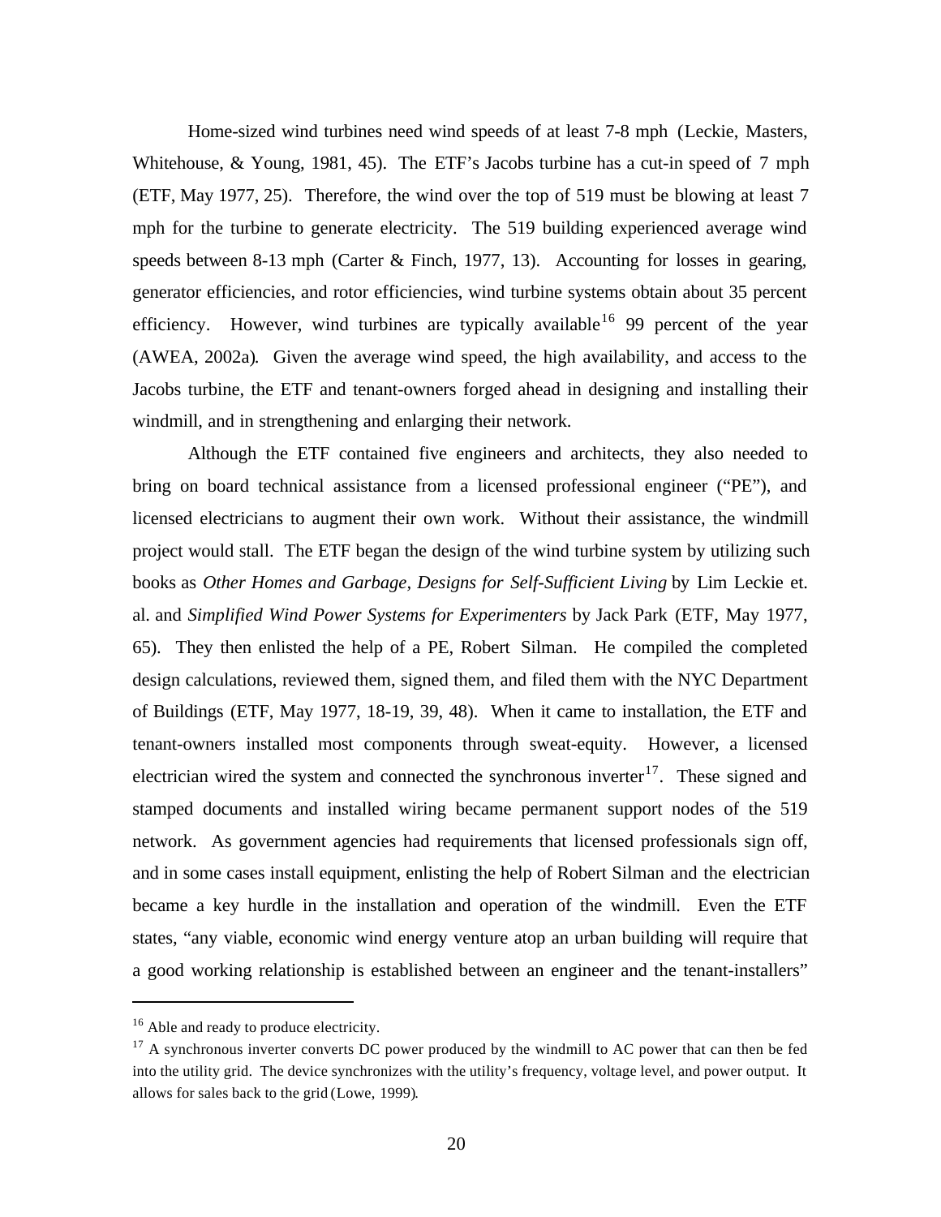Home-sized wind turbines need wind speeds of at least 7-8 mph (Leckie, Masters, Whitehouse, & Young, 1981, 45). The ETF's Jacobs turbine has a cut-in speed of 7 mph (ETF, May 1977, 25). Therefore, the wind over the top of 519 must be blowing at least 7 mph for the turbine to generate electricity. The 519 building experienced average wind speeds between 8-13 mph (Carter & Finch, 1977, 13). Accounting for losses in gearing, generator efficiencies, and rotor efficiencies, wind turbine systems obtain about 35 percent efficiency. However, wind turbines are typically available[16] 99 percent of the year (AWEA, 2002a). Given the average wind speed, the high availability, and access to the Jacobs turbine, the ETF and tenant-owners forged ahead in designing and installing their windmill, and in strengthening and enlarging their network.

Although the ETF contained five engineers and architects, they also needed to bring on board technical assistance from a licensed professional engineer ("PE"), and licensed electricians to augment their own work. Without their assistance, the windmill project would stall. The ETF began the design of the wind turbine system by utilizing such books as *Other Homes and Garbage, Designs for Self-Sufficient Living* by Lim Leckie et. al. and *Simplified Wind Power Systems for Experimenters* by Jack Park (ETF, May 1977, 65). They then enlisted the help of a PE, Robert Silman. He compiled the completed design calculations, reviewed them, signed them, and filed them with the NYC Department of Buildings (ETF, May 1977, 18-19, 39, 48). When it came to installation, the ETF and tenant-owners installed most components through sweat-equity. However, a licensed electrician wired the system and connected the synchronous inverter[17]. These signed and stamped documents and installed wiring became permanent support nodes of the 519 network. As government agencies had requirements that licensed professionals sign off, and in some cases install equipment, enlisting the help of Robert Silman and the electrician became a key hurdle in the installation and operation of the windmill. Even the ETF states, "any viable, economic wind energy venture atop an urban building will require that a good working relationship is established between an engineer and the tenant-installers"

---

[16] Able and ready to produce electricity.

[17] A synchronous inverter converts DC power produced by the windmill to AC power that can then be fed into the utility grid. The device synchronizes with the utility's frequency, voltage level, and power output. It allows for sales back to the grid (Lowe, 1999).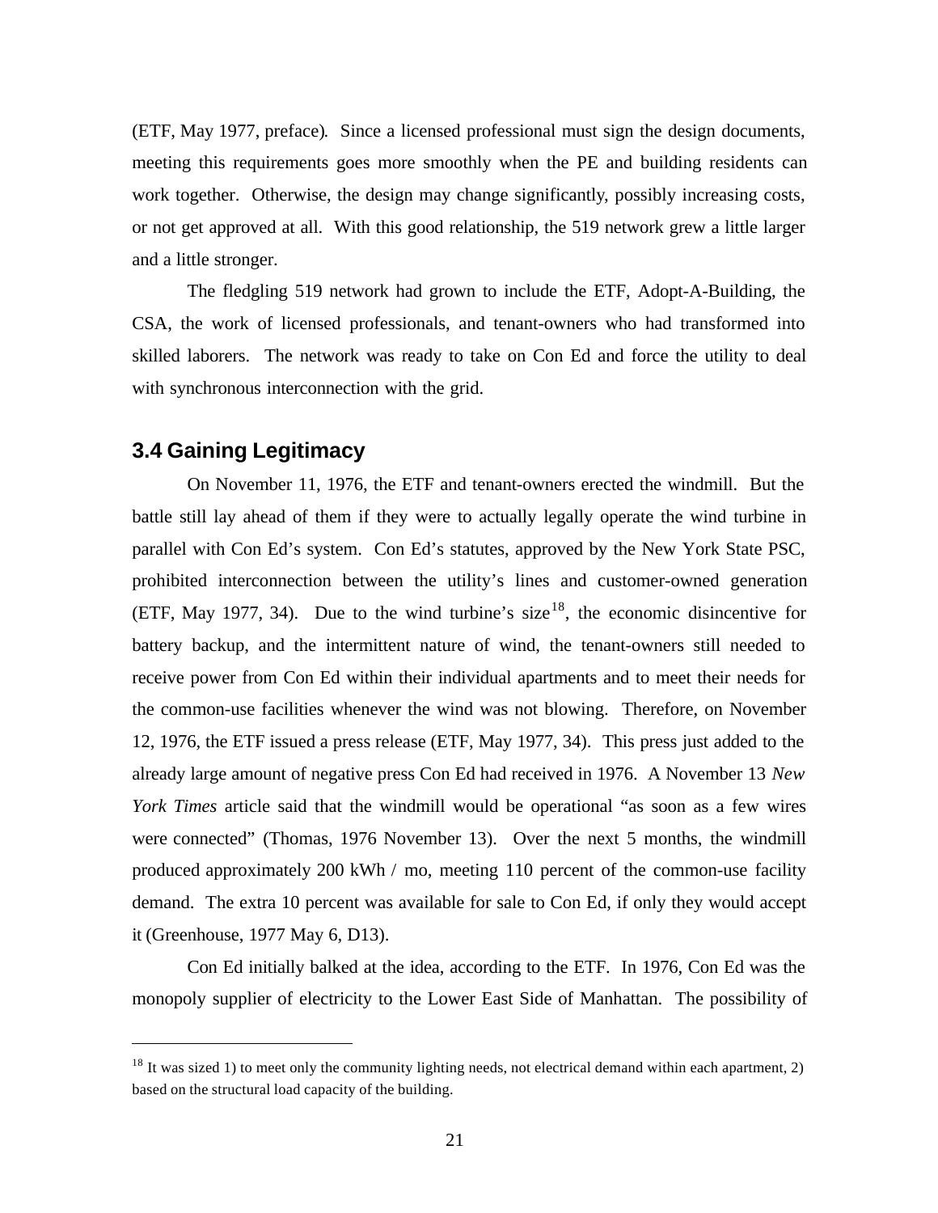(ETF, May 1977, preface). Since a licensed professional must sign the design documents, meeting this requirements goes more smoothly when the PE and building residents can work together. Otherwise, the design may change significantly, possibly increasing costs, or not get approved at all. With this good relationship, the 519 network grew a little larger and a little stronger.

The fledgling 519 network had grown to include the ETF, Adopt-A-Building, the CSA, the work of licensed professionals, and tenant-owners who had transformed into skilled laborers. The network was ready to take on Con Ed and force the utility to deal with synchronous interconnection with the grid.

## 3.4 Gaining Legitimacy

On November 11, 1976, the ETF and tenant-owners erected the windmill. But the battle still lay ahead of them if they were to actually legally operate the wind turbine in parallel with Con Ed's system. Con Ed's statutes, approved by the New York State PSC, prohibited interconnection between the utility's lines and customer-owned generation (ETF, May 1977, 34). Due to the wind turbine's size[18], the economic disincentive for battery backup, and the intermittent nature of wind, the tenant-owners still needed to receive power from Con Ed within their individual apartments and to meet their needs for the common-use facilities whenever the wind was not blowing. Therefore, on November 12, 1976, the ETF issued a press release (ETF, May 1977, 34). This press just added to the already large amount of negative press Con Ed had received in 1976. A November 13 *New York Times* article said that the windmill would be operational "as soon as a few wires were connected" (Thomas, 1976 November 13). Over the next 5 months, the windmill produced approximately 200 kWh / mo, meeting 110 percent of the common-use facility demand. The extra 10 percent was available for sale to Con Ed, if only they would accept it (Greenhouse, 1977 May 6, D13).

Con Ed initially balked at the idea, according to the ETF. In 1976, Con Ed was the monopoly supplier of electricity to the Lower East Side of Manhattan. The possibility of

[18] It was sized 1) to meet only the community lighting needs, not electrical demand within each apartment, 2) based on the structural load capacity of the building.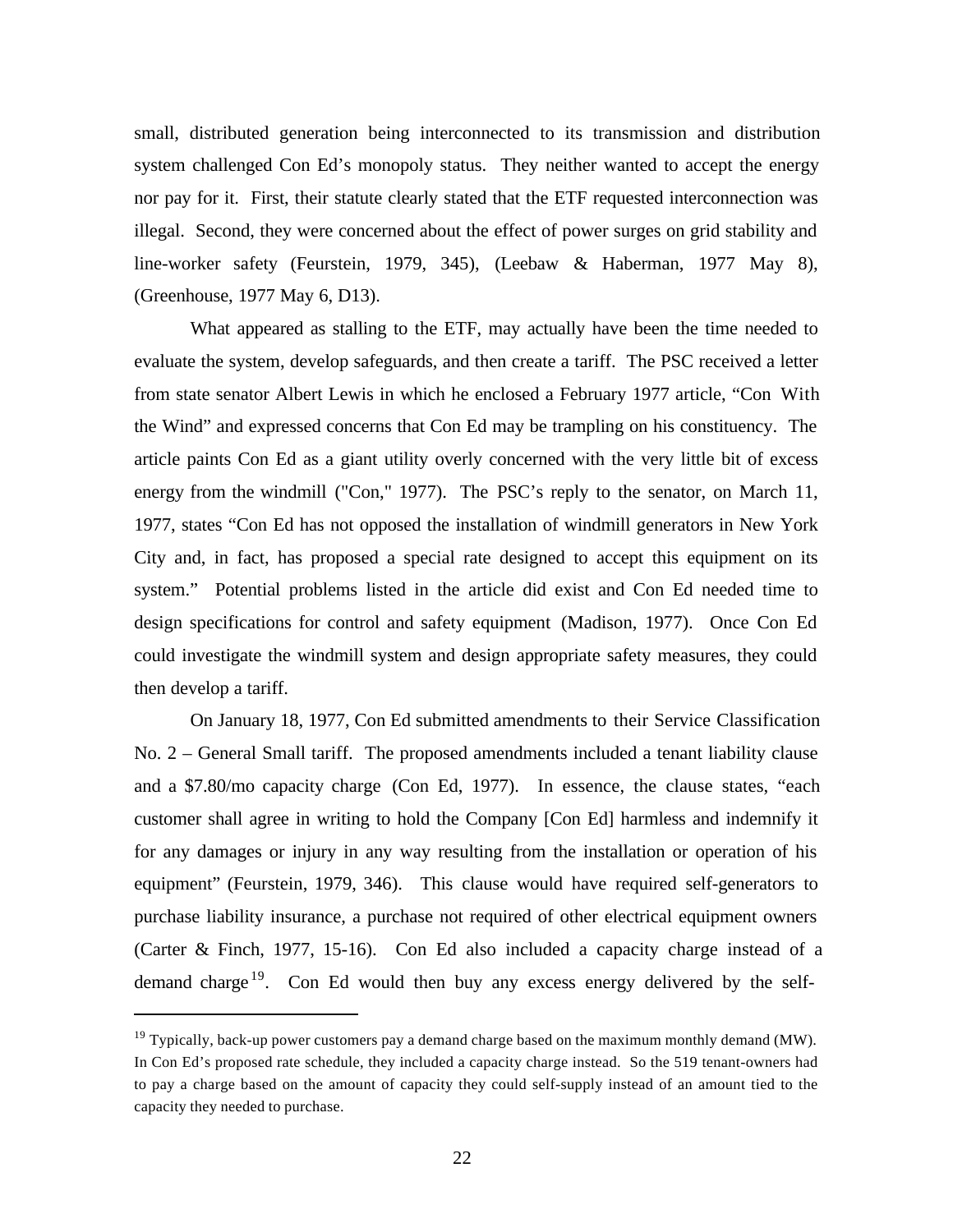small, distributed generation being interconnected to its transmission and distribution system challenged Con Ed's monopoly status. They neither wanted to accept the energy nor pay for it. First, their statute clearly stated that the ETF requested interconnection was illegal. Second, they were concerned about the effect of power surges on grid stability and line-worker safety (Feurstein, 1979, 345), (Leebaw & Haberman, 1977 May 8), (Greenhouse, 1977 May 6, D13).

What appeared as stalling to the ETF, may actually have been the time needed to evaluate the system, develop safeguards, and then create a tariff. The PSC received a letter from state senator Albert Lewis in which he enclosed a February 1977 article, "Con With the Wind" and expressed concerns that Con Ed may be trampling on his constituency. The article paints Con Ed as a giant utility overly concerned with the very little bit of excess energy from the windmill ("Con," 1977). The PSC's reply to the senator, on March 11, 1977, states "Con Ed has not opposed the installation of windmill generators in New York City and, in fact, has proposed a special rate designed to accept this equipment on its system." Potential problems listed in the article did exist and Con Ed needed time to design specifications for control and safety equipment (Madison, 1977). Once Con Ed could investigate the windmill system and design appropriate safety measures, they could then develop a tariff.

On January 18, 1977, Con Ed submitted amendments to their Service Classification No. 2 – General Small tariff. The proposed amendments included a tenant liability clause and a $7.80/mo capacity charge (Con Ed, 1977). In essence, the clause states, "each customer shall agree in writing to hold the Company [Con Ed] harmless and indemnify it for any damages or injury in any way resulting from the installation or operation of his equipment" (Feurstein, 1979, 346). This clause would have required self-generators to purchase liability insurance, a purchase not required of other electrical equipment owners (Carter & Finch, 1977, 15-16). Con Ed also included a capacity charge instead of a demand charge[19]. Con Ed would then buy any excess energy delivered by the self-

---

[19] Typically, back-up power customers pay a demand charge based on the maximum monthly demand (MW). In Con Ed's proposed rate schedule, they included a capacity charge instead. So the 519 tenant-owners had to pay a charge based on the amount of capacity they could self-supply instead of an amount tied to the capacity they needed to purchase.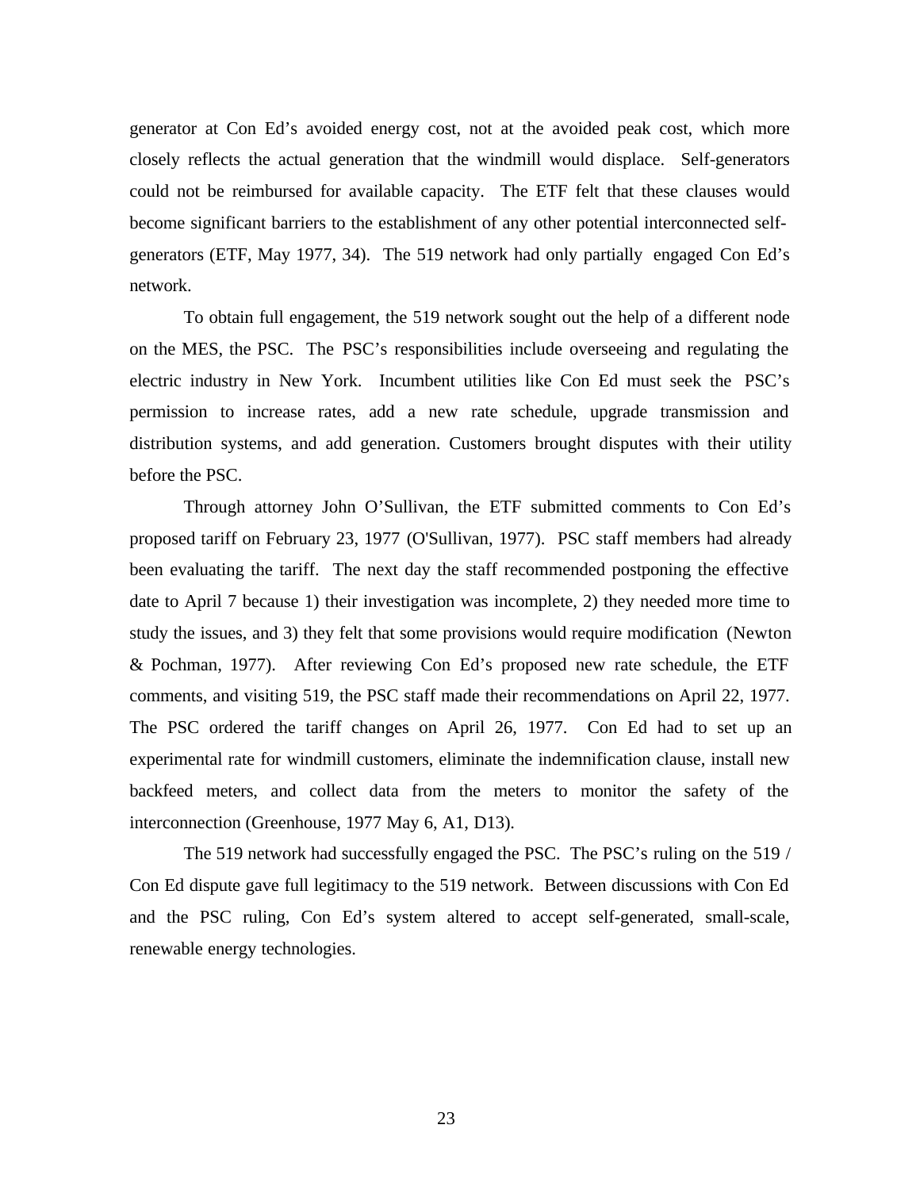generator at Con Ed's avoided energy cost, not at the avoided peak cost, which more closely reflects the actual generation that the windmill would displace. Self-generators could not be reimbursed for available capacity. The ETF felt that these clauses would become significant barriers to the establishment of any other potential interconnected self-generators (ETF, May 1977, 34). The 519 network had only partially engaged Con Ed's network.

To obtain full engagement, the 519 network sought out the help of a different node on the MES, the PSC. The PSC's responsibilities include overseeing and regulating the electric industry in New York. Incumbent utilities like Con Ed must seek the PSC's permission to increase rates, add a new rate schedule, upgrade transmission and distribution systems, and add generation. Customers brought disputes with their utility before the PSC.

Through attorney John O'Sullivan, the ETF submitted comments to Con Ed's proposed tariff on February 23, 1977 (O'Sullivan, 1977). PSC staff members had already been evaluating the tariff. The next day the staff recommended postponing the effective date to April 7 because 1) their investigation was incomplete, 2) they needed more time to study the issues, and 3) they felt that some provisions would require modification (Newton & Pochman, 1977). After reviewing Con Ed's proposed new rate schedule, the ETF comments, and visiting 519, the PSC staff made their recommendations on April 22, 1977. The PSC ordered the tariff changes on April 26, 1977. Con Ed had to set up an experimental rate for windmill customers, eliminate the indemnification clause, install new backfeed meters, and collect data from the meters to monitor the safety of the interconnection (Greenhouse, 1977 May 6, A1, D13).

The 519 network had successfully engaged the PSC. The PSC's ruling on the 519 / Con Ed dispute gave full legitimacy to the 519 network. Between discussions with Con Ed and the PSC ruling, Con Ed's system altered to accept self-generated, small-scale, renewable energy technologies.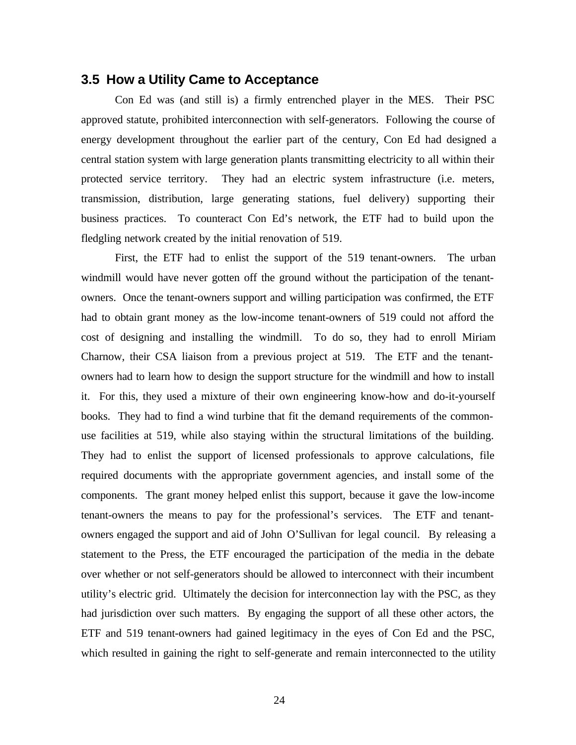## 3.5 How a Utility Came to Acceptance

Con Ed was (and still is) a firmly entrenched player in the MES. Their PSC approved statute, prohibited interconnection with self-generators. Following the course of energy development throughout the earlier part of the century, Con Ed had designed a central station system with large generation plants transmitting electricity to all within their protected service territory. They had an electric system infrastructure (i.e. meters, transmission, distribution, large generating stations, fuel delivery) supporting their business practices. To counteract Con Ed's network, the ETF had to build upon the fledgling network created by the initial renovation of 519.

First, the ETF had to enlist the support of the 519 tenant-owners. The urban windmill would have never gotten off the ground without the participation of the tenant-owners. Once the tenant-owners support and willing participation was confirmed, the ETF had to obtain grant money as the low-income tenant-owners of 519 could not afford the cost of designing and installing the windmill. To do so, they had to enroll Miriam Charnow, their CSA liaison from a previous project at 519. The ETF and the tenant-owners had to learn how to design the support structure for the windmill and how to install it. For this, they used a mixture of their own engineering know-how and do-it-yourself books. They had to find a wind turbine that fit the demand requirements of the common-use facilities at 519, while also staying within the structural limitations of the building. They had to enlist the support of licensed professionals to approve calculations, file required documents with the appropriate government agencies, and install some of the components. The grant money helped enlist this support, because it gave the low-income tenant-owners the means to pay for the professional's services. The ETF and tenant-owners engaged the support and aid of John O'Sullivan for legal council. By releasing a statement to the Press, the ETF encouraged the participation of the media in the debate over whether or not self-generators should be allowed to interconnect with their incumbent utility's electric grid. Ultimately the decision for interconnection lay with the PSC, as they had jurisdiction over such matters. By engaging the support of all these other actors, the ETF and 519 tenant-owners had gained legitimacy in the eyes of Con Ed and the PSC, which resulted in gaining the right to self-generate and remain interconnected to the utility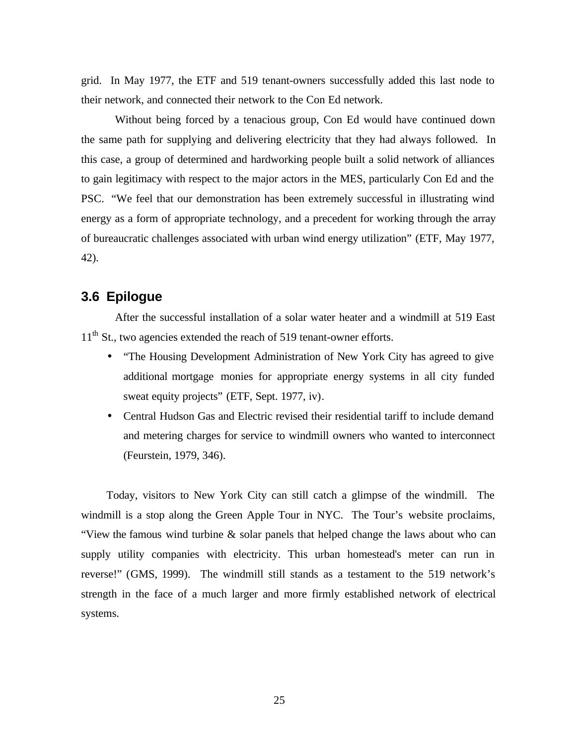grid. In May 1977, the ETF and 519 tenant-owners successfully added this last node to their network, and connected their network to the Con Ed network.

Without being forced by a tenacious group, Con Ed would have continued down the same path for supplying and delivering electricity that they had always followed. In this case, a group of determined and hardworking people built a solid network of alliances to gain legitimacy with respect to the major actors in the MES, particularly Con Ed and the PSC. "We feel that our demonstration has been extremely successful in illustrating wind energy as a form of appropriate technology, and a precedent for working through the array of bureaucratic challenges associated with urban wind energy utilization" (ETF, May 1977, 42).

## 3.6 Epilogue

After the successful installation of a solar water heater and a windmill at 519 East 11th St., two agencies extended the reach of 519 tenant-owner efforts.

- "The Housing Development Administration of New York City has agreed to give additional mortgage monies for appropriate energy systems in all city funded sweat equity projects" (ETF, Sept. 1977, iv).
- Central Hudson Gas and Electric revised their residential tariff to include demand and metering charges for service to windmill owners who wanted to interconnect (Feurstein, 1979, 346).

Today, visitors to New York City can still catch a glimpse of the windmill. The windmill is a stop along the Green Apple Tour in NYC. The Tour's website proclaims, "View the famous wind turbine & solar panels that helped change the laws about who can supply utility companies with electricity. This urban homestead's meter can run in reverse!" (GMS, 1999). The windmill still stands as a testament to the 519 network's strength in the face of a much larger and more firmly established network of electrical systems.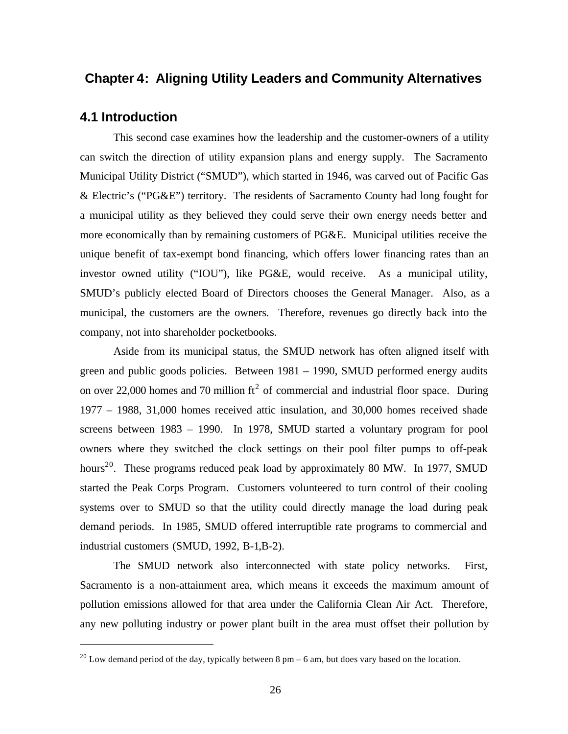# Chapter 4: Aligning Utility Leaders and Community Alternatives

## 4.1 Introduction

This second case examines how the leadership and the customer-owners of a utility can switch the direction of utility expansion plans and energy supply. The Sacramento Municipal Utility District ("SMUD"), which started in 1946, was carved out of Pacific Gas & Electric's ("PG&E") territory. The residents of Sacramento County had long fought for a municipal utility as they believed they could serve their own energy needs better and more economically than by remaining customers of PG&E. Municipal utilities receive the unique benefit of tax-exempt bond financing, which offers lower financing rates than an investor owned utility ("IOU"), like PG&E, would receive. As a municipal utility, SMUD's publicly elected Board of Directors chooses the General Manager. Also, as a municipal, the customers are the owners. Therefore, revenues go directly back into the company, not into shareholder pocketbooks.

Aside from its municipal status, the SMUD network has often aligned itself with green and public goods policies. Between 1981 – 1990, SMUD performed energy audits on over 22,000 homes and 70 million $ft^2$ of commercial and industrial floor space. During 1977 – 1988, 31,000 homes received attic insulation, and 30,000 homes received shade screens between 1983 – 1990. In 1978, SMUD started a voluntary program for pool owners where they switched the clock settings on their pool filter pumps to off-peak hours[20]. These programs reduced peak load by approximately 80 MW. In 1977, SMUD started the Peak Corps Program. Customers volunteered to turn control of their cooling systems over to SMUD so that the utility could directly manage the load during peak demand periods. In 1985, SMUD offered interruptible rate programs to commercial and industrial customers (SMUD, 1992, B-1,B-2).

The SMUD network also interconnected with state policy networks. First, Sacramento is a non-attainment area, which means it exceeds the maximum amount of pollution emissions allowed for that area under the California Clean Air Act. Therefore, any new polluting industry or power plant built in the area must offset their pollution by

---

[20] Low demand period of the day, typically between 8 pm – 6 am, but does vary based on the location.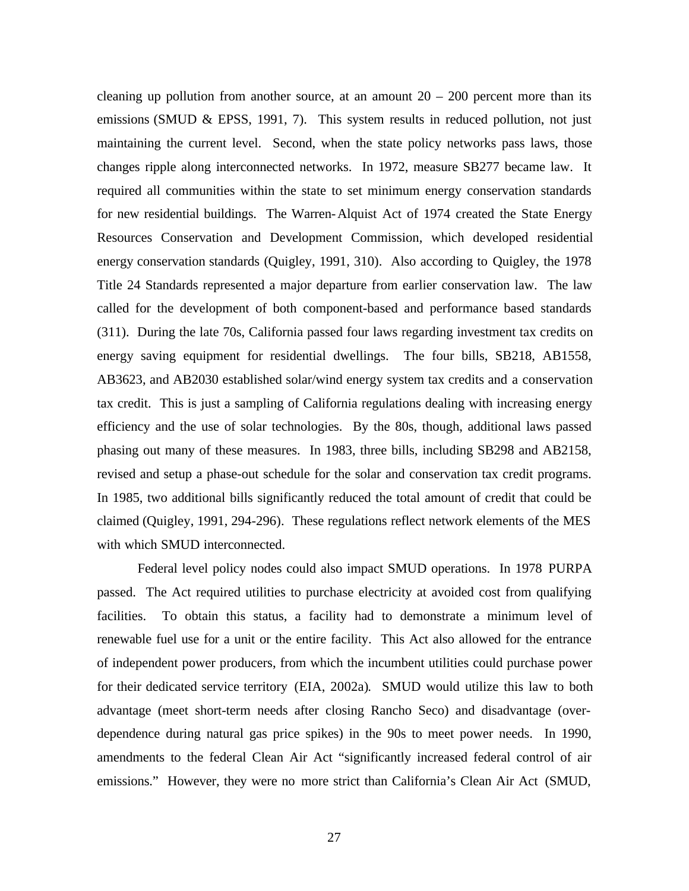cleaning up pollution from another source, at an amount 20 – 200 percent more than its emissions (SMUD & EPSS, 1991, 7). This system results in reduced pollution, not just maintaining the current level. Second, when the state policy networks pass laws, those changes ripple along interconnected networks. In 1972, measure SB277 became law. It required all communities within the state to set minimum energy conservation standards for new residential buildings. The Warren-Alquist Act of 1974 created the State Energy Resources Conservation and Development Commission, which developed residential energy conservation standards (Quigley, 1991, 310). Also according to Quigley, the 1978 Title 24 Standards represented a major departure from earlier conservation law. The law called for the development of both component-based and performance based standards (311). During the late 70s, California passed four laws regarding investment tax credits on energy saving equipment for residential dwellings. The four bills, SB218, AB1558, AB3623, and AB2030 established solar/wind energy system tax credits and a conservation tax credit. This is just a sampling of California regulations dealing with increasing energy efficiency and the use of solar technologies. By the 80s, though, additional laws passed phasing out many of these measures. In 1983, three bills, including SB298 and AB2158, revised and setup a phase-out schedule for the solar and conservation tax credit programs. In 1985, two additional bills significantly reduced the total amount of credit that could be claimed (Quigley, 1991, 294-296). These regulations reflect network elements of the MES with which SMUD interconnected.

Federal level policy nodes could also impact SMUD operations. In 1978 PURPA passed. The Act required utilities to purchase electricity at avoided cost from qualifying facilities. To obtain this status, a facility had to demonstrate a minimum level of renewable fuel use for a unit or the entire facility. This Act also allowed for the entrance of independent power producers, from which the incumbent utilities could purchase power for their dedicated service territory (EIA, 2002a). SMUD would utilize this law to both advantage (meet short-term needs after closing Rancho Seco) and disadvantage (over-dependence during natural gas price spikes) in the 90s to meet power needs. In 1990, amendments to the federal Clean Air Act "significantly increased federal control of air emissions." However, they were no more strict than California's Clean Air Act (SMUD,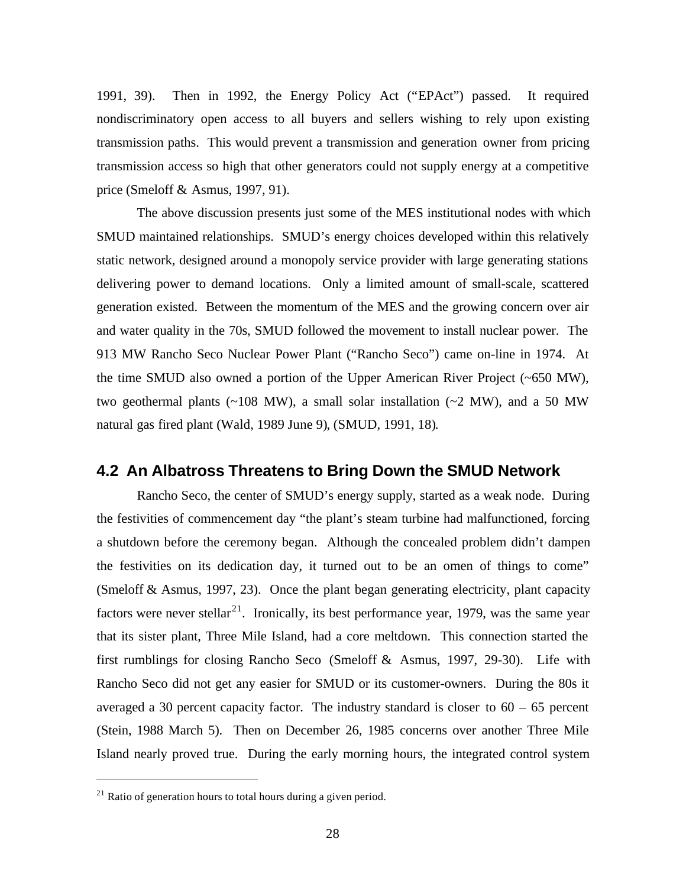1991, 39). Then in 1992, the Energy Policy Act ("EPAct") passed. It required nondiscriminatory open access to all buyers and sellers wishing to rely upon existing transmission paths. This would prevent a transmission and generation owner from pricing transmission access so high that other generators could not supply energy at a competitive price (Smeloff & Asmus, 1997, 91).

The above discussion presents just some of the MES institutional nodes with which SMUD maintained relationships. SMUD's energy choices developed within this relatively static network, designed around a monopoly service provider with large generating stations delivering power to demand locations. Only a limited amount of small-scale, scattered generation existed. Between the momentum of the MES and the growing concern over air and water quality in the 70s, SMUD followed the movement to install nuclear power. The 913 MW Rancho Seco Nuclear Power Plant ("Rancho Seco") came on-line in 1974. At the time SMUD also owned a portion of the Upper American River Project (~650 MW), two geothermal plants (~108 MW), a small solar installation (~2 MW), and a 50 MW natural gas fired plant (Wald, 1989 June 9), (SMUD, 1991, 18).

## 4.2 An Albatross Threatens to Bring Down the SMUD Network

Rancho Seco, the center of SMUD's energy supply, started as a weak node. During the festivities of commencement day "the plant's steam turbine had malfunctioned, forcing a shutdown before the ceremony began. Although the concealed problem didn't dampen the festivities on its dedication day, it turned out to be an omen of things to come" (Smeloff & Asmus, 1997, 23). Once the plant began generating electricity, plant capacity factors were never stellar[21]. Ironically, its best performance year, 1979, was the same year that its sister plant, Three Mile Island, had a core meltdown. This connection started the first rumblings for closing Rancho Seco (Smeloff & Asmus, 1997, 29-30). Life with Rancho Seco did not get any easier for SMUD or its customer-owners. During the 80s it averaged a 30 percent capacity factor. The industry standard is closer to 60 – 65 percent (Stein, 1988 March 5). Then on December 26, 1985 concerns over another Three Mile Island nearly proved true. During the early morning hours, the integrated control system

---

[21] Ratio of generation hours to total hours during a given period.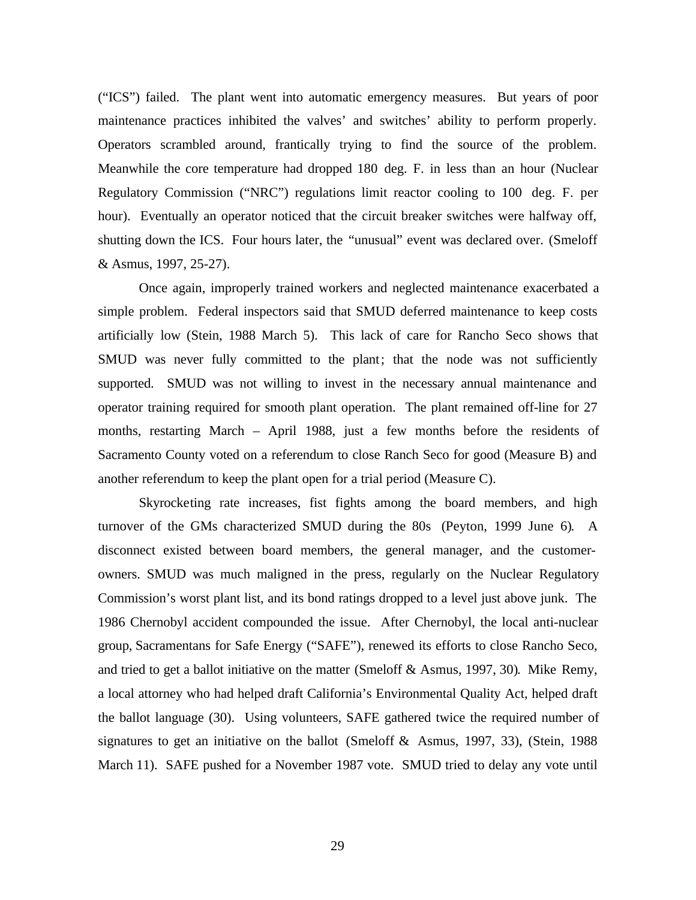("ICS") failed. The plant went into automatic emergency measures. But years of poor maintenance practices inhibited the valves' and switches' ability to perform properly. Operators scrambled around, frantically trying to find the source of the problem. Meanwhile the core temperature had dropped 180 deg. F. in less than an hour (Nuclear Regulatory Commission ("NRC") regulations limit reactor cooling to 100 deg. F. per hour). Eventually an operator noticed that the circuit breaker switches were halfway off, shutting down the ICS. Four hours later, the "unusual" event was declared over. (Smeloff & Asmus, 1997, 25-27).

Once again, improperly trained workers and neglected maintenance exacerbated a simple problem. Federal inspectors said that SMUD deferred maintenance to keep costs artificially low (Stein, 1988 March 5). This lack of care for Rancho Seco shows that SMUD was never fully committed to the plant; that the node was not sufficiently supported. SMUD was not willing to invest in the necessary annual maintenance and operator training required for smooth plant operation. The plant remained off-line for 27 months, restarting March – April 1988, just a few months before the residents of Sacramento County voted on a referendum to close Ranch Seco for good (Measure B) and another referendum to keep the plant open for a trial period (Measure C).

Skyrocketing rate increases, fist fights among the board members, and high turnover of the GMs characterized SMUD during the 80s (Peyton, 1999 June 6). A disconnect existed between board members, the general manager, and the customer-owners. SMUD was much maligned in the press, regularly on the Nuclear Regulatory Commission's worst plant list, and its bond ratings dropped to a level just above junk. The 1986 Chernobyl accident compounded the issue. After Chernobyl, the local anti-nuclear group, Sacramentans for Safe Energy ("SAFE"), renewed its efforts to close Rancho Seco, and tried to get a ballot initiative on the matter (Smeloff & Asmus, 1997, 30). Mike Remy, a local attorney who had helped draft California's Environmental Quality Act, helped draft the ballot language (30). Using volunteers, SAFE gathered twice the required number of signatures to get an initiative on the ballot (Smeloff & Asmus, 1997, 33), (Stein, 1988 March 11). SAFE pushed for a November 1987 vote. SMUD tried to delay any vote until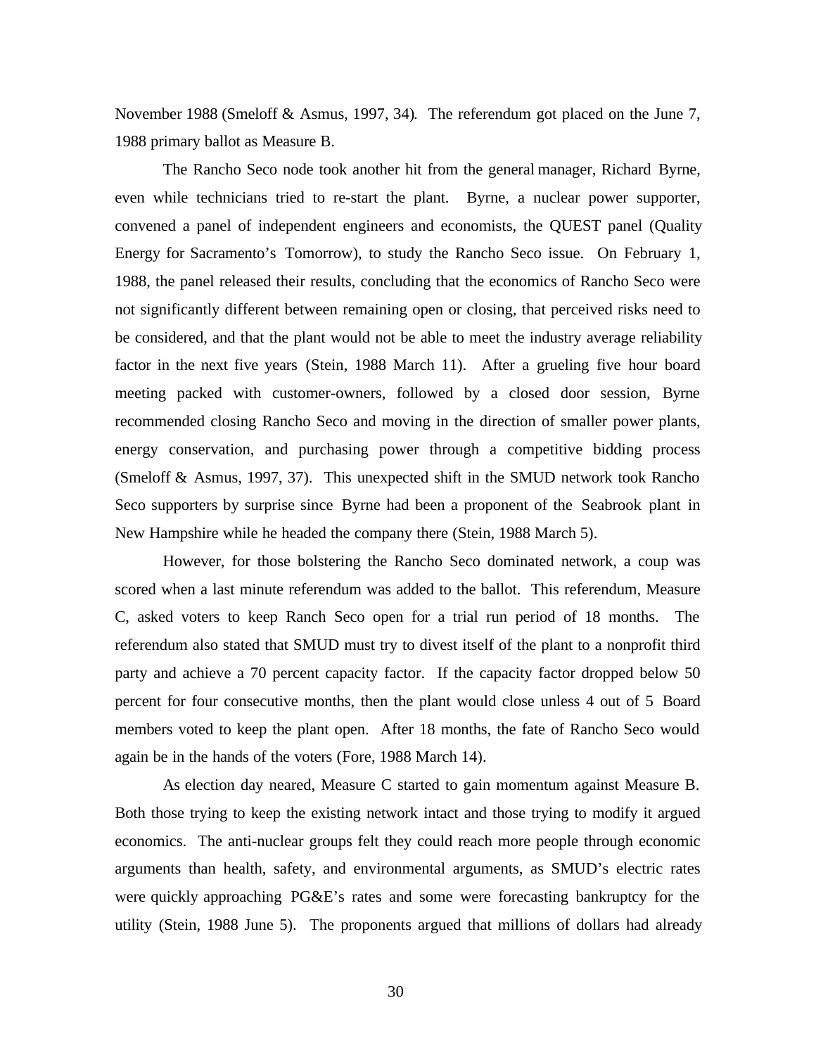November 1988 (Smeloff & Asmus, 1997, 34). The referendum got placed on the June 7, 1988 primary ballot as Measure B.

The Rancho Seco node took another hit from the general manager, Richard Byrne, even while technicians tried to re-start the plant. Byrne, a nuclear power supporter, convened a panel of independent engineers and economists, the QUEST panel (Quality Energy for Sacramento's Tomorrow), to study the Rancho Seco issue. On February 1, 1988, the panel released their results, concluding that the economics of Rancho Seco were not significantly different between remaining open or closing, that perceived risks need to be considered, and that the plant would not be able to meet the industry average reliability factor in the next five years (Stein, 1988 March 11). After a grueling five hour board meeting packed with customer-owners, followed by a closed door session, Byrne recommended closing Rancho Seco and moving in the direction of smaller power plants, energy conservation, and purchasing power through a competitive bidding process (Smeloff & Asmus, 1997, 37). This unexpected shift in the SMUD network took Rancho Seco supporters by surprise since Byrne had been a proponent of the Seabrook plant in New Hampshire while he headed the company there (Stein, 1988 March 5).

However, for those bolstering the Rancho Seco dominated network, a coup was scored when a last minute referendum was added to the ballot. This referendum, Measure C, asked voters to keep Ranch Seco open for a trial run period of 18 months. The referendum also stated that SMUD must try to divest itself of the plant to a nonprofit third party and achieve a 70 percent capacity factor. If the capacity factor dropped below 50 percent for four consecutive months, then the plant would close unless 4 out of 5 Board members voted to keep the plant open. After 18 months, the fate of Rancho Seco would again be in the hands of the voters (Fore, 1988 March 14).

As election day neared, Measure C started to gain momentum against Measure B. Both those trying to keep the existing network intact and those trying to modify it argued economics. The anti-nuclear groups felt they could reach more people through economic arguments than health, safety, and environmental arguments, as SMUD's electric rates were quickly approaching PG&E's rates and some were forecasting bankruptcy for the utility (Stein, 1988 June 5). The proponents argued that millions of dollars had already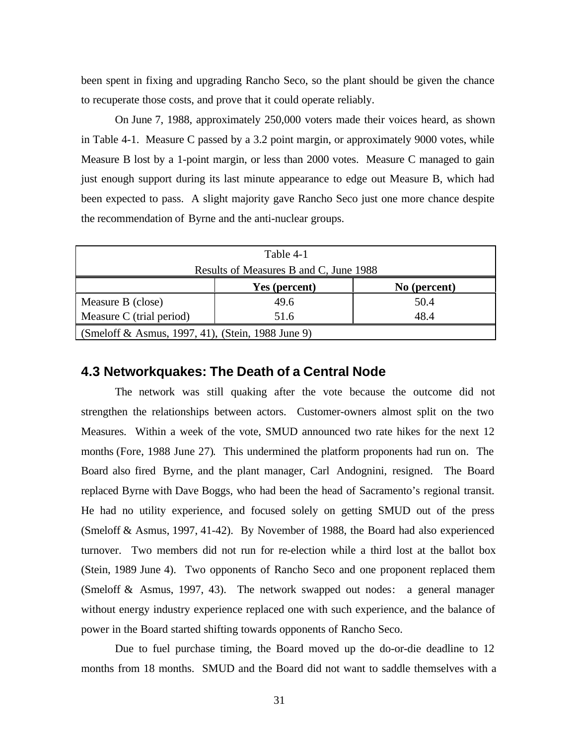been spent in fixing and upgrading Rancho Seco, so the plant should be given the chance to recuperate those costs, and prove that it could operate reliably.

On June 7, 1988, approximately 250,000 voters made their voices heard, as shown in Table 4-1. Measure C passed by a 3.2 point margin, or approximately 9000 votes, while Measure B lost by a 1-point margin, or less than 2000 votes. Measure C managed to gain just enough support during its last minute appearance to edge out Measure B, which had been expected to pass. A slight majority gave Rancho Seco just one more chance despite the recommendation of Byrne and the anti-nuclear groups.

Table 4-1
Results of Measures B and C, June 1988

| | **Yes (percent)** | **No (percent)** |
|---|---|---|
| Measure B (close) | 49.6 | 50.4 |
| Measure C (trial period) | 51.6 | 48.4 |

(Smeloff & Asmus, 1997, 41), (Stein, 1988 June 9)

## 4.3 Networkquakes: The Death of a Central Node

The network was still quaking after the vote because the outcome did not strengthen the relationships between actors. Customer-owners almost split on the two Measures. Within a week of the vote, SMUD announced two rate hikes for the next 12 months (Fore, 1988 June 27). This undermined the platform proponents had run on. The Board also fired Byrne, and the plant manager, Carl Andognini, resigned. The Board replaced Byrne with Dave Boggs, who had been the head of Sacramento's regional transit. He had no utility experience, and focused solely on getting SMUD out of the press (Smeloff & Asmus, 1997, 41-42). By November of 1988, the Board had also experienced turnover. Two members did not run for re-election while a third lost at the ballot box (Stein, 1989 June 4). Two opponents of Rancho Seco and one proponent replaced them (Smeloff & Asmus, 1997, 43). The network swapped out nodes: a general manager without energy industry experience replaced one with such experience, and the balance of power in the Board started shifting towards opponents of Rancho Seco.

Due to fuel purchase timing, the Board moved up the do-or-die deadline to 12 months from 18 months. SMUD and the Board did not want to saddle themselves with a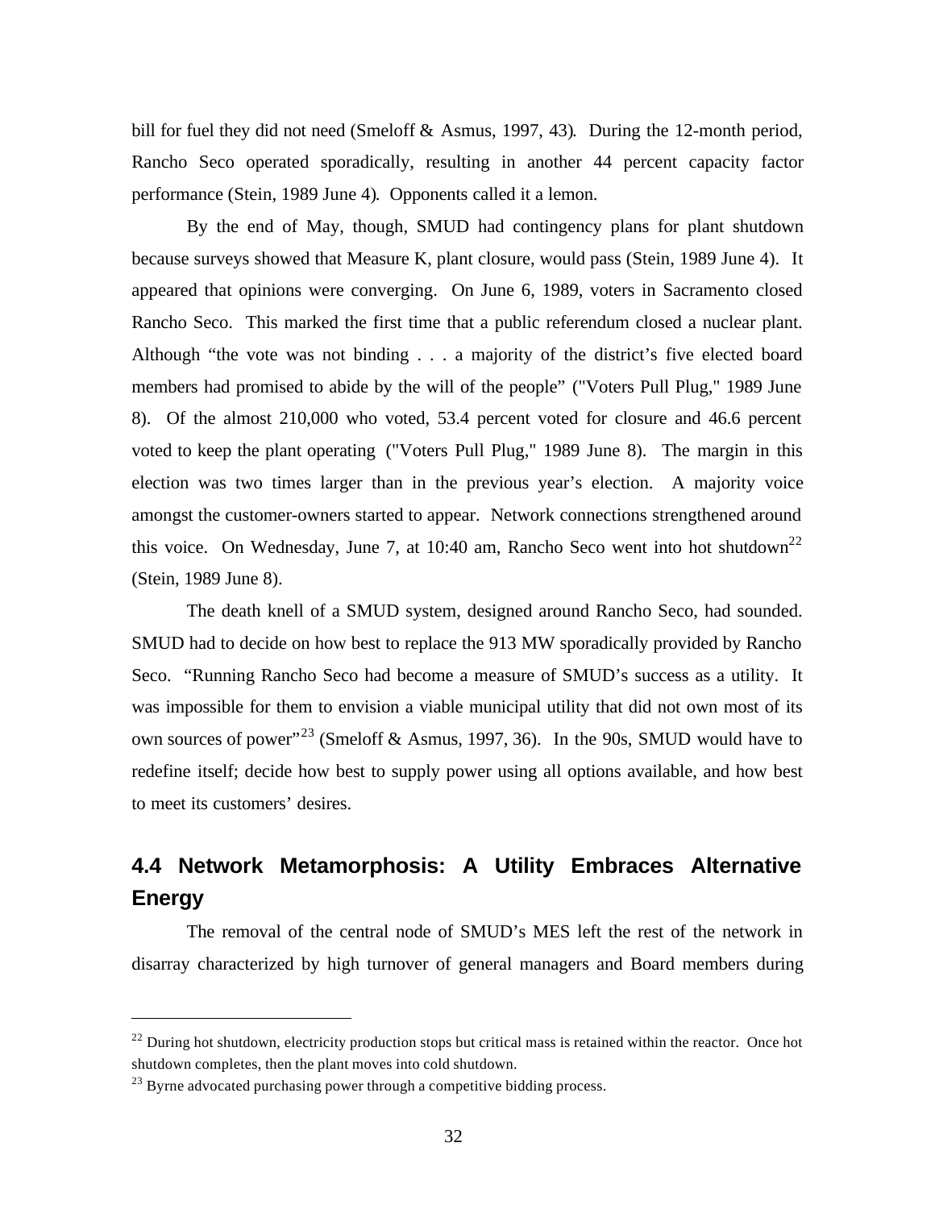bill for fuel they did not need (Smeloff & Asmus, 1997, 43). During the 12-month period, Rancho Seco operated sporadically, resulting in another 44 percent capacity factor performance (Stein, 1989 June 4). Opponents called it a lemon.

By the end of May, though, SMUD had contingency plans for plant shutdown because surveys showed that Measure K, plant closure, would pass (Stein, 1989 June 4). It appeared that opinions were converging. On June 6, 1989, voters in Sacramento closed Rancho Seco. This marked the first time that a public referendum closed a nuclear plant. Although "the vote was not binding . . . a majority of the district's five elected board members had promised to abide by the will of the people" ("Voters Pull Plug," 1989 June 8). Of the almost 210,000 who voted, 53.4 percent voted for closure and 46.6 percent voted to keep the plant operating ("Voters Pull Plug," 1989 June 8). The margin in this election was two times larger than in the previous year's election. A majority voice amongst the customer-owners started to appear. Network connections strengthened around this voice. On Wednesday, June 7, at 10:40 am, Rancho Seco went into hot shutdown[22] (Stein, 1989 June 8).

The death knell of a SMUD system, designed around Rancho Seco, had sounded. SMUD had to decide on how best to replace the 913 MW sporadically provided by Rancho Seco. "Running Rancho Seco had become a measure of SMUD's success as a utility. It was impossible for them to envision a viable municipal utility that did not own most of its own sources of power"[23] (Smeloff & Asmus, 1997, 36). In the 90s, SMUD would have to redefine itself; decide how best to supply power using all options available, and how best to meet its customers' desires.

## 4.4 Network Metamorphosis: A Utility Embraces Alternative Energy

The removal of the central node of SMUD's MES left the rest of the network in disarray characterized by high turnover of general managers and Board members during

---

[22] During hot shutdown, electricity production stops but critical mass is retained within the reactor. Once hot shutdown completes, then the plant moves into cold shutdown.

[23] Byrne advocated purchasing power through a competitive bidding process.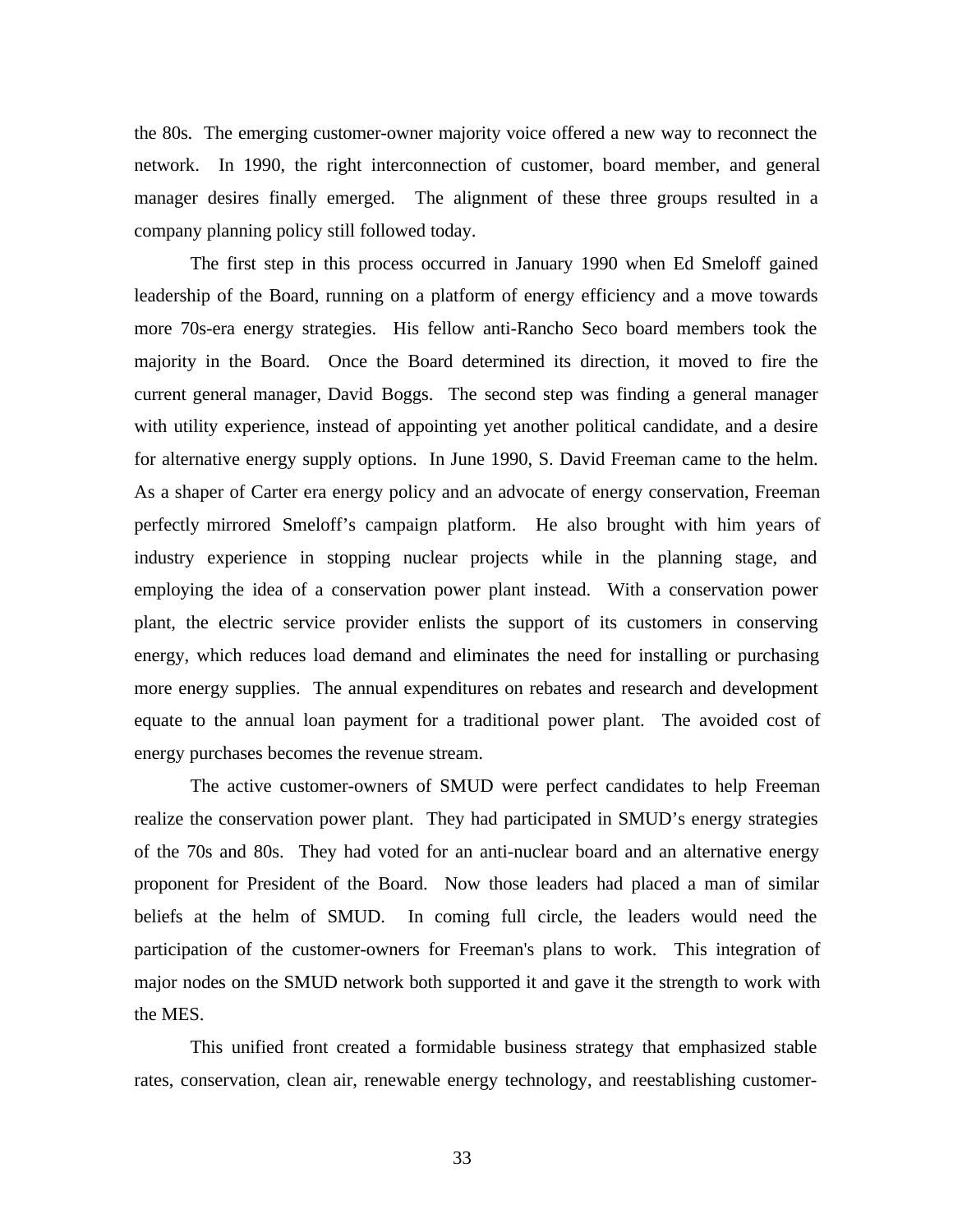the 80s. The emerging customer-owner majority voice offered a new way to reconnect the network. In 1990, the right interconnection of customer, board member, and general manager desires finally emerged. The alignment of these three groups resulted in a company planning policy still followed today.

The first step in this process occurred in January 1990 when Ed Smeloff gained leadership of the Board, running on a platform of energy efficiency and a move towards more 70s-era energy strategies. His fellow anti-Rancho Seco board members took the majority in the Board. Once the Board determined its direction, it moved to fire the current general manager, David Boggs. The second step was finding a general manager with utility experience, instead of appointing yet another political candidate, and a desire for alternative energy supply options. In June 1990, S. David Freeman came to the helm. As a shaper of Carter era energy policy and an advocate of energy conservation, Freeman perfectly mirrored Smeloff's campaign platform. He also brought with him years of industry experience in stopping nuclear projects while in the planning stage, and employing the idea of a conservation power plant instead. With a conservation power plant, the electric service provider enlists the support of its customers in conserving energy, which reduces load demand and eliminates the need for installing or purchasing more energy supplies. The annual expenditures on rebates and research and development equate to the annual loan payment for a traditional power plant. The avoided cost of energy purchases becomes the revenue stream.

The active customer-owners of SMUD were perfect candidates to help Freeman realize the conservation power plant. They had participated in SMUD's energy strategies of the 70s and 80s. They had voted for an anti-nuclear board and an alternative energy proponent for President of the Board. Now those leaders had placed a man of similar beliefs at the helm of SMUD. In coming full circle, the leaders would need the participation of the customer-owners for Freeman's plans to work. This integration of major nodes on the SMUD network both supported it and gave it the strength to work with the MES.

This unified front created a formidable business strategy that emphasized stable rates, conservation, clean air, renewable energy technology, and reestablishing customer-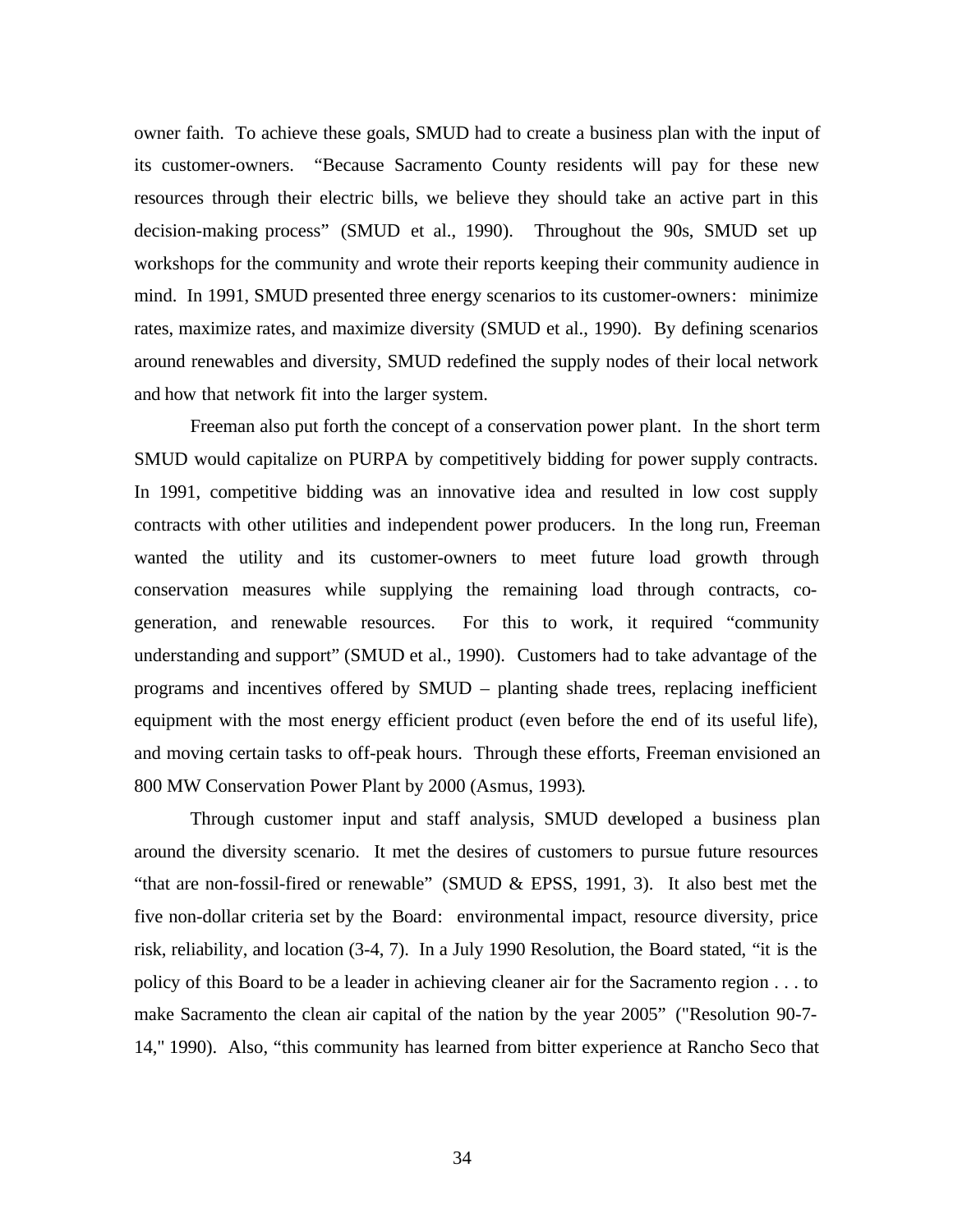owner faith. To achieve these goals, SMUD had to create a business plan with the input of its customer-owners. "Because Sacramento County residents will pay for these new resources through their electric bills, we believe they should take an active part in this decision-making process" (SMUD et al., 1990). Throughout the 90s, SMUD set up workshops for the community and wrote their reports keeping their community audience in mind. In 1991, SMUD presented three energy scenarios to its customer-owners: minimize rates, maximize rates, and maximize diversity (SMUD et al., 1990). By defining scenarios around renewables and diversity, SMUD redefined the supply nodes of their local network and how that network fit into the larger system.

Freeman also put forth the concept of a conservation power plant. In the short term SMUD would capitalize on PURPA by competitively bidding for power supply contracts. In 1991, competitive bidding was an innovative idea and resulted in low cost supply contracts with other utilities and independent power producers. In the long run, Freeman wanted the utility and its customer-owners to meet future load growth through conservation measures while supplying the remaining load through contracts, co-generation, and renewable resources. For this to work, it required "community understanding and support" (SMUD et al., 1990). Customers had to take advantage of the programs and incentives offered by SMUD – planting shade trees, replacing inefficient equipment with the most energy efficient product (even before the end of its useful life), and moving certain tasks to off-peak hours. Through these efforts, Freeman envisioned an 800 MW Conservation Power Plant by 2000 (Asmus, 1993).

Through customer input and staff analysis, SMUD developed a business plan around the diversity scenario. It met the desires of customers to pursue future resources "that are non-fossil-fired or renewable" (SMUD & EPSS, 1991, 3). It also best met the five non-dollar criteria set by the Board: environmental impact, resource diversity, price risk, reliability, and location (3-4, 7). In a July 1990 Resolution, the Board stated, "it is the policy of this Board to be a leader in achieving cleaner air for the Sacramento region . . . to make Sacramento the clean air capital of the nation by the year 2005" ("Resolution 90-7-14," 1990). Also, "this community has learned from bitter experience at Rancho Seco that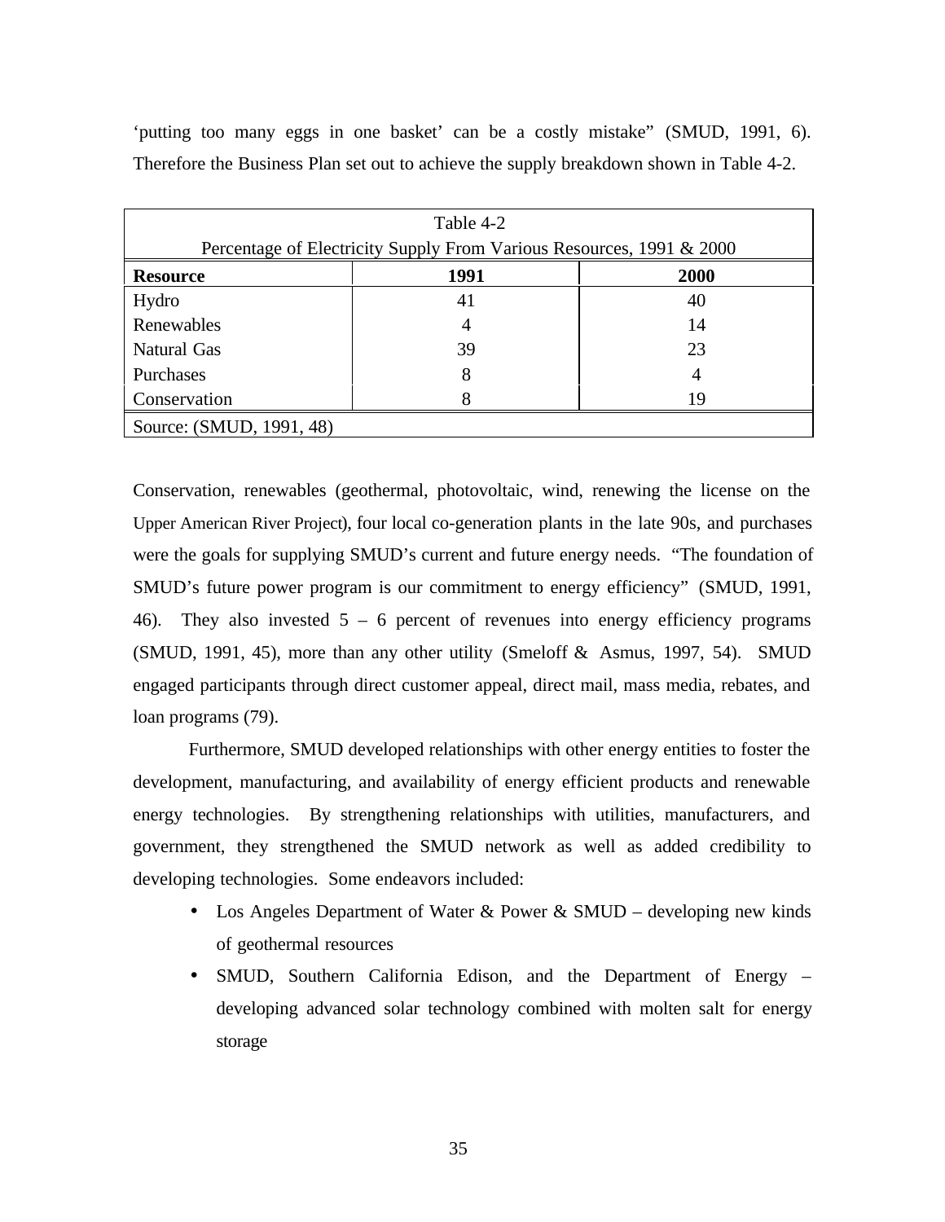'putting too many eggs in one basket' can be a costly mistake" (SMUD, 1991, 6). Therefore the Business Plan set out to achieve the supply breakdown shown in Table 4-2.

Table 4-2
Percentage of Electricity Supply From Various Resources, 1991 & 2000

| Resource | 1991 | 2000 |
|---|---|---|
| Hydro | 41 | 40 |
| Renewables | 4 | 14 |
| Natural Gas | 39 | 23 |
| Purchases | 8 | 4 |
| Conservation | 8 | 19 |

Source: (SMUD, 1991, 48)

Conservation, renewables (geothermal, photovoltaic, wind, renewing the license on the Upper American River Project), four local co-generation plants in the late 90s, and purchases were the goals for supplying SMUD's current and future energy needs. "The foundation of SMUD's future power program is our commitment to energy efficiency" (SMUD, 1991, 46). They also invested 5 – 6 percent of revenues into energy efficiency programs (SMUD, 1991, 45), more than any other utility (Smeloff & Asmus, 1997, 54). SMUD engaged participants through direct customer appeal, direct mail, mass media, rebates, and loan programs (79).

Furthermore, SMUD developed relationships with other energy entities to foster the development, manufacturing, and availability of energy efficient products and renewable energy technologies. By strengthening relationships with utilities, manufacturers, and government, they strengthened the SMUD network as well as added credibility to developing technologies. Some endeavors included:

- Los Angeles Department of Water & Power & SMUD – developing new kinds of geothermal resources
- SMUD, Southern California Edison, and the Department of Energy – developing advanced solar technology combined with molten salt for energy storage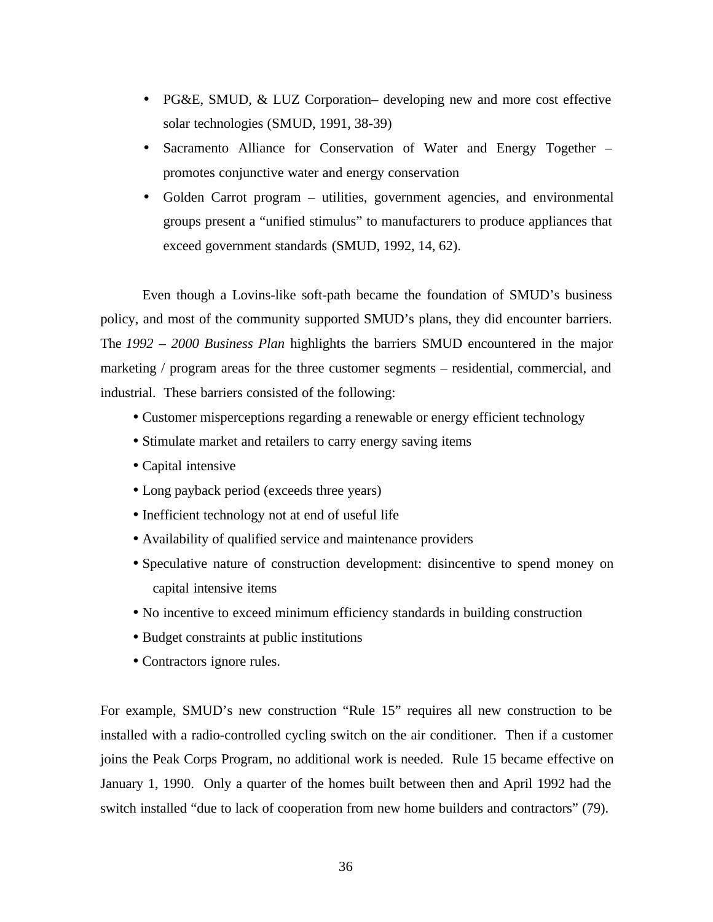- PG&E, SMUD, & LUZ Corporation– developing new and more cost effective solar technologies (SMUD, 1991, 38-39)
- Sacramento Alliance for Conservation of Water and Energy Together – promotes conjunctive water and energy conservation
- Golden Carrot program – utilities, government agencies, and environmental groups present a "unified stimulus" to manufacturers to produce appliances that exceed government standards (SMUD, 1992, 14, 62).

Even though a Lovins-like soft-path became the foundation of SMUD's business policy, and most of the community supported SMUD's plans, they did encounter barriers. The *1992 – 2000 Business Plan* highlights the barriers SMUD encountered in the major marketing / program areas for the three customer segments – residential, commercial, and industrial. These barriers consisted of the following:

- Customer misperceptions regarding a renewable or energy efficient technology
- Stimulate market and retailers to carry energy saving items
- Capital intensive
- Long payback period (exceeds three years)
- Inefficient technology not at end of useful life
- Availability of qualified service and maintenance providers
- Speculative nature of construction development: disincentive to spend money on capital intensive items
- No incentive to exceed minimum efficiency standards in building construction
- Budget constraints at public institutions
- Contractors ignore rules.

For example, SMUD's new construction "Rule 15" requires all new construction to be installed with a radio-controlled cycling switch on the air conditioner. Then if a customer joins the Peak Corps Program, no additional work is needed. Rule 15 became effective on January 1, 1990. Only a quarter of the homes built between then and April 1992 had the switch installed "due to lack of cooperation from new home builders and contractors" (79).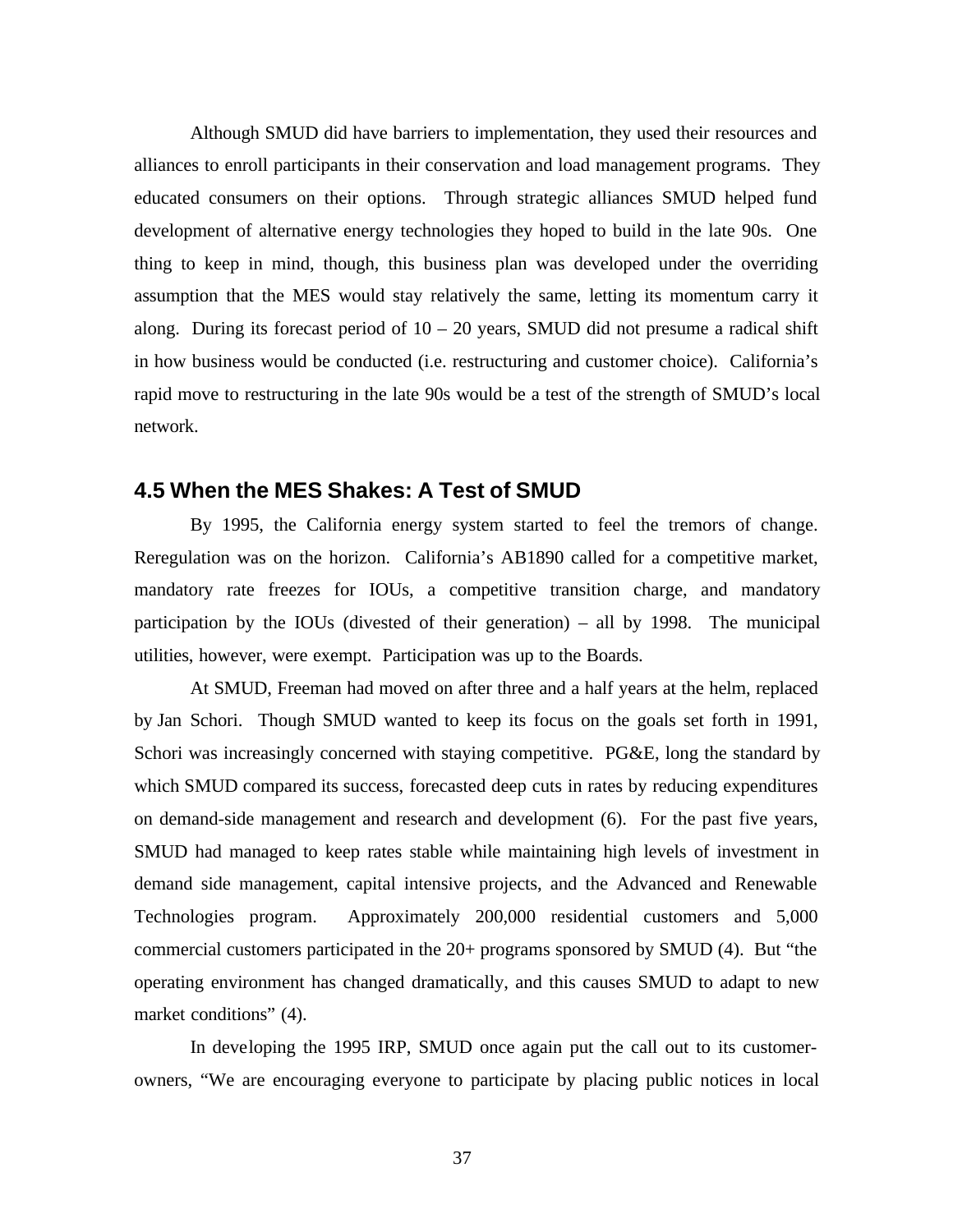Although SMUD did have barriers to implementation, they used their resources and alliances to enroll participants in their conservation and load management programs. They educated consumers on their options. Through strategic alliances SMUD helped fund development of alternative energy technologies they hoped to build in the late 90s. One thing to keep in mind, though, this business plan was developed under the overriding assumption that the MES would stay relatively the same, letting its momentum carry it along. During its forecast period of 10 – 20 years, SMUD did not presume a radical shift in how business would be conducted (i.e. restructuring and customer choice). California's rapid move to restructuring in the late 90s would be a test of the strength of SMUD's local network.

## 4.5 When the MES Shakes: A Test of SMUD

By 1995, the California energy system started to feel the tremors of change. Reregulation was on the horizon. California's AB1890 called for a competitive market, mandatory rate freezes for IOUs, a competitive transition charge, and mandatory participation by the IOUs (divested of their generation) – all by 1998. The municipal utilities, however, were exempt. Participation was up to the Boards.

At SMUD, Freeman had moved on after three and a half years at the helm, replaced by Jan Schori. Though SMUD wanted to keep its focus on the goals set forth in 1991, Schori was increasingly concerned with staying competitive. PG&E, long the standard by which SMUD compared its success, forecasted deep cuts in rates by reducing expenditures on demand-side management and research and development (6). For the past five years, SMUD had managed to keep rates stable while maintaining high levels of investment in demand side management, capital intensive projects, and the Advanced and Renewable Technologies program. Approximately 200,000 residential customers and 5,000 commercial customers participated in the 20+ programs sponsored by SMUD (4). But "the operating environment has changed dramatically, and this causes SMUD to adapt to new market conditions" (4).

In developing the 1995 IRP, SMUD once again put the call out to its customer-owners, "We are encouraging everyone to participate by placing public notices in local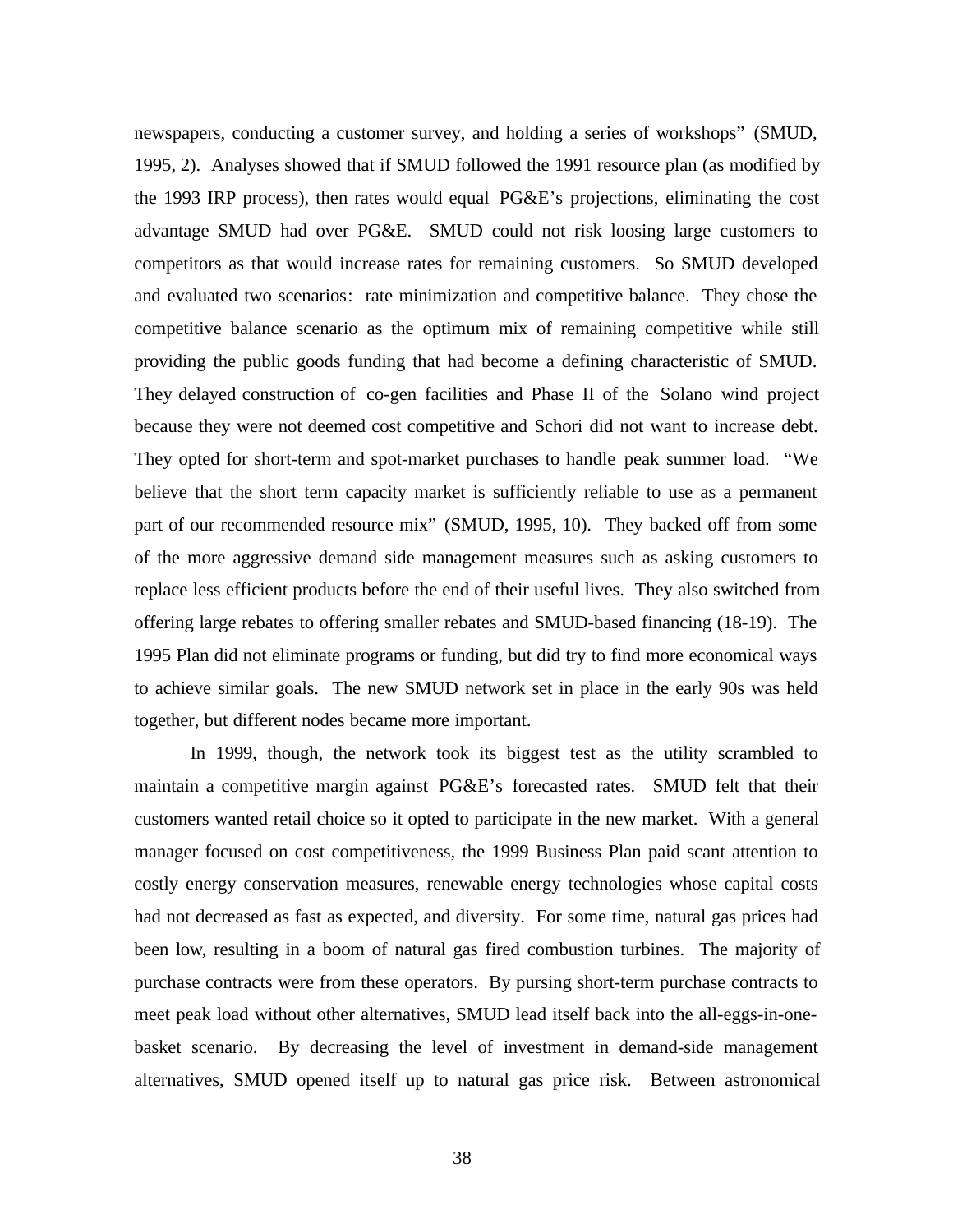newspapers, conducting a customer survey, and holding a series of workshops" (SMUD, 1995, 2). Analyses showed that if SMUD followed the 1991 resource plan (as modified by the 1993 IRP process), then rates would equal PG&E's projections, eliminating the cost advantage SMUD had over PG&E. SMUD could not risk loosing large customers to competitors as that would increase rates for remaining customers. So SMUD developed and evaluated two scenarios: rate minimization and competitive balance. They chose the competitive balance scenario as the optimum mix of remaining competitive while still providing the public goods funding that had become a defining characteristic of SMUD. They delayed construction of co-gen facilities and Phase II of the Solano wind project because they were not deemed cost competitive and Schori did not want to increase debt. They opted for short-term and spot-market purchases to handle peak summer load. "We believe that the short term capacity market is sufficiently reliable to use as a permanent part of our recommended resource mix" (SMUD, 1995, 10). They backed off from some of the more aggressive demand side management measures such as asking customers to replace less efficient products before the end of their useful lives. They also switched from offering large rebates to offering smaller rebates and SMUD-based financing (18-19). The 1995 Plan did not eliminate programs or funding, but did try to find more economical ways to achieve similar goals. The new SMUD network set in place in the early 90s was held together, but different nodes became more important.

In 1999, though, the network took its biggest test as the utility scrambled to maintain a competitive margin against PG&E's forecasted rates. SMUD felt that their customers wanted retail choice so it opted to participate in the new market. With a general manager focused on cost competitiveness, the 1999 Business Plan paid scant attention to costly energy conservation measures, renewable energy technologies whose capital costs had not decreased as fast as expected, and diversity. For some time, natural gas prices had been low, resulting in a boom of natural gas fired combustion turbines. The majority of purchase contracts were from these operators. By pursing short-term purchase contracts to meet peak load without other alternatives, SMUD lead itself back into the all-eggs-in-one-basket scenario. By decreasing the level of investment in demand-side management alternatives, SMUD opened itself up to natural gas price risk. Between astronomical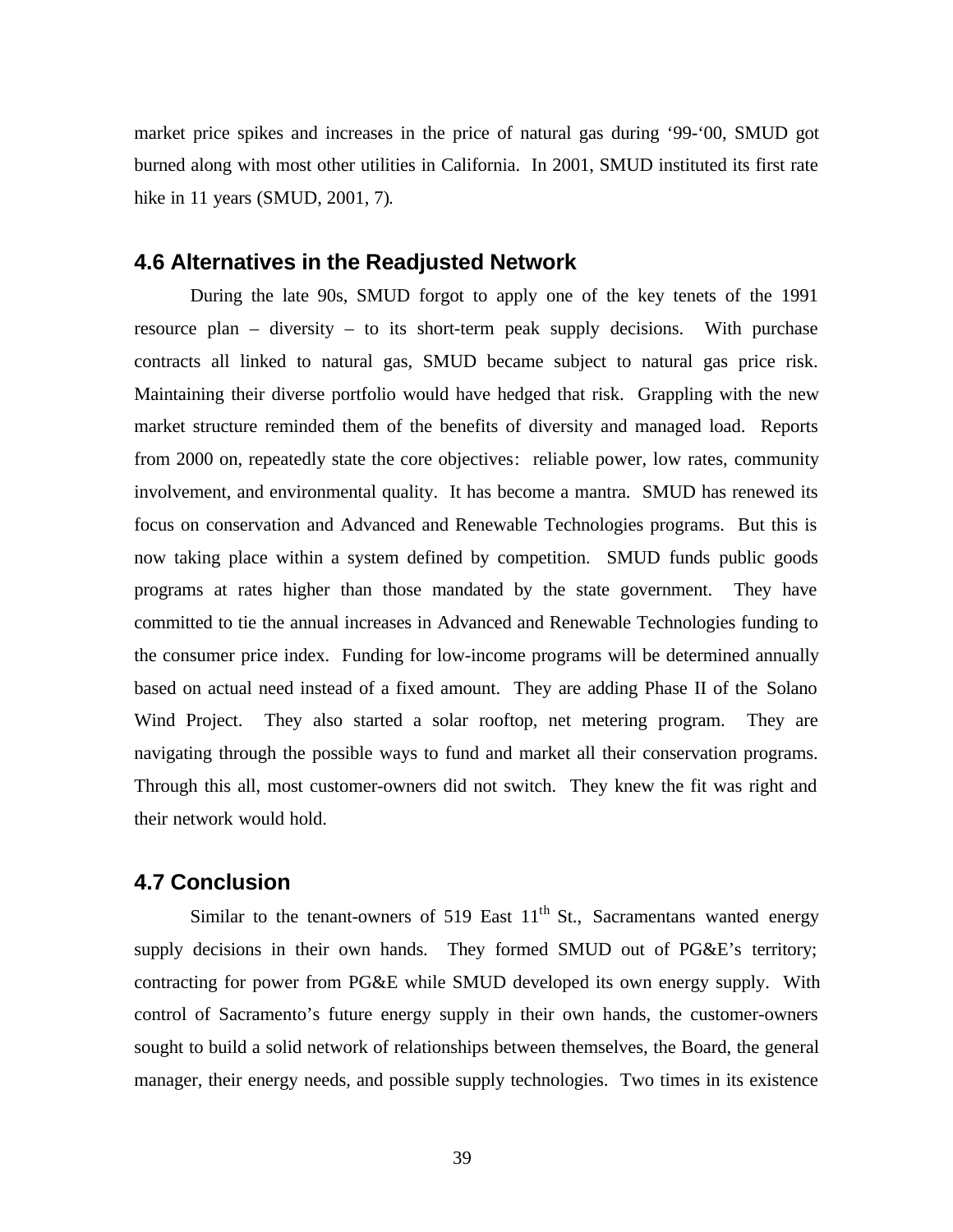market price spikes and increases in the price of natural gas during '99-'00, SMUD got burned along with most other utilities in California. In 2001, SMUD instituted its first rate hike in 11 years (SMUD, 2001, 7).

## 4.6 Alternatives in the Readjusted Network

During the late 90s, SMUD forgot to apply one of the key tenets of the 1991 resource plan – diversity – to its short-term peak supply decisions. With purchase contracts all linked to natural gas, SMUD became subject to natural gas price risk. Maintaining their diverse portfolio would have hedged that risk. Grappling with the new market structure reminded them of the benefits of diversity and managed load. Reports from 2000 on, repeatedly state the core objectives: reliable power, low rates, community involvement, and environmental quality. It has become a mantra. SMUD has renewed its focus on conservation and Advanced and Renewable Technologies programs. But this is now taking place within a system defined by competition. SMUD funds public goods programs at rates higher than those mandated by the state government. They have committed to tie the annual increases in Advanced and Renewable Technologies funding to the consumer price index. Funding for low-income programs will be determined annually based on actual need instead of a fixed amount. They are adding Phase II of the Solano Wind Project. They also started a solar rooftop, net metering program. They are navigating through the possible ways to fund and market all their conservation programs. Through this all, most customer-owners did not switch. They knew the fit was right and their network would hold.

## 4.7 Conclusion

Similar to the tenant-owners of 519 East 11th St., Sacramentans wanted energy supply decisions in their own hands. They formed SMUD out of PG&E's territory; contracting for power from PG&E while SMUD developed its own energy supply. With control of Sacramento's future energy supply in their own hands, the customer-owners sought to build a solid network of relationships between themselves, the Board, the general manager, their energy needs, and possible supply technologies. Two times in its existence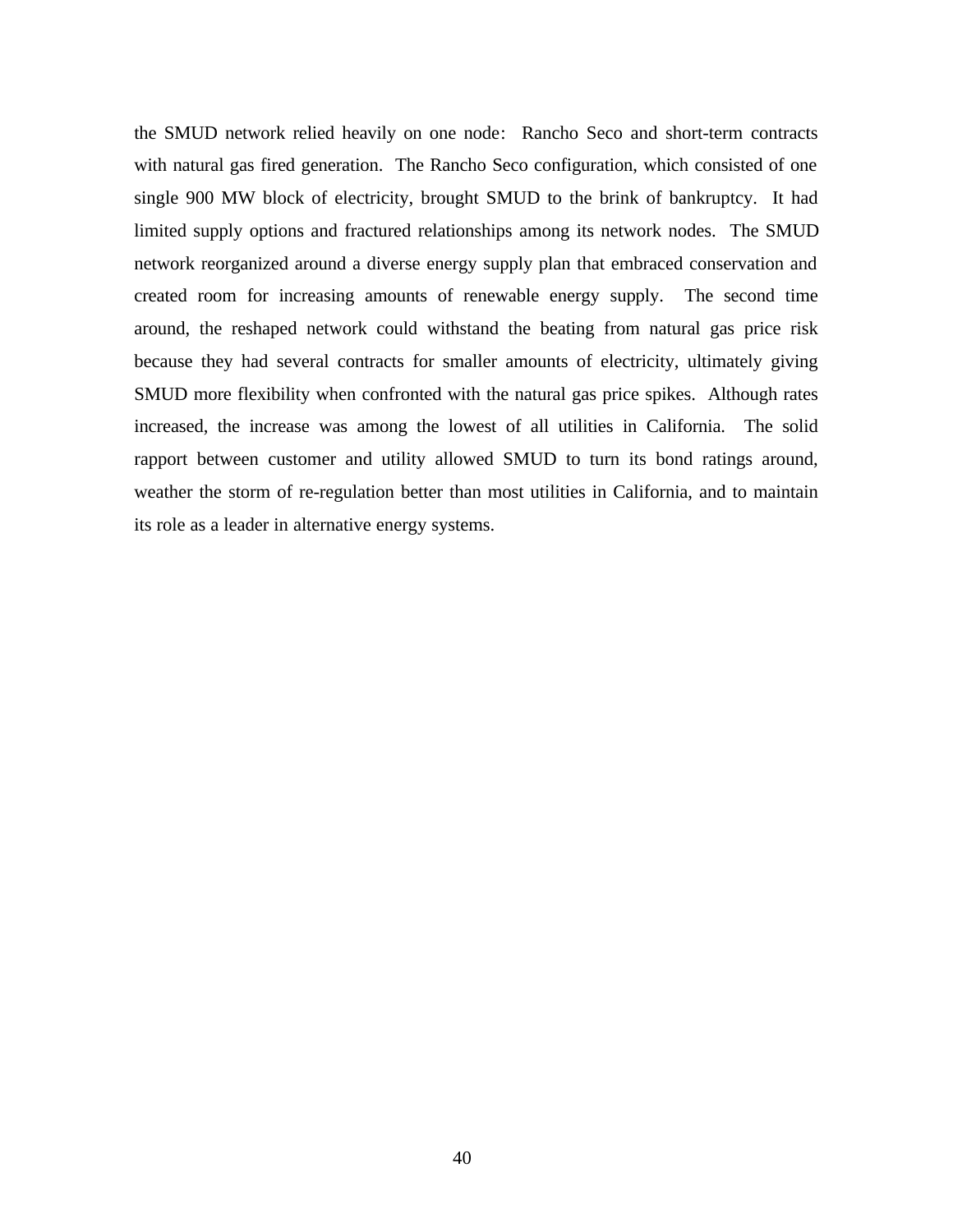the SMUD network relied heavily on one node: Rancho Seco and short-term contracts with natural gas fired generation. The Rancho Seco configuration, which consisted of one single 900 MW block of electricity, brought SMUD to the brink of bankruptcy. It had limited supply options and fractured relationships among its network nodes. The SMUD network reorganized around a diverse energy supply plan that embraced conservation and created room for increasing amounts of renewable energy supply. The second time around, the reshaped network could withstand the beating from natural gas price risk because they had several contracts for smaller amounts of electricity, ultimately giving SMUD more flexibility when confronted with the natural gas price spikes. Although rates increased, the increase was among the lowest of all utilities in California. The solid rapport between customer and utility allowed SMUD to turn its bond ratings around, weather the storm of re-regulation better than most utilities in California, and to maintain its role as a leader in alternative energy systems.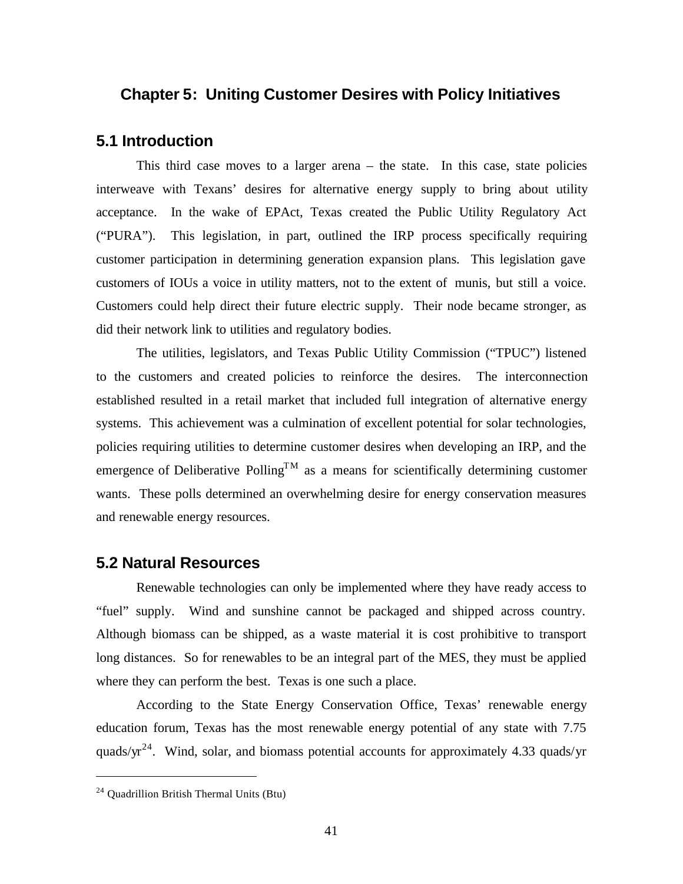## Chapter 5: Uniting Customer Desires with Policy Initiatives

### 5.1 Introduction

This third case moves to a larger arena – the state. In this case, state policies interweave with Texans' desires for alternative energy supply to bring about utility acceptance. In the wake of EPAct, Texas created the Public Utility Regulatory Act ("PURA"). This legislation, in part, outlined the IRP process specifically requiring customer participation in determining generation expansion plans. This legislation gave customers of IOUs a voice in utility matters, not to the extent of munis, but still a voice. Customers could help direct their future electric supply. Their node became stronger, as did their network link to utilities and regulatory bodies.

The utilities, legislators, and Texas Public Utility Commission ("TPUC") listened to the customers and created policies to reinforce the desires. The interconnection established resulted in a retail market that included full integration of alternative energy systems. This achievement was a culmination of excellent potential for solar technologies, policies requiring utilities to determine customer desires when developing an IRP, and the emergence of Deliberative Polling™ as a means for scientifically determining customer wants. These polls determined an overwhelming desire for energy conservation measures and renewable energy resources.

### 5.2 Natural Resources

Renewable technologies can only be implemented where they have ready access to "fuel" supply. Wind and sunshine cannot be packaged and shipped across country. Although biomass can be shipped, as a waste material it is cost prohibitive to transport long distances. So for renewables to be an integral part of the MES, they must be applied where they can perform the best. Texas is one such a place.

According to the State Energy Conservation Office, Texas' renewable energy education forum, Texas has the most renewable energy potential of any state with 7.75 quads/yr[24]. Wind, solar, and biomass potential accounts for approximately 4.33 quads/yr

---

[24] Quadrillion British Thermal Units (Btu)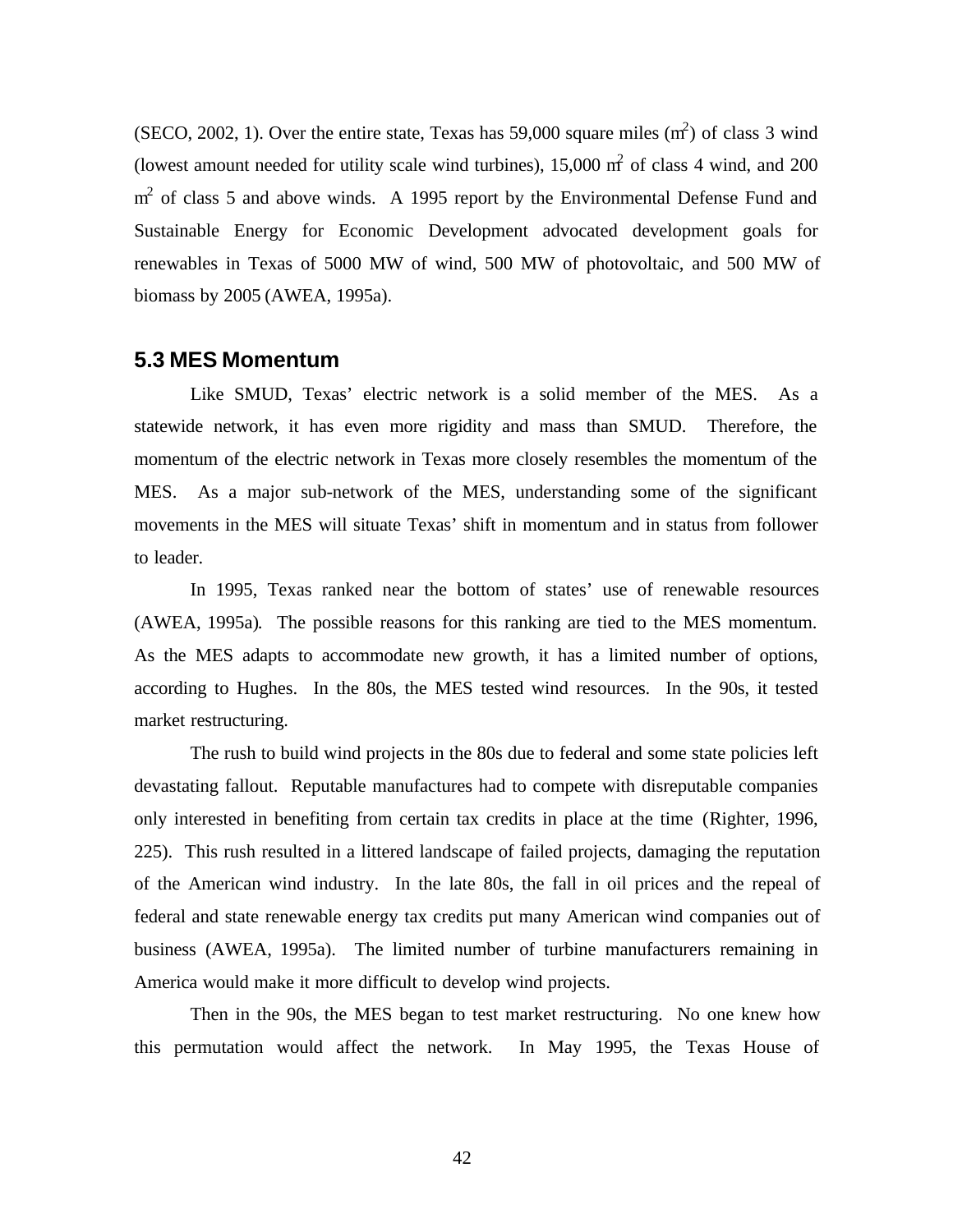(SECO, 2002, 1). Over the entire state, Texas has 59,000 square miles ($m^2$) of class 3 wind (lowest amount needed for utility scale wind turbines), 15,000 $m^2$ of class 4 wind, and 200 $m^2$ of class 5 and above winds. A 1995 report by the Environmental Defense Fund and Sustainable Energy for Economic Development advocated development goals for renewables in Texas of 5000 MW of wind, 500 MW of photovoltaic, and 500 MW of biomass by 2005 (AWEA, 1995a).

## 5.3 MES Momentum

Like SMUD, Texas' electric network is a solid member of the MES. As a statewide network, it has even more rigidity and mass than SMUD. Therefore, the momentum of the electric network in Texas more closely resembles the momentum of the MES. As a major sub-network of the MES, understanding some of the significant movements in the MES will situate Texas' shift in momentum and in status from follower to leader.

In 1995, Texas ranked near the bottom of states' use of renewable resources (AWEA, 1995a). The possible reasons for this ranking are tied to the MES momentum. As the MES adapts to accommodate new growth, it has a limited number of options, according to Hughes. In the 80s, the MES tested wind resources. In the 90s, it tested market restructuring.

The rush to build wind projects in the 80s due to federal and some state policies left devastating fallout. Reputable manufactures had to compete with disreputable companies only interested in benefiting from certain tax credits in place at the time (Righter, 1996, 225). This rush resulted in a littered landscape of failed projects, damaging the reputation of the American wind industry. In the late 80s, the fall in oil prices and the repeal of federal and state renewable energy tax credits put many American wind companies out of business (AWEA, 1995a). The limited number of turbine manufacturers remaining in America would make it more difficult to develop wind projects.

Then in the 90s, the MES began to test market restructuring. No one knew how this permutation would affect the network. In May 1995, the Texas House of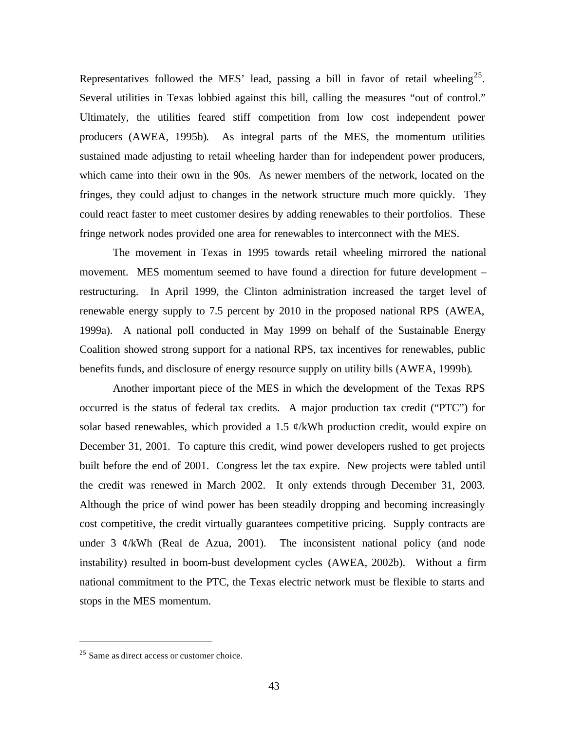Representatives followed the MES' lead, passing a bill in favor of retail wheeling[25]. Several utilities in Texas lobbied against this bill, calling the measures "out of control." Ultimately, the utilities feared stiff competition from low cost independent power producers (AWEA, 1995b). As integral parts of the MES, the momentum utilities sustained made adjusting to retail wheeling harder than for independent power producers, which came into their own in the 90s. As newer members of the network, located on the fringes, they could adjust to changes in the network structure much more quickly. They could react faster to meet customer desires by adding renewables to their portfolios. These fringe network nodes provided one area for renewables to interconnect with the MES.

The movement in Texas in 1995 towards retail wheeling mirrored the national movement. MES momentum seemed to have found a direction for future development – restructuring. In April 1999, the Clinton administration increased the target level of renewable energy supply to 7.5 percent by 2010 in the proposed national RPS (AWEA, 1999a). A national poll conducted in May 1999 on behalf of the Sustainable Energy Coalition showed strong support for a national RPS, tax incentives for renewables, public benefits funds, and disclosure of energy resource supply on utility bills (AWEA, 1999b).

Another important piece of the MES in which the development of the Texas RPS occurred is the status of federal tax credits. A major production tax credit ("PTC") for solar based renewables, which provided a 1.5 ¢/kWh production credit, would expire on December 31, 2001. To capture this credit, wind power developers rushed to get projects built before the end of 2001. Congress let the tax expire. New projects were tabled until the credit was renewed in March 2002. It only extends through December 31, 2003. Although the price of wind power has been steadily dropping and becoming increasingly cost competitive, the credit virtually guarantees competitive pricing. Supply contracts are under 3 ¢/kWh (Real de Azua, 2001). The inconsistent national policy (and node instability) resulted in boom-bust development cycles (AWEA, 2002b). Without a firm national commitment to the PTC, the Texas electric network must be flexible to starts and stops in the MES momentum.

---

[25] Same as direct access or customer choice.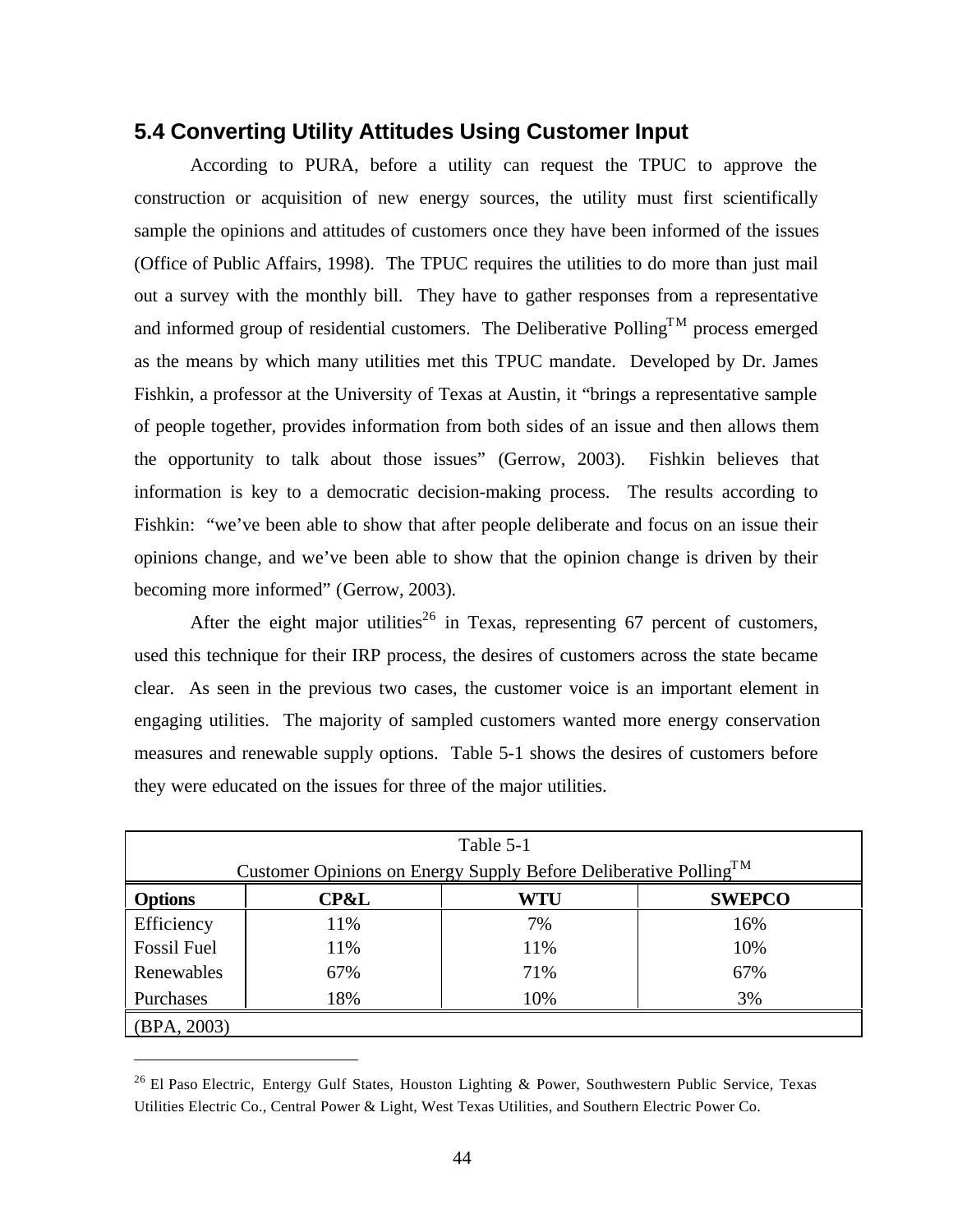## 5.4 Converting Utility Attitudes Using Customer Input

According to PURA, before a utility can request the TPUC to approve the construction or acquisition of new energy sources, the utility must first scientifically sample the opinions and attitudes of customers once they have been informed of the issues (Office of Public Affairs, 1998). The TPUC requires the utilities to do more than just mail out a survey with the monthly bill. They have to gather responses from a representative and informed group of residential customers. The Deliberative Polling™ process emerged as the means by which many utilities met this TPUC mandate. Developed by Dr. James Fishkin, a professor at the University of Texas at Austin, it "brings a representative sample of people together, provides information from both sides of an issue and then allows them the opportunity to talk about those issues" (Gerrow, 2003). Fishkin believes that information is key to a democratic decision-making process. The results according to Fishkin: "we've been able to show that after people deliberate and focus on an issue their opinions change, and we've been able to show that the opinion change is driven by their becoming more informed" (Gerrow, 2003).

After the eight major utilities[26] in Texas, representing 67 percent of customers, used this technique for their IRP process, the desires of customers across the state became clear. As seen in the previous two cases, the customer voice is an important element in engaging utilities. The majority of sampled customers wanted more energy conservation measures and renewable supply options. Table 5-1 shows the desires of customers before they were educated on the issues for three of the major utilities.

Table 5-1
Customer Opinions on Energy Supply Before Deliberative Polling™

| **Options** | **CP&L** | **WTU** | **SWEPCO** |
|---|---|---|---|
| Efficiency | 11% | 7% | 16% |
| Fossil Fuel | 11% | 11% | 10% |
| Renewables | 67% | 71% | 67% |
| Purchases | 18% | 10% | 3% |

(BPA, 2003)

[26] El Paso Electric, Entergy Gulf States, Houston Lighting & Power, Southwestern Public Service, Texas Utilities Electric Co., Central Power & Light, West Texas Utilities, and Southern Electric Power Co.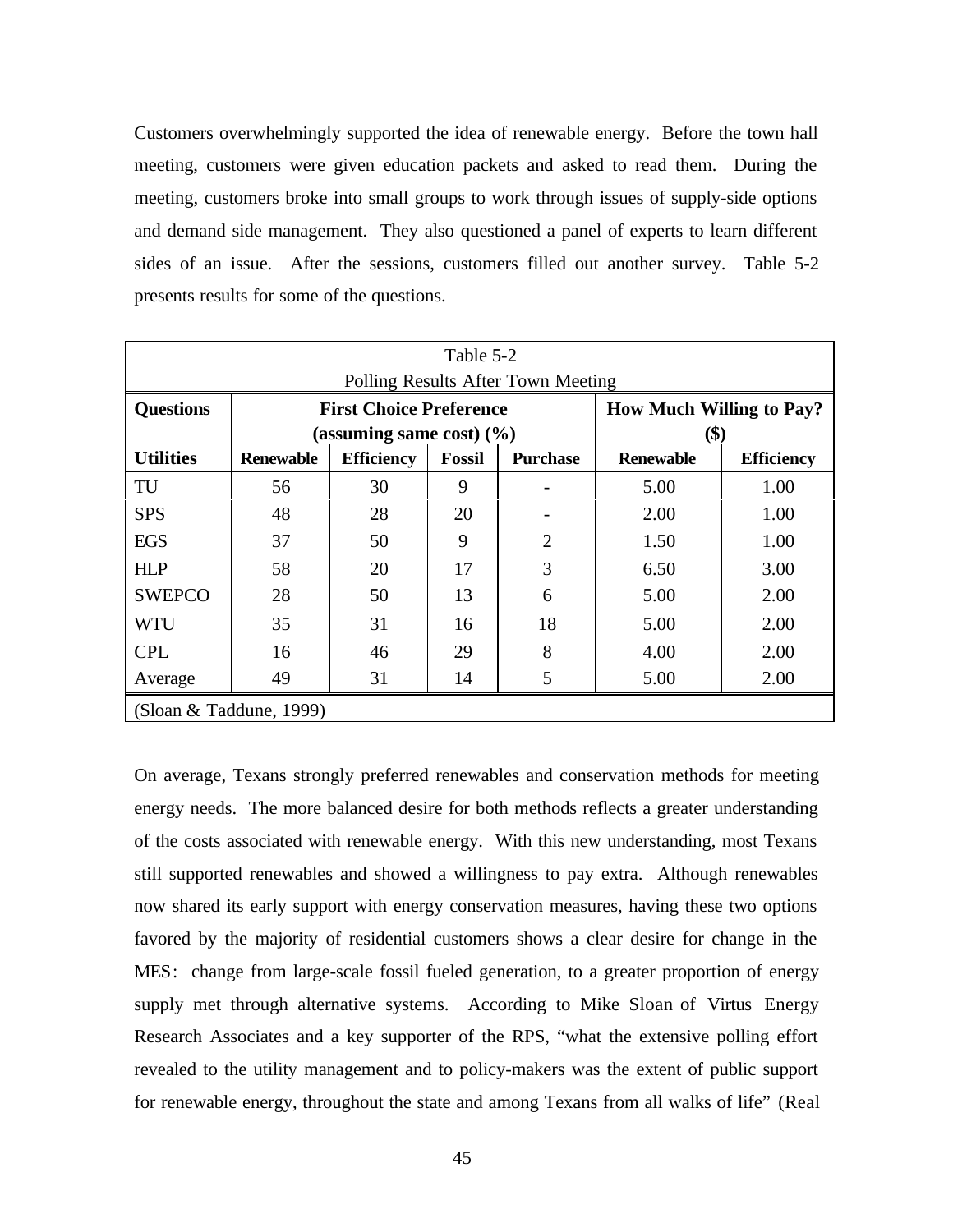Customers overwhelmingly supported the idea of renewable energy. Before the town hall meeting, customers were given education packets and asked to read them. During the meeting, customers broke into small groups to work through issues of supply-side options and demand side management. They also questioned a panel of experts to learn different sides of an issue. After the sessions, customers filled out another survey. Table 5-2 presents results for some of the questions.

Table 5-2
Polling Results After Town Meeting

| **Questions** | **First Choice Preference (assuming same cost) (%)** | | | | **How Much Willing to Pay? ($)** | |
|---|---|---|---|---|---|---|
| **Utilities** | **Renewable** | **Efficiency** | **Fossil** | **Purchase** | **Renewable** | **Efficiency** |
| TU | 56 | 30 | 9 | - | 5.00 | 1.00 |
| SPS | 48 | 28 | 20 | - | 2.00 | 1.00 |
| EGS | 37 | 50 | 9 | 2 | 1.50 | 1.00 |
| HLP | 58 | 20 | 17 | 3 | 6.50 | 3.00 |
| SWEPCO | 28 | 50 | 13 | 6 | 5.00 | 2.00 |
| WTU | 35 | 31 | 16 | 18 | 5.00 | 2.00 |
| CPL | 16 | 46 | 29 | 8 | 4.00 | 2.00 |
| Average | 49 | 31 | 14 | 5 | 5.00 | 2.00 |

(Sloan & Taddune, 1999)

On average, Texans strongly preferred renewables and conservation methods for meeting energy needs. The more balanced desire for both methods reflects a greater understanding of the costs associated with renewable energy. With this new understanding, most Texans still supported renewables and showed a willingness to pay extra. Although renewables now shared its early support with energy conservation measures, having these two options favored by the majority of residential customers shows a clear desire for change in the MES: change from large-scale fossil fueled generation, to a greater proportion of energy supply met through alternative systems. According to Mike Sloan of Virtus Energy Research Associates and a key supporter of the RPS, "what the extensive polling effort revealed to the utility management and to policy-makers was the extent of public support for renewable energy, throughout the state and among Texans from all walks of life" (Real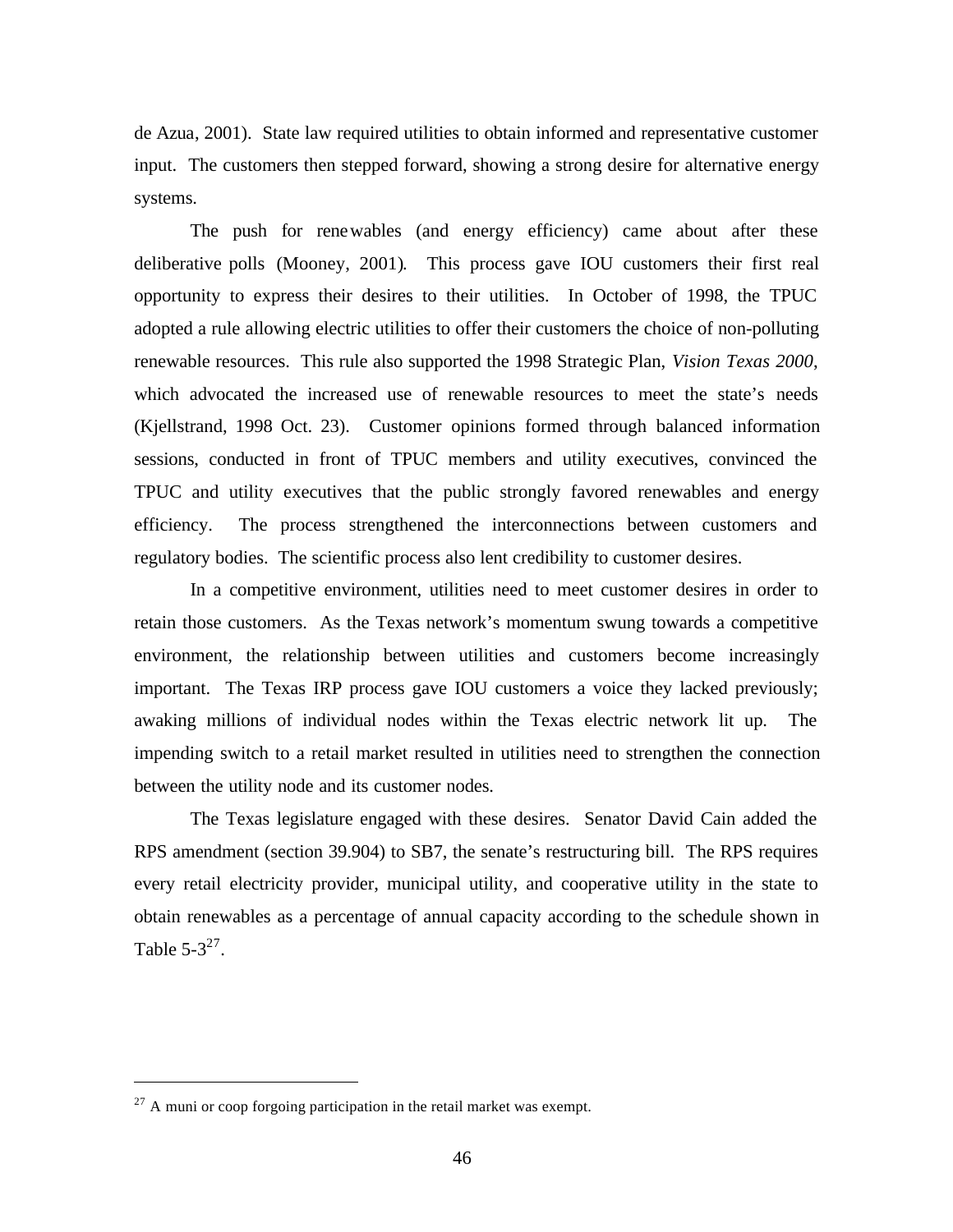de Azua, 2001). State law required utilities to obtain informed and representative customer input. The customers then stepped forward, showing a strong desire for alternative energy systems.

The push for renewables (and energy efficiency) came about after these deliberative polls (Mooney, 2001). This process gave IOU customers their first real opportunity to express their desires to their utilities. In October of 1998, the TPUC adopted a rule allowing electric utilities to offer their customers the choice of non-polluting renewable resources. This rule also supported the 1998 Strategic Plan, *Vision Texas 2000*, which advocated the increased use of renewable resources to meet the state's needs (Kjellstrand, 1998 Oct. 23). Customer opinions formed through balanced information sessions, conducted in front of TPUC members and utility executives, convinced the TPUC and utility executives that the public strongly favored renewables and energy efficiency. The process strengthened the interconnections between customers and regulatory bodies. The scientific process also lent credibility to customer desires.

In a competitive environment, utilities need to meet customer desires in order to retain those customers. As the Texas network's momentum swung towards a competitive environment, the relationship between utilities and customers become increasingly important. The Texas IRP process gave IOU customers a voice they lacked previously; awaking millions of individual nodes within the Texas electric network lit up. The impending switch to a retail market resulted in utilities need to strengthen the connection between the utility node and its customer nodes.

The Texas legislature engaged with these desires. Senator David Cain added the RPS amendment (section 39.904) to SB7, the senate's restructuring bill. The RPS requires every retail electricity provider, municipal utility, and cooperative utility in the state to obtain renewables as a percentage of annual capacity according to the schedule shown in Table 5-3[27].

---

[27] A muni or coop forgoing participation in the retail market was exempt.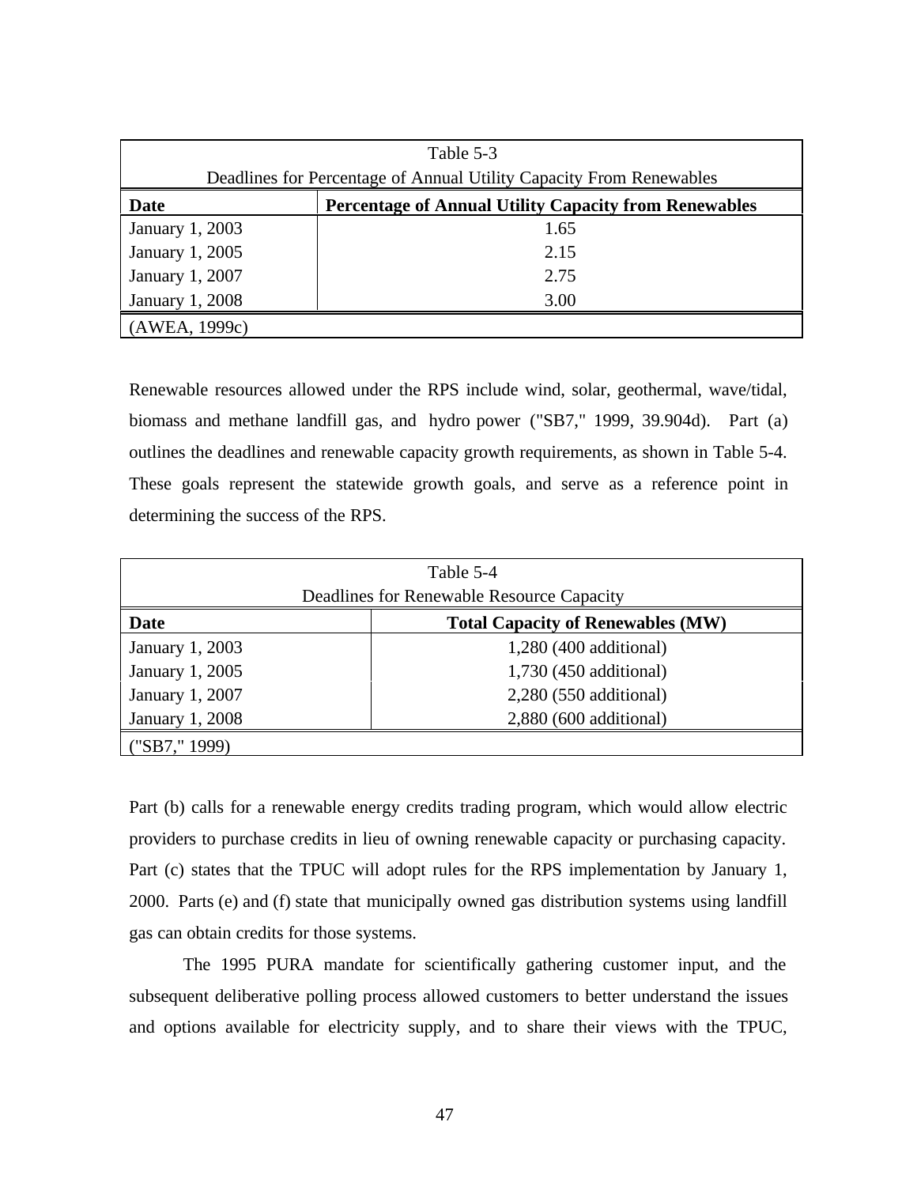Table 5-3
Deadlines for Percentage of Annual Utility Capacity From Renewables

| Date | Percentage of Annual Utility Capacity from Renewables |
|---|---|
| January 1, 2003 | 1.65 |
| January 1, 2005 | 2.15 |
| January 1, 2007 | 2.75 |
| January 1, 2008 | 3.00 |

(AWEA, 1999c)

Renewable resources allowed under the RPS include wind, solar, geothermal, wave/tidal, biomass and methane landfill gas, and hydro power ("SB7," 1999, 39.904d). Part (a) outlines the deadlines and renewable capacity growth requirements, as shown in Table 5-4. These goals represent the statewide growth goals, and serve as a reference point in determining the success of the RPS.

Table 5-4
Deadlines for Renewable Resource Capacity

| Date | Total Capacity of Renewables (MW) |
|---|---|
| January 1, 2003 | 1,280 (400 additional) |
| January 1, 2005 | 1,730 (450 additional) |
| January 1, 2007 | 2,280 (550 additional) |
| January 1, 2008 | 2,880 (600 additional) |

("SB7," 1999)

Part (b) calls for a renewable energy credits trading program, which would allow electric providers to purchase credits in lieu of owning renewable capacity or purchasing capacity. Part (c) states that the TPUC will adopt rules for the RPS implementation by January 1, 2000. Parts (e) and (f) state that municipally owned gas distribution systems using landfill gas can obtain credits for those systems.

The 1995 PURA mandate for scientifically gathering customer input, and the subsequent deliberative polling process allowed customers to better understand the issues and options available for electricity supply, and to share their views with the TPUC,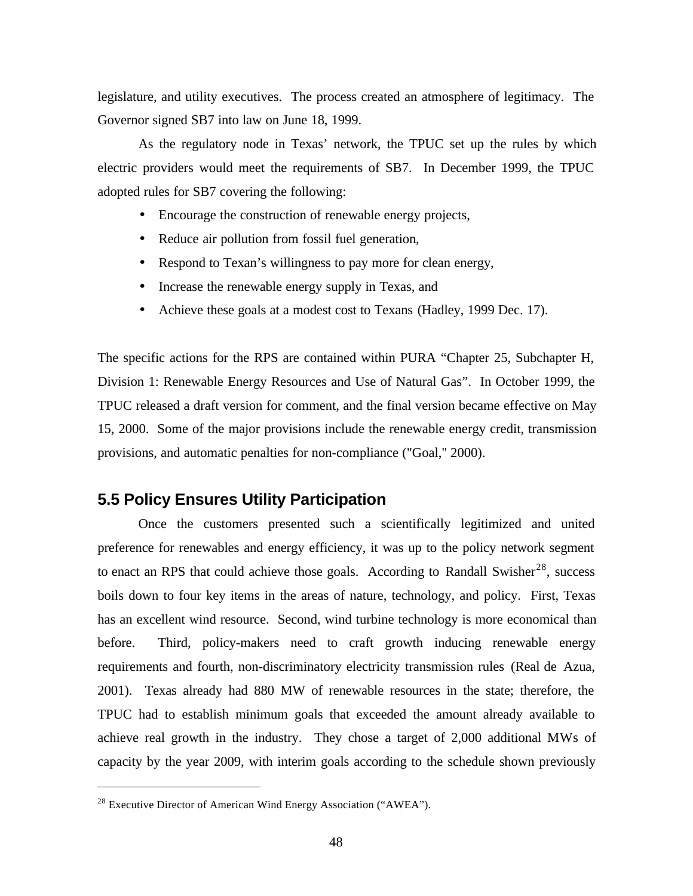legislature, and utility executives. The process created an atmosphere of legitimacy. The Governor signed SB7 into law on June 18, 1999.

As the regulatory node in Texas' network, the TPUC set up the rules by which electric providers would meet the requirements of SB7. In December 1999, the TPUC adopted rules for SB7 covering the following:

- Encourage the construction of renewable energy projects,
- Reduce air pollution from fossil fuel generation,
- Respond to Texan's willingness to pay more for clean energy,
- Increase the renewable energy supply in Texas, and
- Achieve these goals at a modest cost to Texans (Hadley, 1999 Dec. 17).

The specific actions for the RPS are contained within PURA "Chapter 25, Subchapter H, Division 1: Renewable Energy Resources and Use of Natural Gas". In October 1999, the TPUC released a draft version for comment, and the final version became effective on May 15, 2000. Some of the major provisions include the renewable energy credit, transmission provisions, and automatic penalties for non-compliance ("Goal," 2000).

## 5.5 Policy Ensures Utility Participation

Once the customers presented such a scientifically legitimized and united preference for renewables and energy efficiency, it was up to the policy network segment to enact an RPS that could achieve those goals. According to Randall Swisher[28], success boils down to four key items in the areas of nature, technology, and policy. First, Texas has an excellent wind resource. Second, wind turbine technology is more economical than before. Third, policy-makers need to craft growth inducing renewable energy requirements and fourth, non-discriminatory electricity transmission rules (Real de Azua, 2001). Texas already had 880 MW of renewable resources in the state; therefore, the TPUC had to establish minimum goals that exceeded the amount already available to achieve real growth in the industry. They chose a target of 2,000 additional MWs of capacity by the year 2009, with interim goals according to the schedule shown previously

[28] Executive Director of American Wind Energy Association ("AWEA").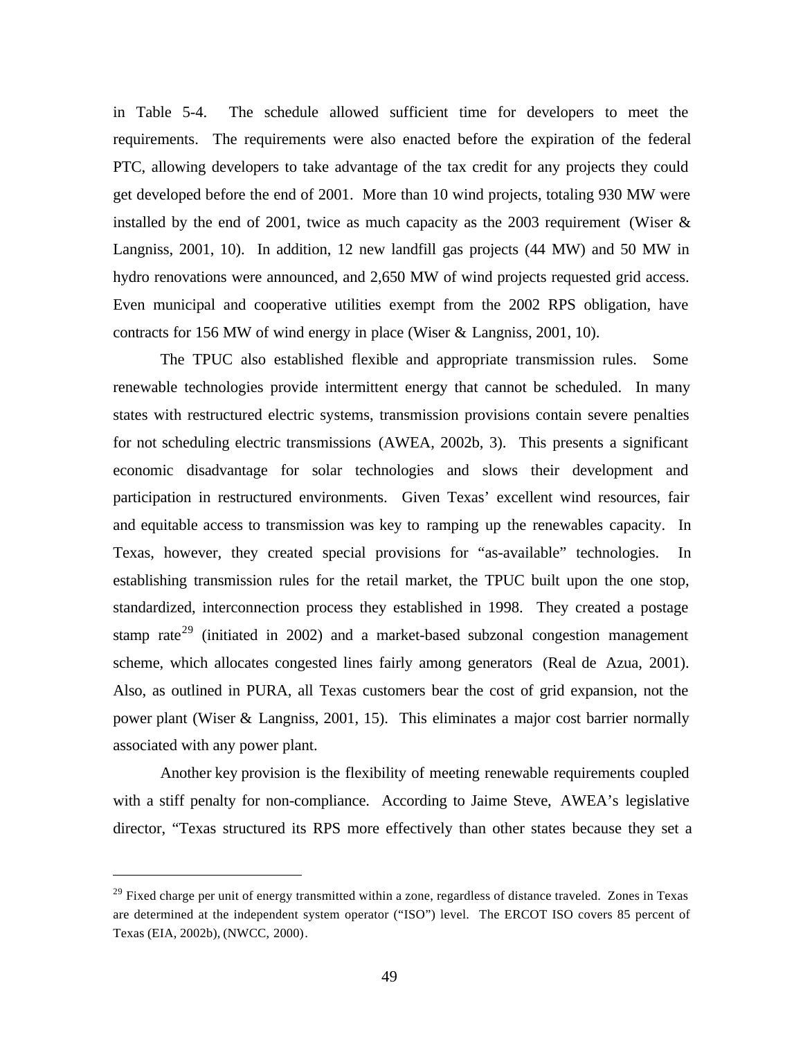in Table 5-4. The schedule allowed sufficient time for developers to meet the requirements. The requirements were also enacted before the expiration of the federal PTC, allowing developers to take advantage of the tax credit for any projects they could get developed before the end of 2001. More than 10 wind projects, totaling 930 MW were installed by the end of 2001, twice as much capacity as the 2003 requirement (Wiser & Langniss, 2001, 10). In addition, 12 new landfill gas projects (44 MW) and 50 MW in hydro renovations were announced, and 2,650 MW of wind projects requested grid access. Even municipal and cooperative utilities exempt from the 2002 RPS obligation, have contracts for 156 MW of wind energy in place (Wiser & Langniss, 2001, 10).

The TPUC also established flexible and appropriate transmission rules. Some renewable technologies provide intermittent energy that cannot be scheduled. In many states with restructured electric systems, transmission provisions contain severe penalties for not scheduling electric transmissions (AWEA, 2002b, 3). This presents a significant economic disadvantage for solar technologies and slows their development and participation in restructured environments. Given Texas' excellent wind resources, fair and equitable access to transmission was key to ramping up the renewables capacity. In Texas, however, they created special provisions for "as-available" technologies. In establishing transmission rules for the retail market, the TPUC built upon the one stop, standardized, interconnection process they established in 1998. They created a postage stamp rate[29] (initiated in 2002) and a market-based subzonal congestion management scheme, which allocates congested lines fairly among generators (Real de Azua, 2001). Also, as outlined in PURA, all Texas customers bear the cost of grid expansion, not the power plant (Wiser & Langniss, 2001, 15). This eliminates a major cost barrier normally associated with any power plant.

Another key provision is the flexibility of meeting renewable requirements coupled with a stiff penalty for non-compliance. According to Jaime Steve, AWEA's legislative director, "Texas structured its RPS more effectively than other states because they set a

---

[29] Fixed charge per unit of energy transmitted within a zone, regardless of distance traveled. Zones in Texas are determined at the independent system operator ("ISO") level. The ERCOT ISO covers 85 percent of Texas (EIA, 2002b), (NWCC, 2000).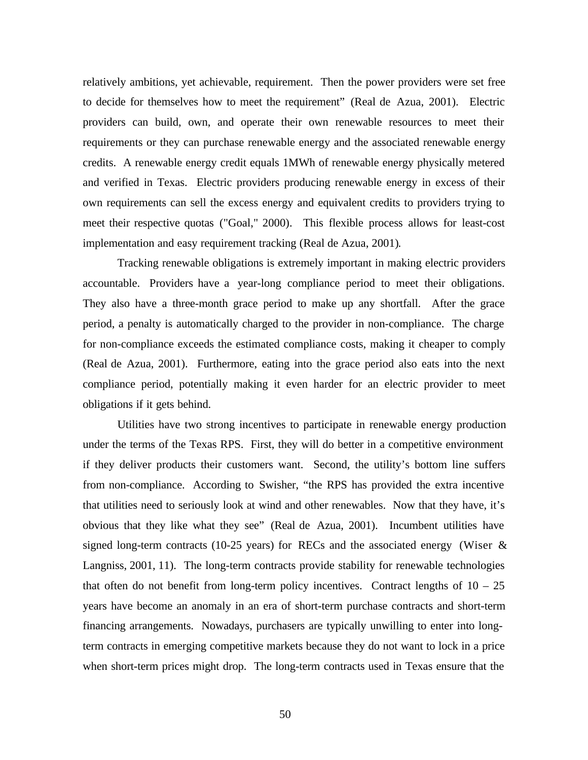relatively ambitions, yet achievable, requirement. Then the power providers were set free to decide for themselves how to meet the requirement" (Real de Azua, 2001). Electric providers can build, own, and operate their own renewable resources to meet their requirements or they can purchase renewable energy and the associated renewable energy credits. A renewable energy credit equals 1MWh of renewable energy physically metered and verified in Texas. Electric providers producing renewable energy in excess of their own requirements can sell the excess energy and equivalent credits to providers trying to meet their respective quotas ("Goal," 2000). This flexible process allows for least-cost implementation and easy requirement tracking (Real de Azua, 2001).

Tracking renewable obligations is extremely important in making electric providers accountable. Providers have a year-long compliance period to meet their obligations. They also have a three-month grace period to make up any shortfall. After the grace period, a penalty is automatically charged to the provider in non-compliance. The charge for non-compliance exceeds the estimated compliance costs, making it cheaper to comply (Real de Azua, 2001). Furthermore, eating into the grace period also eats into the next compliance period, potentially making it even harder for an electric provider to meet obligations if it gets behind.

Utilities have two strong incentives to participate in renewable energy production under the terms of the Texas RPS. First, they will do better in a competitive environment if they deliver products their customers want. Second, the utility's bottom line suffers from non-compliance. According to Swisher, "the RPS has provided the extra incentive that utilities need to seriously look at wind and other renewables. Now that they have, it's obvious that they like what they see" (Real de Azua, 2001). Incumbent utilities have signed long-term contracts (10-25 years) for RECs and the associated energy (Wiser & Langniss, 2001, 11). The long-term contracts provide stability for renewable technologies that often do not benefit from long-term policy incentives. Contract lengths of 10 – 25 years have become an anomaly in an era of short-term purchase contracts and short-term financing arrangements. Nowadays, purchasers are typically unwilling to enter into long-term contracts in emerging competitive markets because they do not want to lock in a price when short-term prices might drop. The long-term contracts used in Texas ensure that the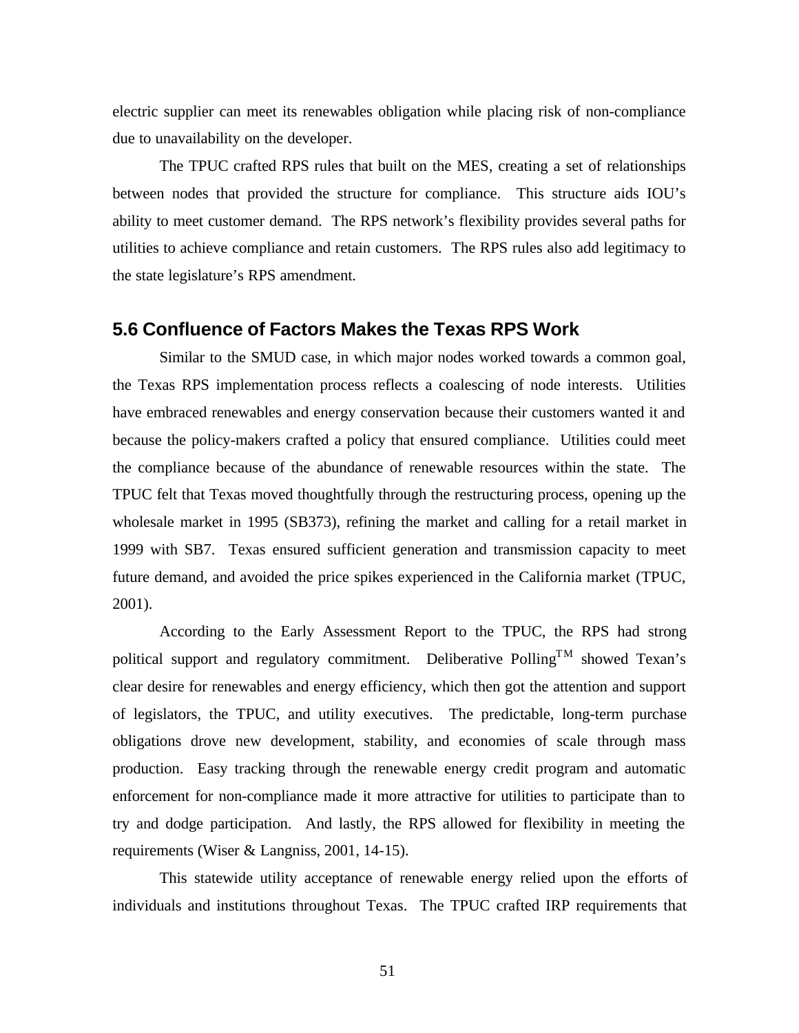electric supplier can meet its renewables obligation while placing risk of non-compliance due to unavailability on the developer.

The TPUC crafted RPS rules that built on the MES, creating a set of relationships between nodes that provided the structure for compliance. This structure aids IOU's ability to meet customer demand. The RPS network's flexibility provides several paths for utilities to achieve compliance and retain customers. The RPS rules also add legitimacy to the state legislature's RPS amendment.

## 5.6 Confluence of Factors Makes the Texas RPS Work

Similar to the SMUD case, in which major nodes worked towards a common goal, the Texas RPS implementation process reflects a coalescing of node interests. Utilities have embraced renewables and energy conservation because their customers wanted it and because the policy-makers crafted a policy that ensured compliance. Utilities could meet the compliance because of the abundance of renewable resources within the state. The TPUC felt that Texas moved thoughtfully through the restructuring process, opening up the wholesale market in 1995 (SB373), refining the market and calling for a retail market in 1999 with SB7. Texas ensured sufficient generation and transmission capacity to meet future demand, and avoided the price spikes experienced in the California market (TPUC, 2001).

According to the Early Assessment Report to the TPUC, the RPS had strong political support and regulatory commitment. Deliberative Polling™ showed Texan's clear desire for renewables and energy efficiency, which then got the attention and support of legislators, the TPUC, and utility executives. The predictable, long-term purchase obligations drove new development, stability, and economies of scale through mass production. Easy tracking through the renewable energy credit program and automatic enforcement for non-compliance made it more attractive for utilities to participate than to try and dodge participation. And lastly, the RPS allowed for flexibility in meeting the requirements (Wiser & Langniss, 2001, 14-15).

This statewide utility acceptance of renewable energy relied upon the efforts of individuals and institutions throughout Texas. The TPUC crafted IRP requirements that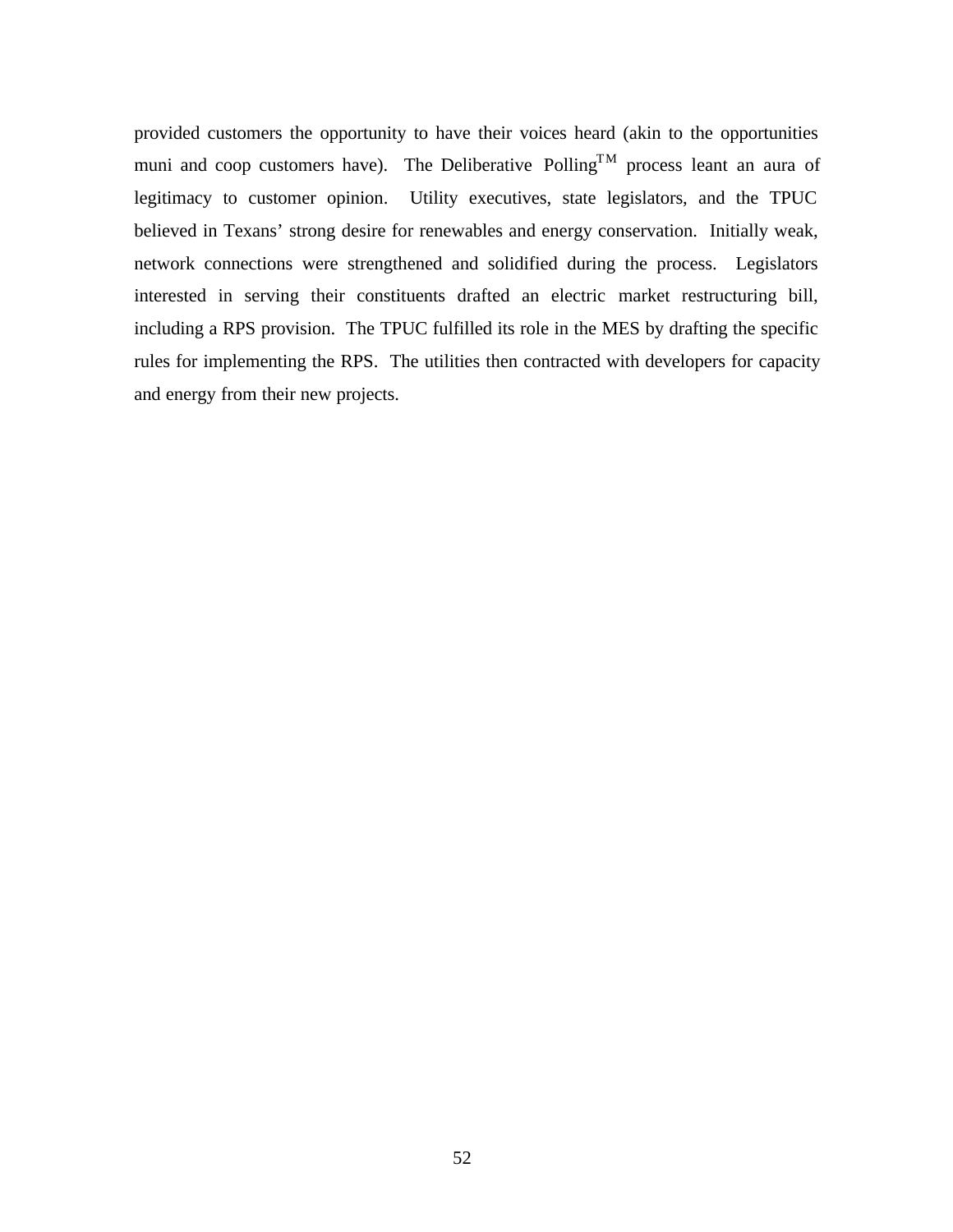provided customers the opportunity to have their voices heard (akin to the opportunities muni and coop customers have). The Deliberative Polling[TM] process leant an aura of legitimacy to customer opinion. Utility executives, state legislators, and the TPUC believed in Texans' strong desire for renewables and energy conservation. Initially weak, network connections were strengthened and solidified during the process. Legislators interested in serving their constituents drafted an electric market restructuring bill, including a RPS provision. The TPUC fulfilled its role in the MES by drafting the specific rules for implementing the RPS. The utilities then contracted with developers for capacity and energy from their new projects.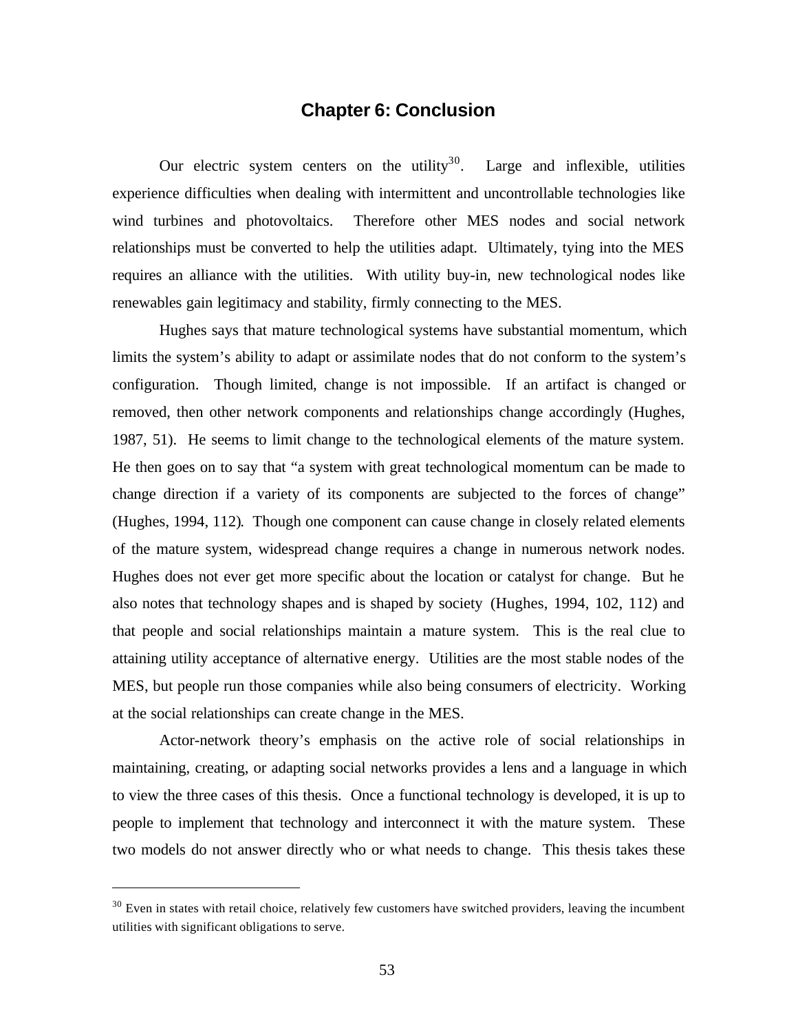# Chapter 6: Conclusion

Our electric system centers on the utility[30]. Large and inflexible, utilities experience difficulties when dealing with intermittent and uncontrollable technologies like wind turbines and photovoltaics. Therefore other MES nodes and social network relationships must be converted to help the utilities adapt. Ultimately, tying into the MES requires an alliance with the utilities. With utility buy-in, new technological nodes like renewables gain legitimacy and stability, firmly connecting to the MES.

Hughes says that mature technological systems have substantial momentum, which limits the system's ability to adapt or assimilate nodes that do not conform to the system's configuration. Though limited, change is not impossible. If an artifact is changed or removed, then other network components and relationships change accordingly (Hughes, 1987, 51). He seems to limit change to the technological elements of the mature system. He then goes on to say that "a system with great technological momentum can be made to change direction if a variety of its components are subjected to the forces of change" (Hughes, 1994, 112). Though one component can cause change in closely related elements of the mature system, widespread change requires a change in numerous network nodes. Hughes does not ever get more specific about the location or catalyst for change. But he also notes that technology shapes and is shaped by society (Hughes, 1994, 102, 112) and that people and social relationships maintain a mature system. This is the real clue to attaining utility acceptance of alternative energy. Utilities are the most stable nodes of the MES, but people run those companies while also being consumers of electricity. Working at the social relationships can create change in the MES.

Actor-network theory's emphasis on the active role of social relationships in maintaining, creating, or adapting social networks provides a lens and a language in which to view the three cases of this thesis. Once a functional technology is developed, it is up to people to implement that technology and interconnect it with the mature system. These two models do not answer directly who or what needs to change. This thesis takes these

[30] Even in states with retail choice, relatively few customers have switched providers, leaving the incumbent utilities with significant obligations to serve.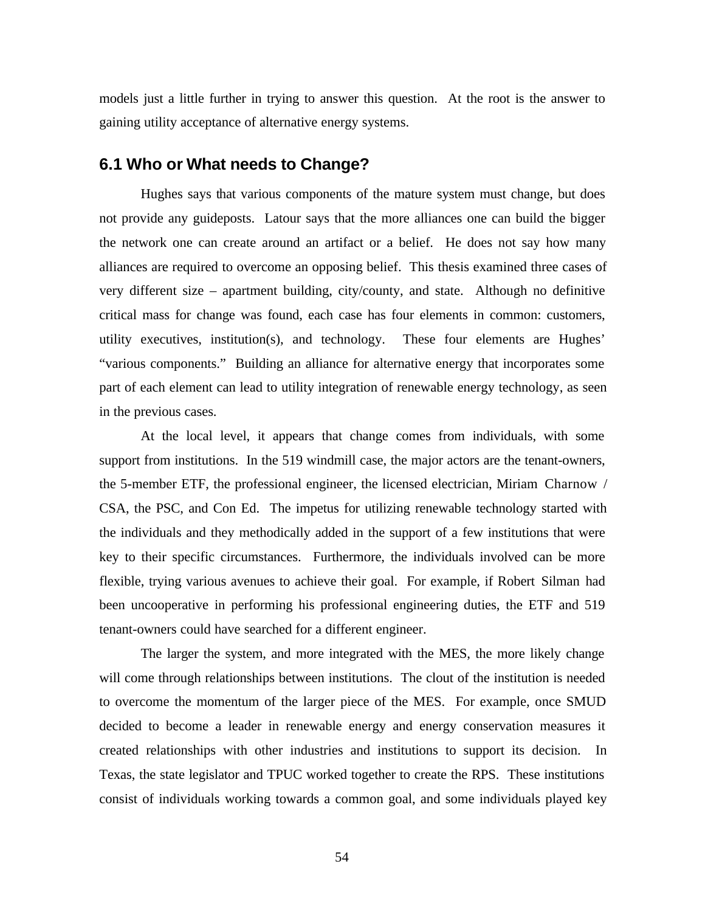models just a little further in trying to answer this question. At the root is the answer to gaining utility acceptance of alternative energy systems.

## 6.1 Who or What needs to Change?

Hughes says that various components of the mature system must change, but does not provide any guideposts. Latour says that the more alliances one can build the bigger the network one can create around an artifact or a belief. He does not say how many alliances are required to overcome an opposing belief. This thesis examined three cases of very different size – apartment building, city/county, and state. Although no definitive critical mass for change was found, each case has four elements in common: customers, utility executives, institution(s), and technology. These four elements are Hughes' "various components." Building an alliance for alternative energy that incorporates some part of each element can lead to utility integration of renewable energy technology, as seen in the previous cases.

At the local level, it appears that change comes from individuals, with some support from institutions. In the 519 windmill case, the major actors are the tenant-owners, the 5-member ETF, the professional engineer, the licensed electrician, Miriam Charnow / CSA, the PSC, and Con Ed. The impetus for utilizing renewable technology started with the individuals and they methodically added in the support of a few institutions that were key to their specific circumstances. Furthermore, the individuals involved can be more flexible, trying various avenues to achieve their goal. For example, if Robert Silman had been uncooperative in performing his professional engineering duties, the ETF and 519 tenant-owners could have searched for a different engineer.

The larger the system, and more integrated with the MES, the more likely change will come through relationships between institutions. The clout of the institution is needed to overcome the momentum of the larger piece of the MES. For example, once SMUD decided to become a leader in renewable energy and energy conservation measures it created relationships with other industries and institutions to support its decision. In Texas, the state legislator and TPUC worked together to create the RPS. These institutions consist of individuals working towards a common goal, and some individuals played key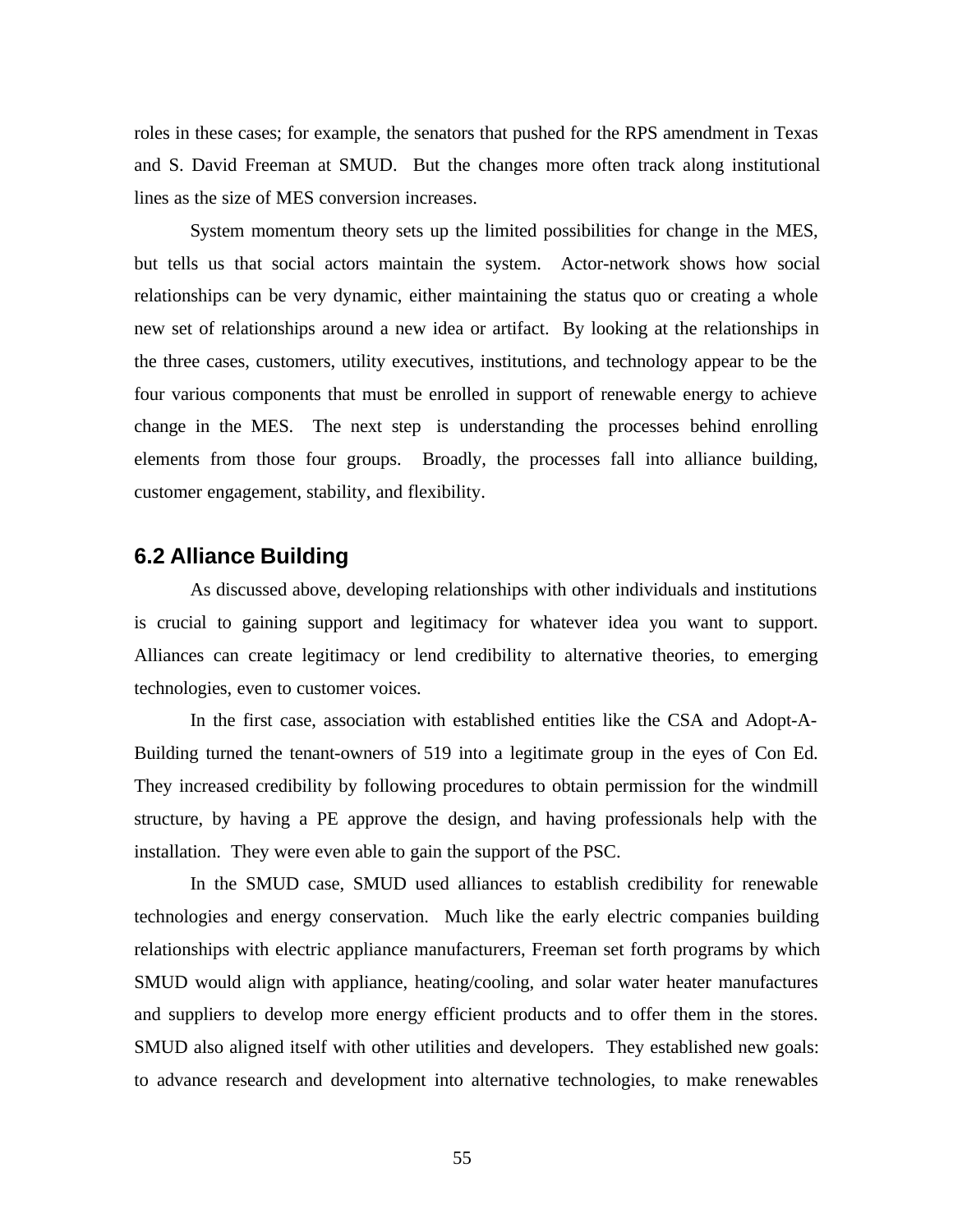roles in these cases; for example, the senators that pushed for the RPS amendment in Texas and S. David Freeman at SMUD. But the changes more often track along institutional lines as the size of MES conversion increases.

System momentum theory sets up the limited possibilities for change in the MES, but tells us that social actors maintain the system. Actor-network shows how social relationships can be very dynamic, either maintaining the status quo or creating a whole new set of relationships around a new idea or artifact. By looking at the relationships in the three cases, customers, utility executives, institutions, and technology appear to be the four various components that must be enrolled in support of renewable energy to achieve change in the MES. The next step is understanding the processes behind enrolling elements from those four groups. Broadly, the processes fall into alliance building, customer engagement, stability, and flexibility.

## 6.2 Alliance Building

As discussed above, developing relationships with other individuals and institutions is crucial to gaining support and legitimacy for whatever idea you want to support. Alliances can create legitimacy or lend credibility to alternative theories, to emerging technologies, even to customer voices.

In the first case, association with established entities like the CSA and Adopt-A-Building turned the tenant-owners of 519 into a legitimate group in the eyes of Con Ed. They increased credibility by following procedures to obtain permission for the windmill structure, by having a PE approve the design, and having professionals help with the installation. They were even able to gain the support of the PSC.

In the SMUD case, SMUD used alliances to establish credibility for renewable technologies and energy conservation. Much like the early electric companies building relationships with electric appliance manufacturers, Freeman set forth programs by which SMUD would align with appliance, heating/cooling, and solar water heater manufactures and suppliers to develop more energy efficient products and to offer them in the stores. SMUD also aligned itself with other utilities and developers. They established new goals: to advance research and development into alternative technologies, to make renewables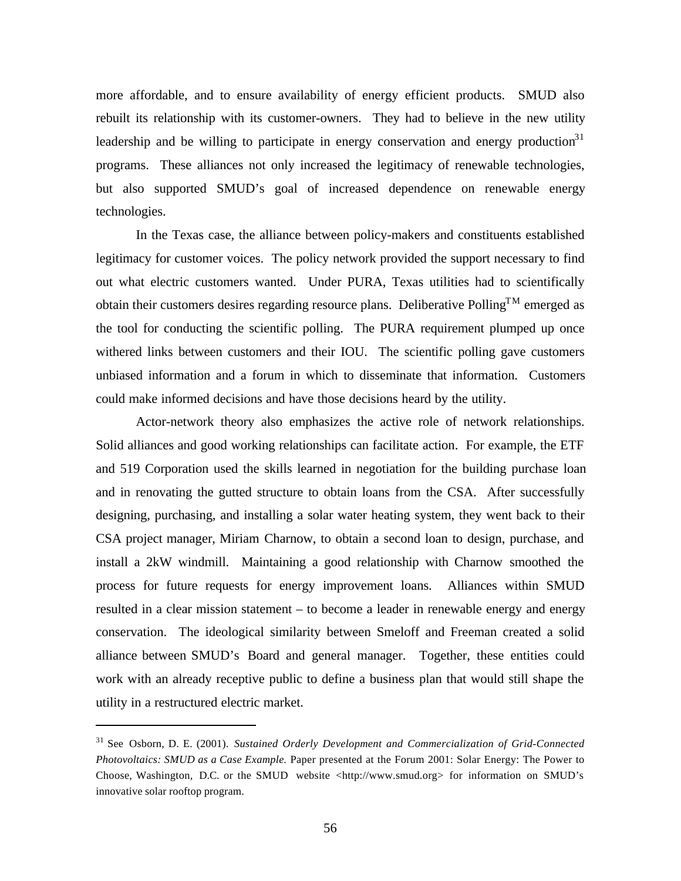more affordable, and to ensure availability of energy efficient products. SMUD also rebuilt its relationship with its customer-owners. They had to believe in the new utility leadership and be willing to participate in energy conservation and energy production[31] programs. These alliances not only increased the legitimacy of renewable technologies, but also supported SMUD's goal of increased dependence on renewable energy technologies.

In the Texas case, the alliance between policy-makers and constituents established legitimacy for customer voices. The policy network provided the support necessary to find out what electric customers wanted. Under PURA, Texas utilities had to scientifically obtain their customers desires regarding resource plans. Deliberative Polling™ emerged as the tool for conducting the scientific polling. The PURA requirement plumped up once withered links between customers and their IOU. The scientific polling gave customers unbiased information and a forum in which to disseminate that information. Customers could make informed decisions and have those decisions heard by the utility.

Actor-network theory also emphasizes the active role of network relationships. Solid alliances and good working relationships can facilitate action. For example, the ETF and 519 Corporation used the skills learned in negotiation for the building purchase loan and in renovating the gutted structure to obtain loans from the CSA. After successfully designing, purchasing, and installing a solar water heating system, they went back to their CSA project manager, Miriam Charnow, to obtain a second loan to design, purchase, and install a 2kW windmill. Maintaining a good relationship with Charnow smoothed the process for future requests for energy improvement loans. Alliances within SMUD resulted in a clear mission statement – to become a leader in renewable energy and energy conservation. The ideological similarity between Smeloff and Freeman created a solid alliance between SMUD's Board and general manager. Together, these entities could work with an already receptive public to define a business plan that would still shape the utility in a restructured electric market.

---

[31] See Osborn, D. E. (2001). *Sustained Orderly Development and Commercialization of Grid-Connected Photovoltaics: SMUD as a Case Example.* Paper presented at the Forum 2001: Solar Energy: The Power to Choose, Washington, D.C. or the SMUD website <http://www.smud.org> for information on SMUD's innovative solar rooftop program.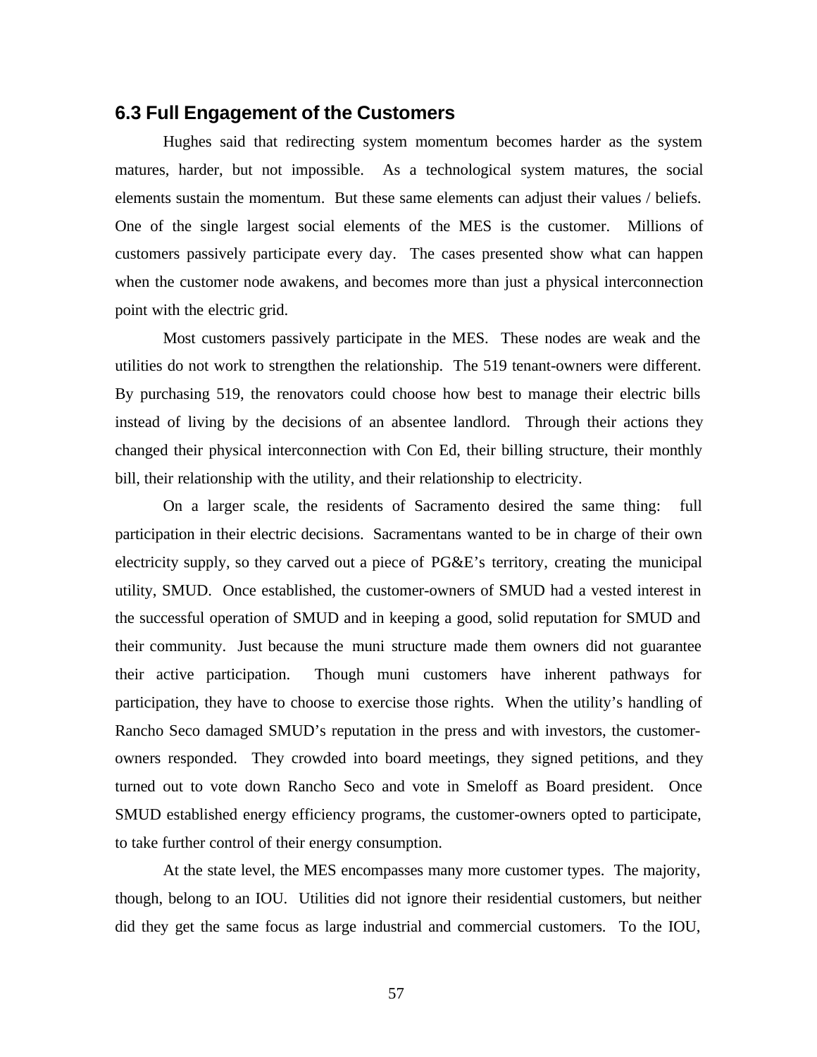## 6.3 Full Engagement of the Customers

Hughes said that redirecting system momentum becomes harder as the system matures, harder, but not impossible. As a technological system matures, the social elements sustain the momentum. But these same elements can adjust their values / beliefs. One of the single largest social elements of the MES is the customer. Millions of customers passively participate every day. The cases presented show what can happen when the customer node awakens, and becomes more than just a physical interconnection point with the electric grid.

Most customers passively participate in the MES. These nodes are weak and the utilities do not work to strengthen the relationship. The 519 tenant-owners were different. By purchasing 519, the renovators could choose how best to manage their electric bills instead of living by the decisions of an absentee landlord. Through their actions they changed their physical interconnection with Con Ed, their billing structure, their monthly bill, their relationship with the utility, and their relationship to electricity.

On a larger scale, the residents of Sacramento desired the same thing: full participation in their electric decisions. Sacramentans wanted to be in charge of their own electricity supply, so they carved out a piece of PG&E's territory, creating the municipal utility, SMUD. Once established, the customer-owners of SMUD had a vested interest in the successful operation of SMUD and in keeping a good, solid reputation for SMUD and their community. Just because the muni structure made them owners did not guarantee their active participation. Though muni customers have inherent pathways for participation, they have to choose to exercise those rights. When the utility's handling of Rancho Seco damaged SMUD's reputation in the press and with investors, the customer-owners responded. They crowded into board meetings, they signed petitions, and they turned out to vote down Rancho Seco and vote in Smeloff as Board president. Once SMUD established energy efficiency programs, the customer-owners opted to participate, to take further control of their energy consumption.

At the state level, the MES encompasses many more customer types. The majority, though, belong to an IOU. Utilities did not ignore their residential customers, but neither did they get the same focus as large industrial and commercial customers. To the IOU,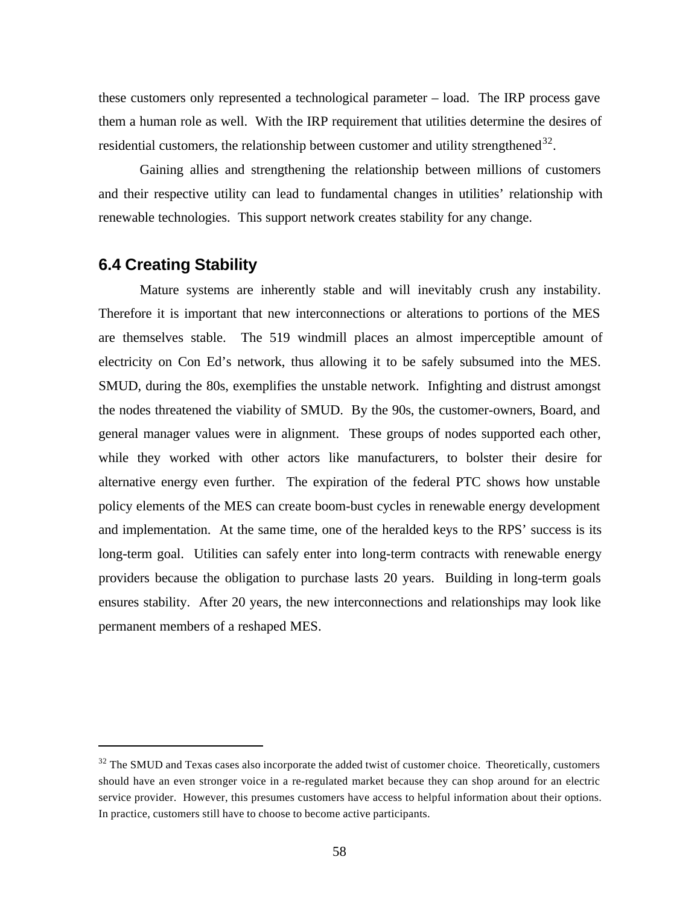these customers only represented a technological parameter – load. The IRP process gave them a human role as well. With the IRP requirement that utilities determine the desires of residential customers, the relationship between customer and utility strengthened[32].

Gaining allies and strengthening the relationship between millions of customers and their respective utility can lead to fundamental changes in utilities' relationship with renewable technologies. This support network creates stability for any change.

## 6.4 Creating Stability

Mature systems are inherently stable and will inevitably crush any instability. Therefore it is important that new interconnections or alterations to portions of the MES are themselves stable. The 519 windmill places an almost imperceptible amount of electricity on Con Ed's network, thus allowing it to be safely subsumed into the MES. SMUD, during the 80s, exemplifies the unstable network. Infighting and distrust amongst the nodes threatened the viability of SMUD. By the 90s, the customer-owners, Board, and general manager values were in alignment. These groups of nodes supported each other, while they worked with other actors like manufacturers, to bolster their desire for alternative energy even further. The expiration of the federal PTC shows how unstable policy elements of the MES can create boom-bust cycles in renewable energy development and implementation. At the same time, one of the heralded keys to the RPS' success is its long-term goal. Utilities can safely enter into long-term contracts with renewable energy providers because the obligation to purchase lasts 20 years. Building in long-term goals ensures stability. After 20 years, the new interconnections and relationships may look like permanent members of a reshaped MES.

---

[32] The SMUD and Texas cases also incorporate the added twist of customer choice. Theoretically, customers should have an even stronger voice in a re-regulated market because they can shop around for an electric service provider. However, this presumes customers have access to helpful information about their options. In practice, customers still have to choose to become active participants.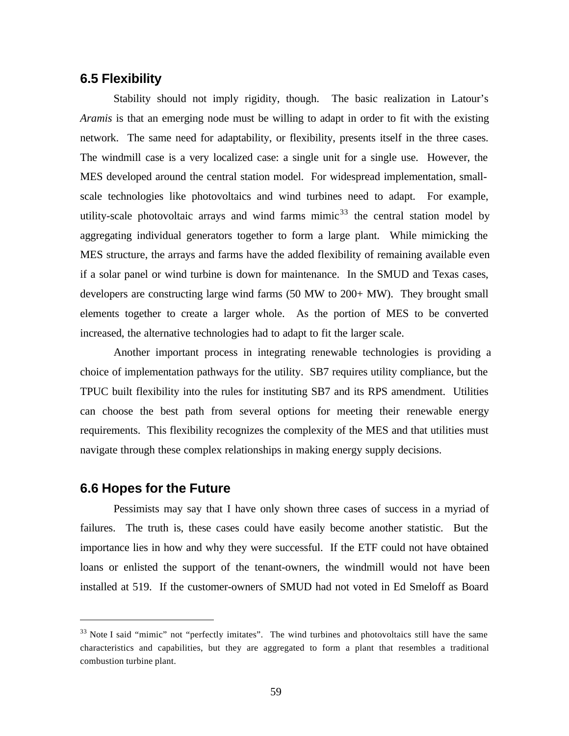## 6.5 Flexibility

Stability should not imply rigidity, though. The basic realization in Latour's *Aramis* is that an emerging node must be willing to adapt in order to fit with the existing network. The same need for adaptability, or flexibility, presents itself in the three cases. The windmill case is a very localized case: a single unit for a single use. However, the MES developed around the central station model. For widespread implementation, small-scale technologies like photovoltaics and wind turbines need to adapt. For example, utility-scale photovoltaic arrays and wind farms mimic[33] the central station model by aggregating individual generators together to form a large plant. While mimicking the MES structure, the arrays and farms have the added flexibility of remaining available even if a solar panel or wind turbine is down for maintenance. In the SMUD and Texas cases, developers are constructing large wind farms (50 MW to 200+ MW). They brought small elements together to create a larger whole. As the portion of MES to be converted increased, the alternative technologies had to adapt to fit the larger scale.

Another important process in integrating renewable technologies is providing a choice of implementation pathways for the utility. SB7 requires utility compliance, but the TPUC built flexibility into the rules for instituting SB7 and its RPS amendment. Utilities can choose the best path from several options for meeting their renewable energy requirements. This flexibility recognizes the complexity of the MES and that utilities must navigate through these complex relationships in making energy supply decisions.

## 6.6 Hopes for the Future

Pessimists may say that I have only shown three cases of success in a myriad of failures. The truth is, these cases could have easily become another statistic. But the importance lies in how and why they were successful. If the ETF could not have obtained loans or enlisted the support of the tenant-owners, the windmill would not have been installed at 519. If the customer-owners of SMUD had not voted in Ed Smeloff as Board

[33] Note I said "mimic" not "perfectly imitates". The wind turbines and photovoltaics still have the same characteristics and capabilities, but they are aggregated to form a plant that resembles a traditional combustion turbine plant.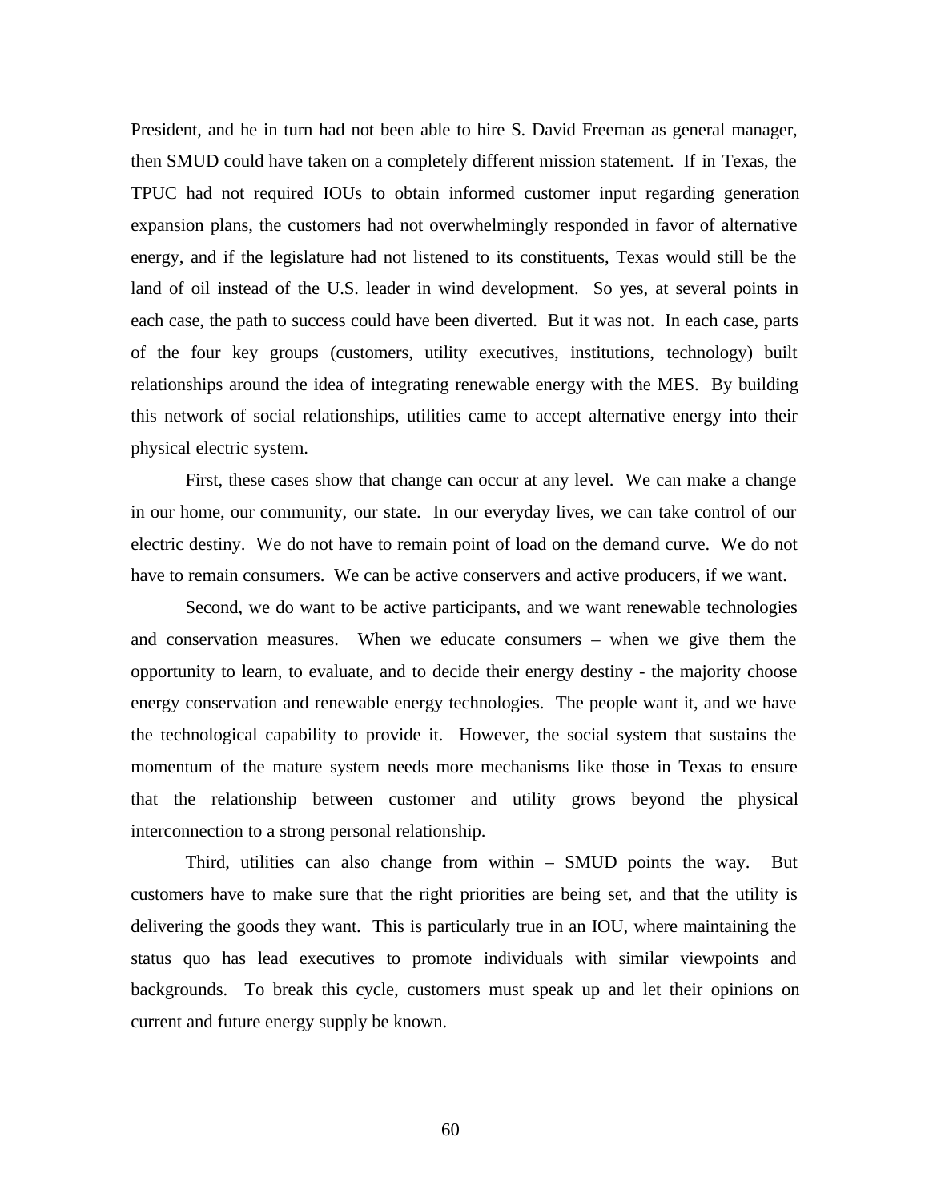President, and he in turn had not been able to hire S. David Freeman as general manager, then SMUD could have taken on a completely different mission statement. If in Texas, the TPUC had not required IOUs to obtain informed customer input regarding generation expansion plans, the customers had not overwhelmingly responded in favor of alternative energy, and if the legislature had not listened to its constituents, Texas would still be the land of oil instead of the U.S. leader in wind development. So yes, at several points in each case, the path to success could have been diverted. But it was not. In each case, parts of the four key groups (customers, utility executives, institutions, technology) built relationships around the idea of integrating renewable energy with the MES. By building this network of social relationships, utilities came to accept alternative energy into their physical electric system.

First, these cases show that change can occur at any level. We can make a change in our home, our community, our state. In our everyday lives, we can take control of our electric destiny. We do not have to remain point of load on the demand curve. We do not have to remain consumers. We can be active conservers and active producers, if we want.

Second, we do want to be active participants, and we want renewable technologies and conservation measures. When we educate consumers – when we give them the opportunity to learn, to evaluate, and to decide their energy destiny - the majority choose energy conservation and renewable energy technologies. The people want it, and we have the technological capability to provide it. However, the social system that sustains the momentum of the mature system needs more mechanisms like those in Texas to ensure that the relationship between customer and utility grows beyond the physical interconnection to a strong personal relationship.

Third, utilities can also change from within – SMUD points the way. But customers have to make sure that the right priorities are being set, and that the utility is delivering the goods they want. This is particularly true in an IOU, where maintaining the status quo has lead executives to promote individuals with similar viewpoints and backgrounds. To break this cycle, customers must speak up and let their opinions on current and future energy supply be known.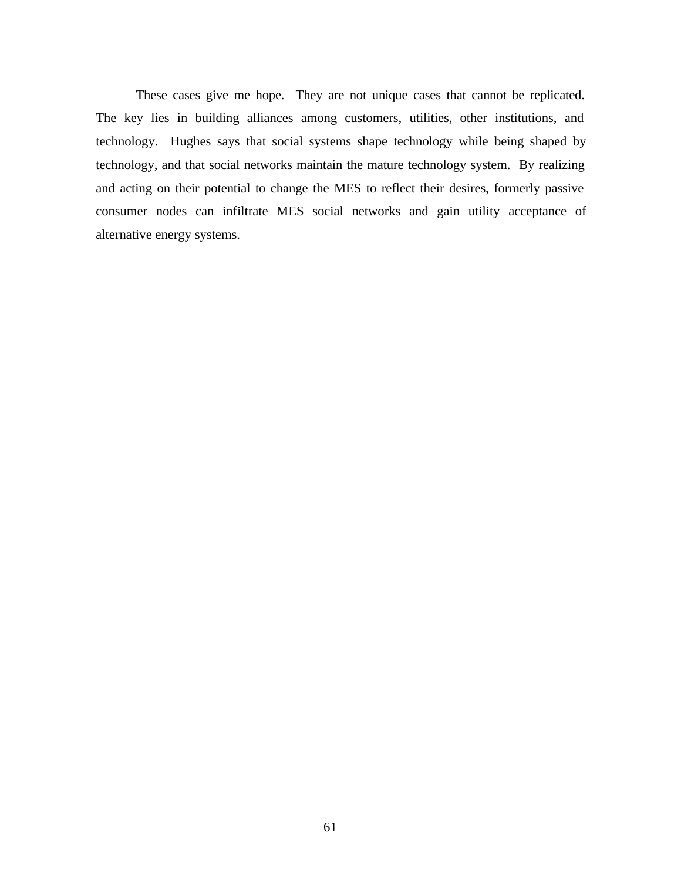These cases give me hope. They are not unique cases that cannot be replicated. The key lies in building alliances among customers, utilities, other institutions, and technology. Hughes says that social systems shape technology while being shaped by technology, and that social networks maintain the mature technology system. By realizing and acting on their potential to change the MES to reflect their desires, formerly passive consumer nodes can infiltrate MES social networks and gain utility acceptance of alternative energy systems.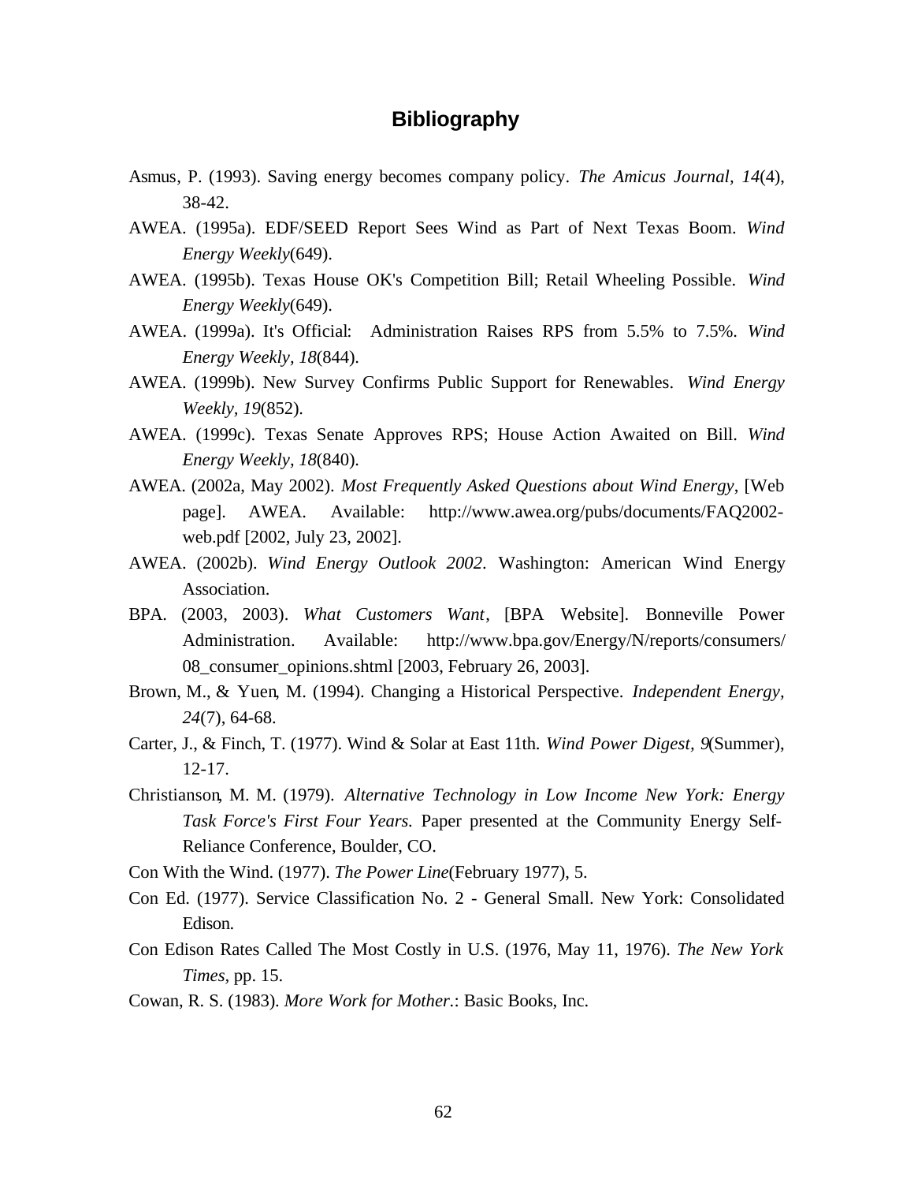## Bibliography

Asmus, P. (1993). Saving energy becomes company policy. *The Amicus Journal*, *14*(4), 38-42.

AWEA. (1995a). EDF/SEED Report Sees Wind as Part of Next Texas Boom. *Wind Energy Weekly*(649).

AWEA. (1995b). Texas House OK's Competition Bill; Retail Wheeling Possible. *Wind Energy Weekly*(649).

AWEA. (1999a). It's Official: Administration Raises RPS from 5.5% to 7.5%. *Wind Energy Weekly, 18*(844).

AWEA. (1999b). New Survey Confirms Public Support for Renewables. *Wind Energy Weekly, 19*(852).

AWEA. (1999c). Texas Senate Approves RPS; House Action Awaited on Bill. *Wind Energy Weekly, 18*(840).

AWEA. (2002a, May 2002). *Most Frequently Asked Questions about Wind Energy*, [Web page]. AWEA. Available: http://www.awea.org/pubs/documents/FAQ2002-web.pdf [2002, July 23, 2002].

AWEA. (2002b). *Wind Energy Outlook 2002*. Washington: American Wind Energy Association.

BPA. (2003, 2003). *What Customers Want*, [BPA Website]. Bonneville Power Administration. Available: http://www.bpa.gov/Energy/N/reports/consumers/08_consumer_opinions.shtml [2003, February 26, 2003].

Brown, M., & Yuen, M. (1994). Changing a Historical Perspective. *Independent Energy, 24*(7), 64-68.

Carter, J., & Finch, T. (1977). Wind & Solar at East 11th. *Wind Power Digest, 9*(Summer), 12-17.

Christianson, M. M. (1979). *Alternative Technology in Low Income New York: Energy Task Force's First Four Years.* Paper presented at the Community Energy Self-Reliance Conference, Boulder, CO.

Con With the Wind. (1977). *The Power Line*(February 1977), 5.

Con Ed. (1977). Service Classification No. 2 - General Small. New York: Consolidated Edison.

Con Edison Rates Called The Most Costly in U.S. (1976, May 11, 1976). *The New York Times*, pp. 15.

Cowan, R. S. (1983). *More Work for Mother.*: Basic Books, Inc.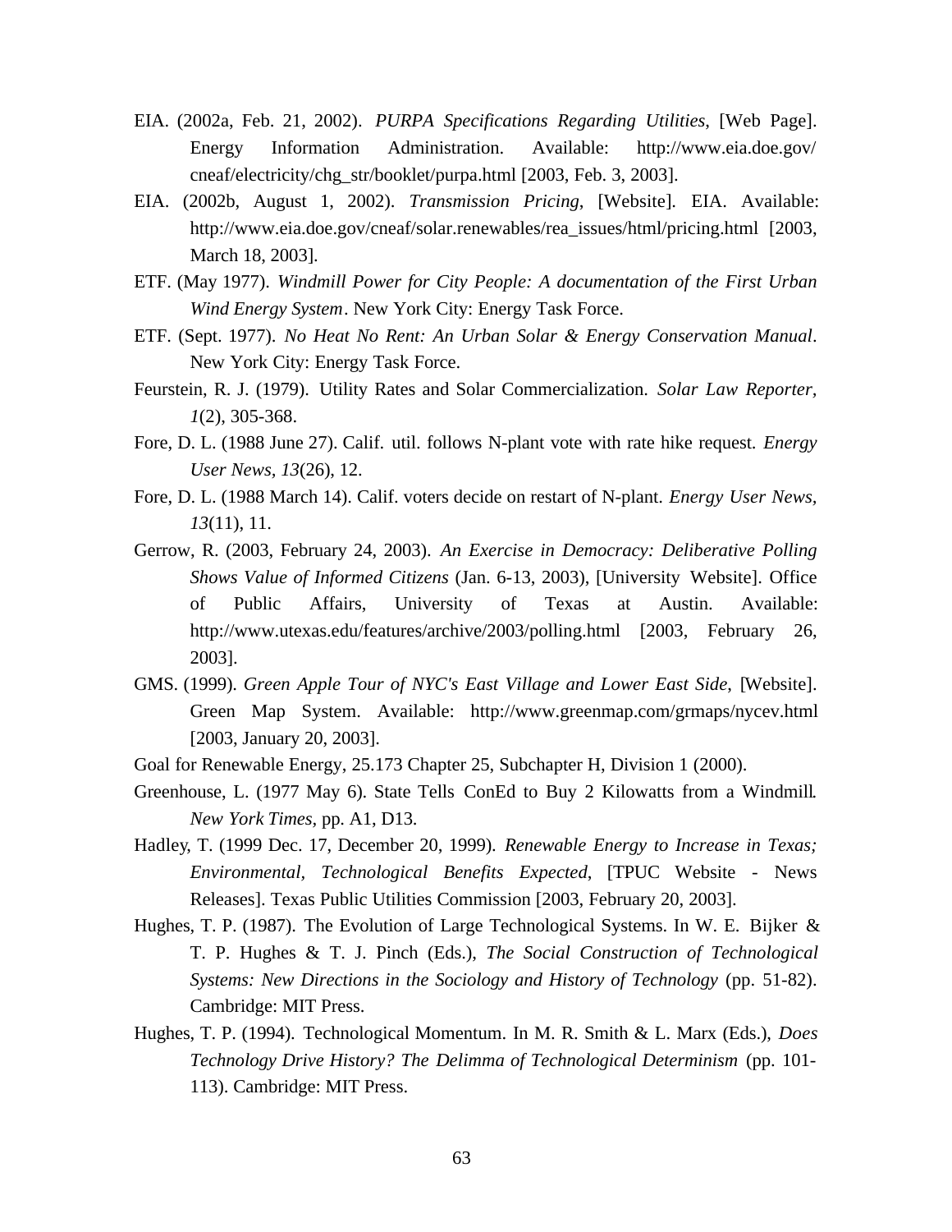EIA. (2002a, Feb. 21, 2002). *PURPA Specifications Regarding Utilities*, [Web Page]. Energy Information Administration. Available: http://www.eia.doe.gov/ cneaf/electricity/chg_str/booklet/purpa.html [2003, Feb. 3, 2003].

EIA. (2002b, August 1, 2002). *Transmission Pricing*, [Website]. EIA. Available: http://www.eia.doe.gov/cneaf/solar.renewables/rea_issues/html/pricing.html [2003, March 18, 2003].

ETF. (May 1977). *Windmill Power for City People: A documentation of the First Urban Wind Energy System*. New York City: Energy Task Force.

ETF. (Sept. 1977). *No Heat No Rent: An Urban Solar & Energy Conservation Manual*. New York City: Energy Task Force.

Feurstein, R. J. (1979). Utility Rates and Solar Commercialization. *Solar Law Reporter, 1*(2), 305-368.

Fore, D. L. (1988 June 27). Calif. util. follows N-plant vote with rate hike request. *Energy User News, 13*(26), 12.

Fore, D. L. (1988 March 14). Calif. voters decide on restart of N-plant. *Energy User News, 13*(11), 11.

Gerrow, R. (2003, February 24, 2003). *An Exercise in Democracy: Deliberative Polling Shows Value of Informed Citizens* (Jan. 6-13, 2003), [University Website]. Office of Public Affairs, University of Texas at Austin. Available: http://www.utexas.edu/features/archive/2003/polling.html [2003, February 26, 2003].

GMS. (1999). *Green Apple Tour of NYC's East Village and Lower East Side*, [Website]. Green Map System. Available: http://www.greenmap.com/grmaps/nycev.html [2003, January 20, 2003].

Goal for Renewable Energy, 25.173 Chapter 25, Subchapter H, Division 1 (2000).

Greenhouse, L. (1977 May 6). State Tells ConEd to Buy 2 Kilowatts from a Windmill. *New York Times*, pp. A1, D13.

Hadley, T. (1999 Dec. 17, December 20, 1999). *Renewable Energy to Increase in Texas; Environmental, Technological Benefits Expected*, [TPUC Website - News Releases]. Texas Public Utilities Commission [2003, February 20, 2003].

Hughes, T. P. (1987). The Evolution of Large Technological Systems. In W. E. Bijker & T. P. Hughes & T. J. Pinch (Eds.), *The Social Construction of Technological Systems: New Directions in the Sociology and History of Technology* (pp. 51-82). Cambridge: MIT Press.

Hughes, T. P. (1994). Technological Momentum. In M. R. Smith & L. Marx (Eds.), *Does Technology Drive History? The Delimma of Technological Determinism* (pp. 101-113). Cambridge: MIT Press.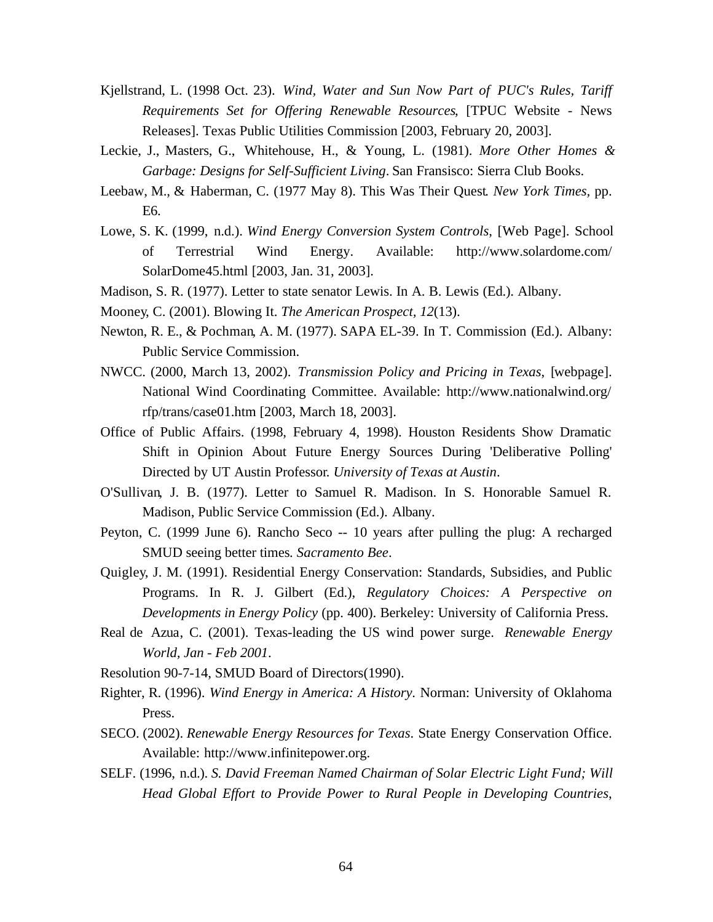Kjellstrand, L. (1998 Oct. 23). *Wind, Water and Sun Now Part of PUC's Rules, Tariff Requirements Set for Offering Renewable Resources*, [TPUC Website - News Releases]. Texas Public Utilities Commission [2003, February 20, 2003].

Leckie, J., Masters, G., Whitehouse, H., & Young, L. (1981). *More Other Homes & Garbage: Designs for Self-Sufficient Living*. San Fransisco: Sierra Club Books.

Leebaw, M., & Haberman, C. (1977 May 8). This Was Their Quest. *New York Times*, pp. E6.

Lowe, S. K. (1999, n.d.). *Wind Energy Conversion System Controls*, [Web Page]. School of Terrestrial Wind Energy. Available: http://www.solardome.com/SolarDome45.html [2003, Jan. 31, 2003].

Madison, S. R. (1977). Letter to state senator Lewis. In A. B. Lewis (Ed.). Albany.

Mooney, C. (2001). Blowing It. *The American Prospect*, *12*(13).

Newton, R. E., & Pochman, A. M. (1977). SAPA EL-39. In T. Commission (Ed.). Albany: Public Service Commission.

NWCC. (2000, March 13, 2002). *Transmission Policy and Pricing in Texas*, [webpage]. National Wind Coordinating Committee. Available: http://www.nationalwind.org/rfp/trans/case01.htm [2003, March 18, 2003].

Office of Public Affairs. (1998, February 4, 1998). Houston Residents Show Dramatic Shift in Opinion About Future Energy Sources During 'Deliberative Polling' Directed by UT Austin Professor. *University of Texas at Austin*.

O'Sullivan, J. B. (1977). Letter to Samuel R. Madison. In S. Honorable Samuel R. Madison, Public Service Commission (Ed.). Albany.

Peyton, C. (1999 June 6). Rancho Seco -- 10 years after pulling the plug: A recharged SMUD seeing better times. *Sacramento Bee*.

Quigley, J. M. (1991). Residential Energy Conservation: Standards, Subsidies, and Public Programs. In R. J. Gilbert (Ed.), *Regulatory Choices: A Perspective on Developments in Energy Policy* (pp. 400). Berkeley: University of California Press.

Real de Azua, C. (2001). Texas-leading the US wind power surge. *Renewable Energy World, Jan - Feb 2001*.

Resolution 90-7-14, SMUD Board of Directors(1990).

Righter, R. (1996). *Wind Energy in America: A History*. Norman: University of Oklahoma Press.

SECO. (2002). *Renewable Energy Resources for Texas*. State Energy Conservation Office. Available: http://www.infinitepower.org.

SELF. (1996, n.d.). *S. David Freeman Named Chairman of Solar Electric Light Fund; Will Head Global Effort to Provide Power to Rural People in Developing Countries*,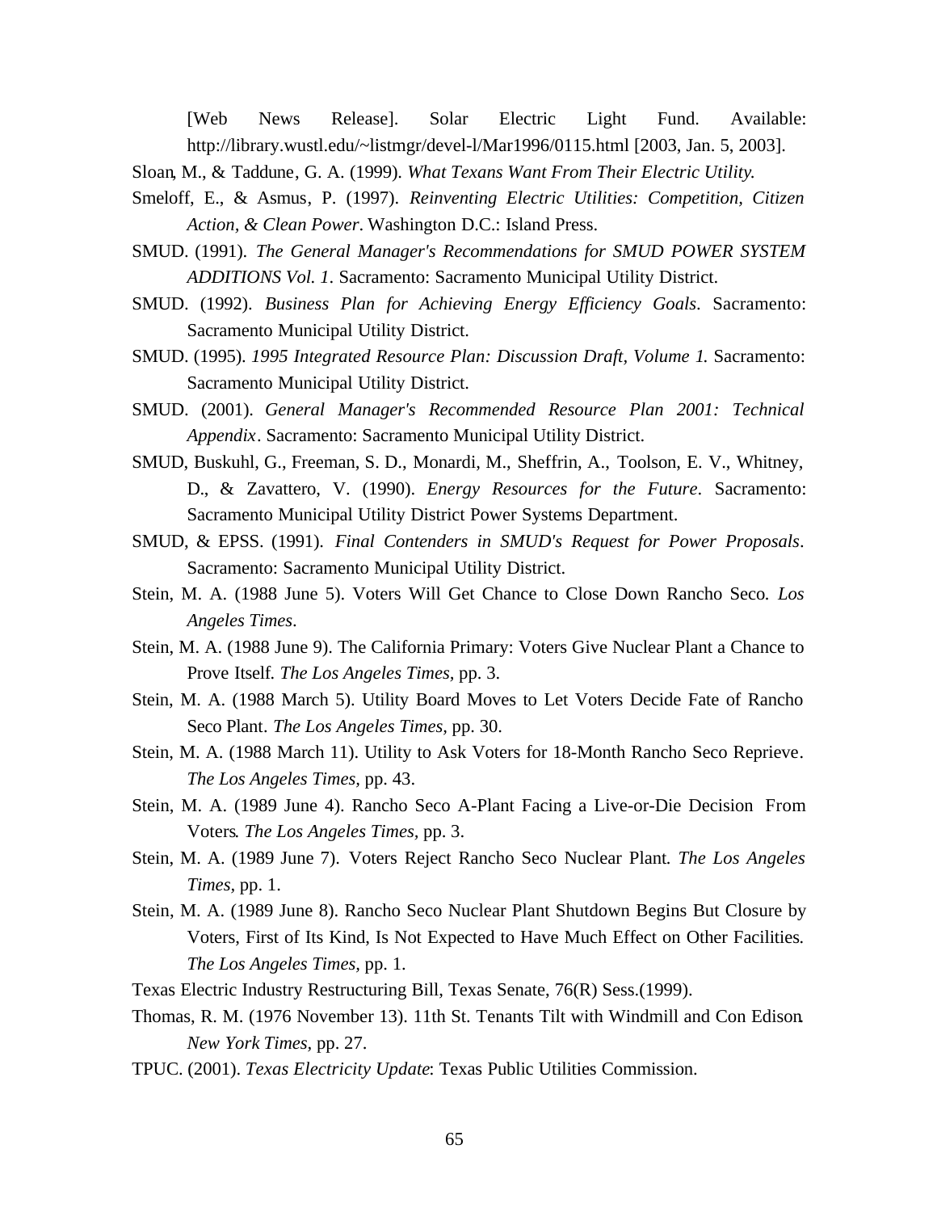[Web News Release]. Solar Electric Light Fund. Available: http://library.wustl.edu/~listmgr/devel-l/Mar1996/0115.html [2003, Jan. 5, 2003].

Sloan, M., & Taddune, G. A. (1999). *What Texans Want From Their Electric Utility.*

Smeloff, E., & Asmus, P. (1997). *Reinventing Electric Utilities: Competition, Citizen Action, & Clean Power*. Washington D.C.: Island Press.

SMUD. (1991). *The General Manager's Recommendations for SMUD POWER SYSTEM ADDITIONS Vol. 1*. Sacramento: Sacramento Municipal Utility District.

SMUD. (1992). *Business Plan for Achieving Energy Efficiency Goals*. Sacramento: Sacramento Municipal Utility District.

SMUD. (1995). *1995 Integrated Resource Plan: Discussion Draft, Volume 1.* Sacramento: Sacramento Municipal Utility District.

SMUD. (2001). *General Manager's Recommended Resource Plan 2001: Technical Appendix*. Sacramento: Sacramento Municipal Utility District.

SMUD, Buskuhl, G., Freeman, S. D., Monardi, M., Sheffrin, A., Toolson, E. V., Whitney, D., & Zavattero, V. (1990). *Energy Resources for the Future*. Sacramento: Sacramento Municipal Utility District Power Systems Department.

SMUD, & EPSS. (1991). *Final Contenders in SMUD's Request for Power Proposals*. Sacramento: Sacramento Municipal Utility District.

Stein, M. A. (1988 June 5). Voters Will Get Chance to Close Down Rancho Seco. *Los Angeles Times*.

Stein, M. A. (1988 June 9). The California Primary: Voters Give Nuclear Plant a Chance to Prove Itself. *The Los Angeles Times*, pp. 3.

Stein, M. A. (1988 March 5). Utility Board Moves to Let Voters Decide Fate of Rancho Seco Plant. *The Los Angeles Times*, pp. 30.

Stein, M. A. (1988 March 11). Utility to Ask Voters for 18-Month Rancho Seco Reprieve. *The Los Angeles Times,* pp. 43.

Stein, M. A. (1989 June 4). Rancho Seco A-Plant Facing a Live-or-Die Decision From Voters. *The Los Angeles Times*, pp. 3.

Stein, M. A. (1989 June 7). Voters Reject Rancho Seco Nuclear Plant. *The Los Angeles Times*, pp. 1.

Stein, M. A. (1989 June 8). Rancho Seco Nuclear Plant Shutdown Begins But Closure by Voters, First of Its Kind, Is Not Expected to Have Much Effect on Other Facilities. *The Los Angeles Times,* pp. 1.

Texas Electric Industry Restructuring Bill, Texas Senate, 76(R) Sess.(1999).

Thomas, R. M. (1976 November 13). 11th St. Tenants Tilt with Windmill and Con Edison. *New York Times*, pp. 27.

TPUC. (2001). *Texas Electricity Update*: Texas Public Utilities Commission.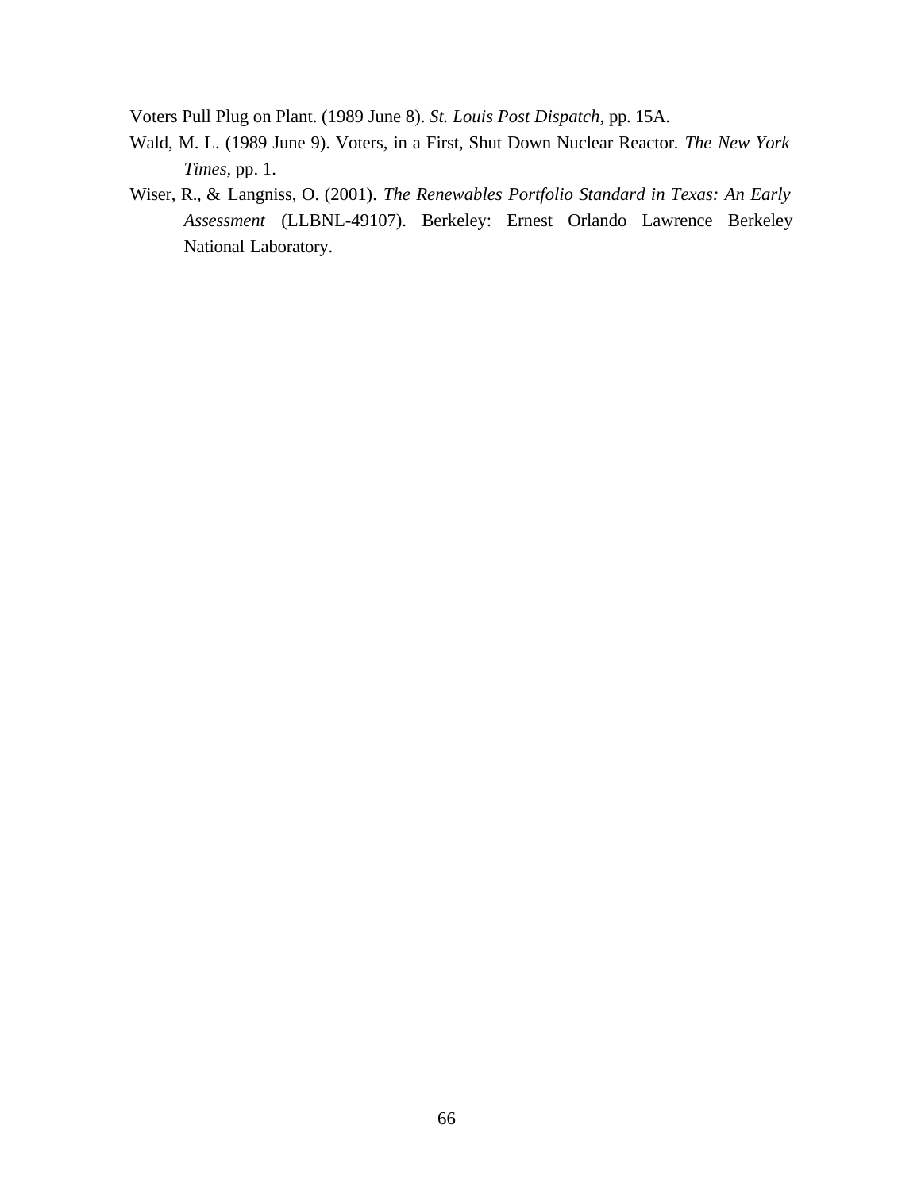Voters Pull Plug on Plant. (1989 June 8). *St. Louis Post Dispatch*, pp. 15A.

Wald, M. L. (1989 June 9). Voters, in a First, Shut Down Nuclear Reactor. *The New York Times*, pp. 1.

Wiser, R., & Langniss, O. (2001). *The Renewables Portfolio Standard in Texas: An Early Assessment* (LLBNL-49107). Berkeley: Ernest Orlando Lawrence Berkeley National Laboratory.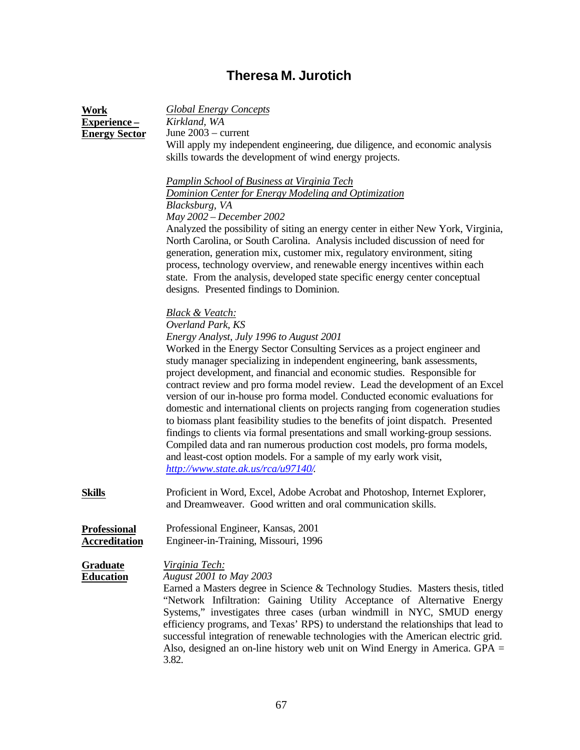# Theresa M. Jurotich

**Work Experience – Energy Sector**

*Global Energy Concepts*
*Kirkland, WA*
June 2003 – current
Will apply my independent engineering, due diligence, and economic analysis skills towards the development of wind energy projects.

*Pamplin School of Business at Virginia Tech*
*Dominion Center for Energy Modeling and Optimization*
*Blacksburg, VA*
*May 2002 – December 2002*
Analyzed the possibility of siting an energy center in either New York, Virginia, North Carolina, or South Carolina. Analysis included discussion of need for generation, generation mix, customer mix, regulatory environment, siting process, technology overview, and renewable energy incentives within each state. From the analysis, developed state specific energy center conceptual designs. Presented findings to Dominion.

*Black & Veatch:*
*Overland Park, KS*
*Energy Analyst, July 1996 to August 2001*
Worked in the Energy Sector Consulting Services as a project engineer and study manager specializing in independent engineering, bank assessments, project development, and financial and economic studies. Responsible for contract review and pro forma model review. Lead the development of an Excel version of our in-house pro forma model. Conducted economic evaluations for domestic and international clients on projects ranging from cogeneration studies to biomass plant feasibility studies to the benefits of joint dispatch. Presented findings to clients via formal presentations and small working-group sessions. Compiled data and ran numerous production cost models, pro forma models, and least-cost option models. For a sample of my early work visit, http://www.state.ak.us/rca/u97140/.

**Skills**

Proficient in Word, Excel, Adobe Acrobat and Photoshop, Internet Explorer, and Dreamweaver. Good written and oral communication skills.

**Professional Accreditation**

Professional Engineer, Kansas, 2001
Engineer-in-Training, Missouri, 1996

**Graduate Education**

*Virginia Tech:*
*August 2001 to May 2003*
Earned a Masters degree in Science & Technology Studies. Masters thesis, titled "Network Infiltration: Gaining Utility Acceptance of Alternative Energy Systems," investigates three cases (urban windmill in NYC, SMUD energy efficiency programs, and Texas' RPS) to understand the relationships that lead to successful integration of renewable technologies with the American electric grid. Also, designed an on-line history web unit on Wind Energy in America. GPA = 3.82.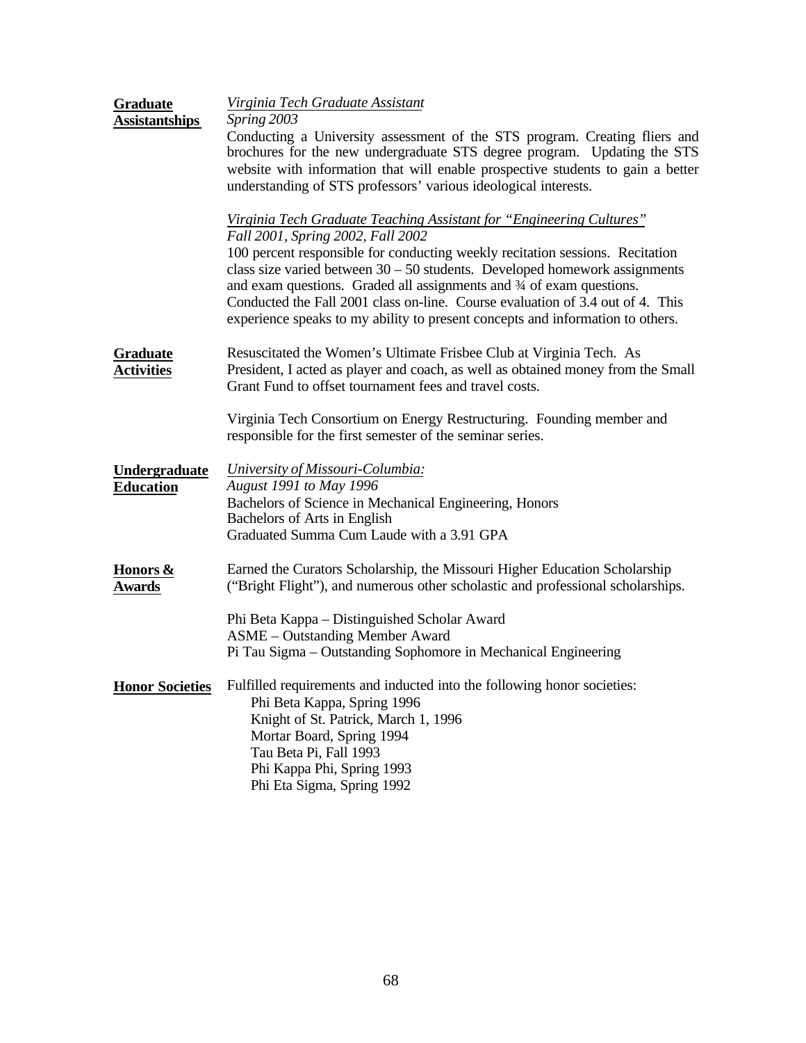**Graduate Assistantships**

*Virginia Tech Graduate Assistant*
*Spring 2003*
Conducting a University assessment of the STS program. Creating fliers and brochures for the new undergraduate STS degree program. Updating the STS website with information that will enable prospective students to gain a better understanding of STS professors' various ideological interests.

*Virginia Tech Graduate Teaching Assistant for "Engineering Cultures"*
*Fall 2001, Spring 2002, Fall 2002*
100 percent responsible for conducting weekly recitation sessions. Recitation class size varied between 30 – 50 students. Developed homework assignments and exam questions. Graded all assignments and ¾ of exam questions. Conducted the Fall 2001 class on-line. Course evaluation of 3.4 out of 4. This experience speaks to my ability to present concepts and information to others.

**Graduate Activities**

Resuscitated the Women's Ultimate Frisbee Club at Virginia Tech. As President, I acted as player and coach, as well as obtained money from the Small Grant Fund to offset tournament fees and travel costs.

Virginia Tech Consortium on Energy Restructuring. Founding member and responsible for the first semester of the seminar series.

**Undergraduate Education**

*University of Missouri-Columbia:*
*August 1991 to May 1996*
Bachelors of Science in Mechanical Engineering, Honors
Bachelors of Arts in English
Graduated Summa Cum Laude with a 3.91 GPA

**Honors & Awards**

Earned the Curators Scholarship, the Missouri Higher Education Scholarship ("Bright Flight"), and numerous other scholastic and professional scholarships.

Phi Beta Kappa – Distinguished Scholar Award
ASME – Outstanding Member Award
Pi Tau Sigma – Outstanding Sophomore in Mechanical Engineering

**Honor Societies**

Fulfilled requirements and inducted into the following honor societies:
- Phi Beta Kappa, Spring 1996
- Knight of St. Patrick, March 1, 1996
- Mortar Board, Spring 1994
- Tau Beta Pi, Fall 1993
- Phi Kappa Phi, Spring 1993
- Phi Eta Sigma, Spring 1992